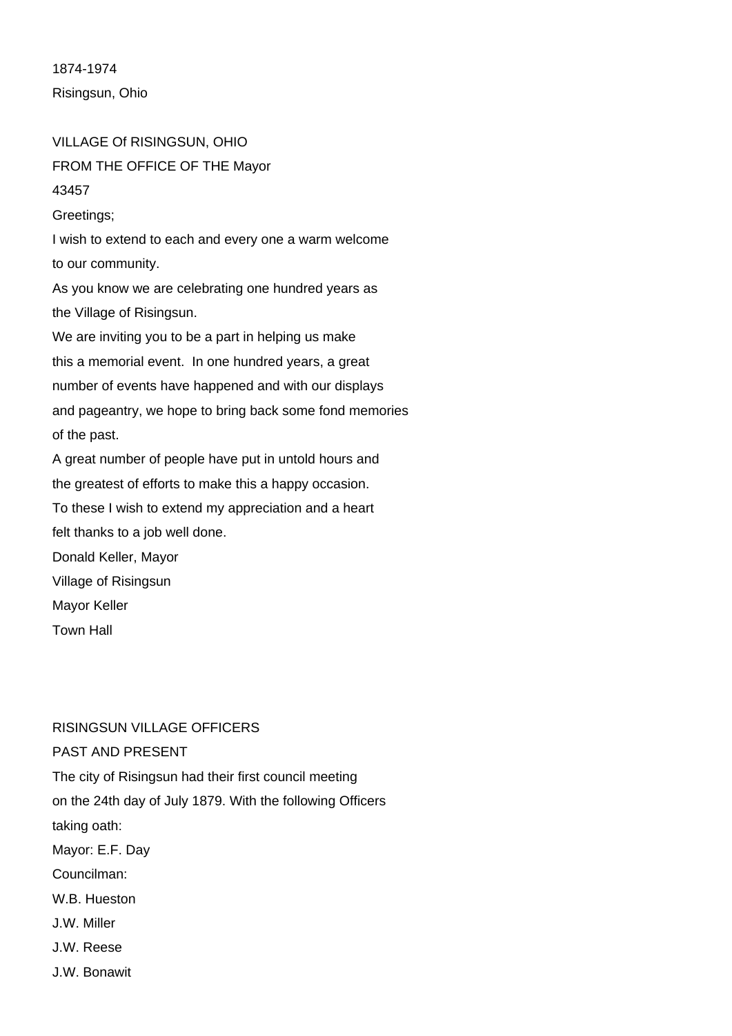1874-1974

Risingsun, Ohio

VILLAGE Of RISINGSUN, OHIO

FROM THE OFFICE OF THE Mayor

43457

Greetings;

I wish to extend to each and every one a warm welcome to our community.

As you know we are celebrating one hundred years as the Village of Risingsun.

We are inviting you to be a part in helping us make this a memorial event. In one hundred years, a great number of events have happened and with our displays and pageantry, we hope to bring back some fond memories of the past.

A great number of people have put in untold hours and the greatest of efforts to make this a happy occasion.

To these I wish to extend my appreciation and a heart felt thanks to a job well done.

Donald Keller, Mayor

Village of Risingsun

Mayor Keller

Town Hall

RISINGSUN VILLAGE OFFICERS

PAST AND PRESENT

The city of Risingsun had their first council meeting on the 24th day of July 1879. With the following Officers taking oath:

Mayor: E.F. Day

Councilman:

W.B. Hueston

J.W. Miller

J.W. Reese

J.W. Bonawit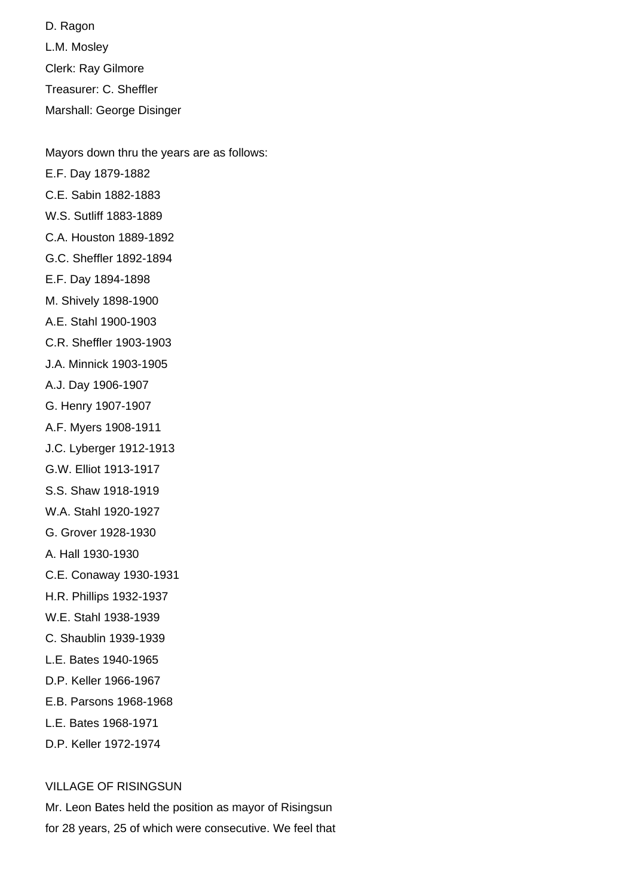D. Ragon

L.M. Mosley

Clerk: Ray Gilmore

Treasurer: C. Sheffler

Marshall: George Disinger

Mayors down thru the years are as follows:

E.F. Day 1879-1882

C.E. Sabin 1882-1883

W.S. Sutliff 1883-1889

C.A. Houston 1889-1892

G.C. Sheffler 1892-1894

E.F. Day 1894-1898

M. Shively 1898-1900

A.E. Stahl 1900-1903

C.R. Sheffler 1903-1903

J.A. Minnick 1903-1905

A.J. Day 1906-1907

G. Henry 1907-1907

A.F. Myers 1908-1911

J.C. Lyberger 1912-1913

G.W. Elliot 1913-1917

S.S. Shaw 1918-1919

W.A. Stahl 1920-1927

G. Grover 1928-1930

A. Hall 1930-1930

C.E. Conaway 1930-1931

H.R. Phillips 1932-1937

W.E. Stahl 1938-1939

C. Shaublin 1939-1939

L.E. Bates 1940-1965

D.P. Keller 1966-1967

E.B. Parsons 1968-1968

L.E. Bates 1968-1971

D.P. Keller 1972-1974

VILLAGE OF RISINGSUN

Mr. Leon Bates held the position as mayor of Risingsun for 28 years, 25 of which were consecutive. We feel that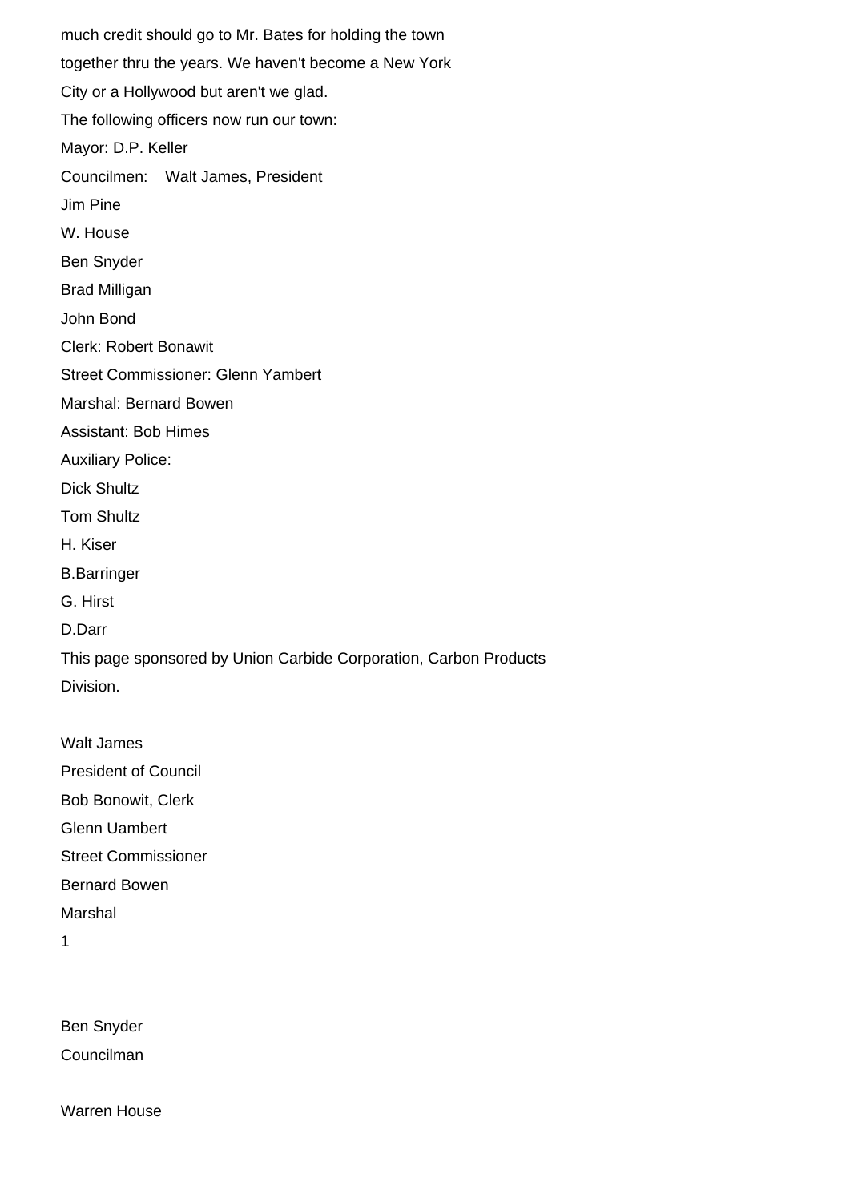much credit should go to Mr. Bates for holding the town together thru the years. We haven't become a New York City or a Hollywood but aren't we glad.

The following officers now run our town:

Mayor: D.P. Keller

Councilmen: Walt James, President

Jim Pine

W. House

Ben Snyder

Brad Milligan

John Bond

Clerk: Robert Bonawit

Street Commissioner: Glenn Yambert

Marshal: Bernard Bowen

Assistant: Bob Himes

Auxiliary Police:

Dick Shultz

Tom Shultz

H. Kiser

B.Barringer

G. Hirst

D.Darr

This page sponsored by Union Carbide Corporation, Carbon Products Division.

Walt James

President of Council

Bob Bonowit, Clerk

Glenn Uambert

Street Commissioner

Bernard Bowen

Marshal

1

Ben Snyder

Councilman

Warren House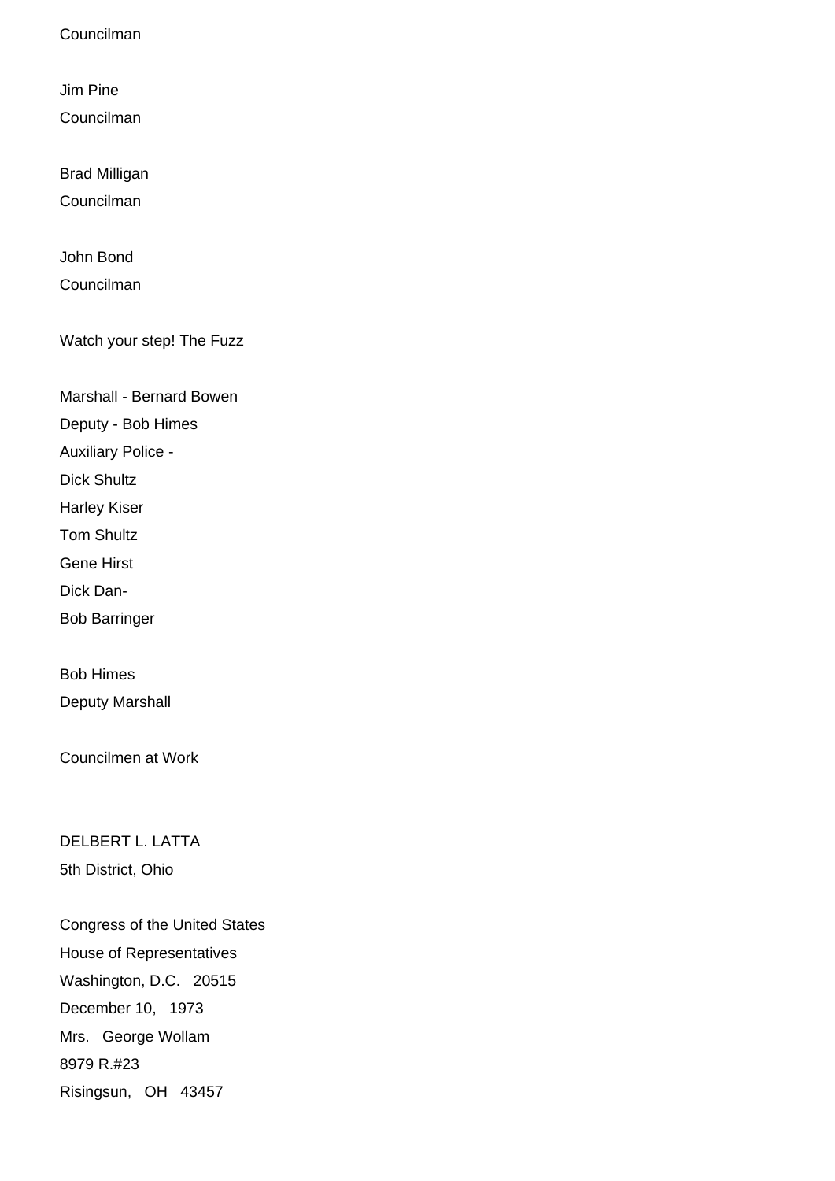Councilman

Jim Pine
Councilman

Brad Milligan
Councilman

John Bond
Councilman

Watch your step! The Fuzz

Marshall - Bernard Bowen
Deputy - Bob Himes
Auxiliary Police -
Dick Shultz
Harley Kiser
Tom Shultz
Gene Hirst
Dick Dan-
Bob Barringer

Bob Himes
Deputy Marshall

Councilmen at Work

DELBERT L. LATTA
5th District, Ohio

Congress of the United States
House of Representatives
Washington, D.C. 20515
December 10, 1973
Mrs. George Wollam
8979 R.#23
Risingsun, OH 43457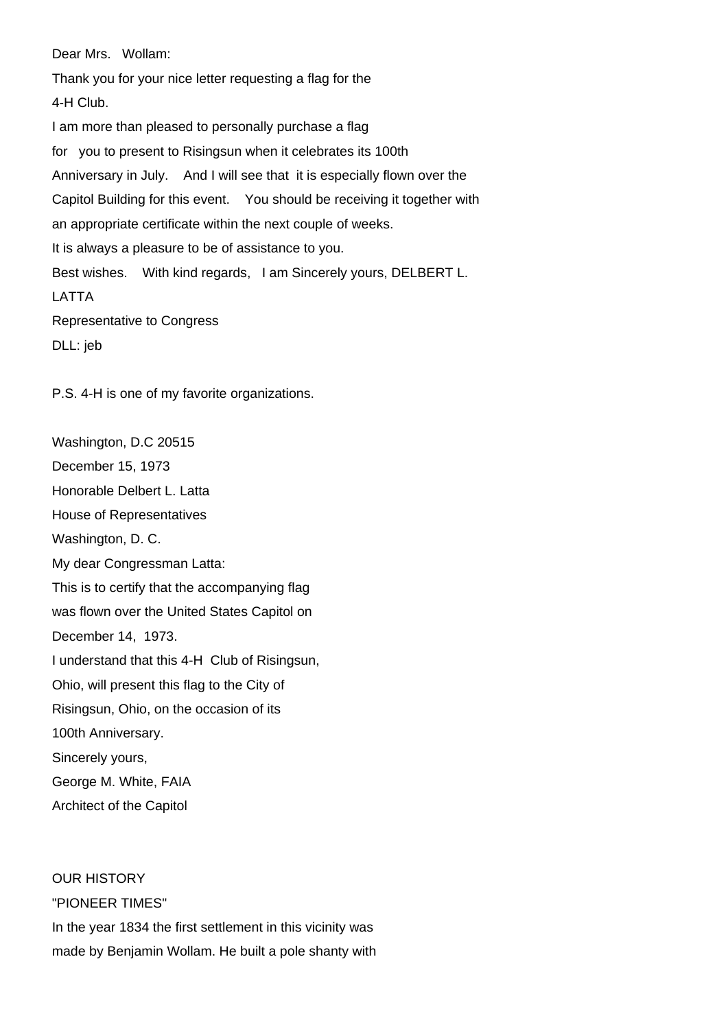Dear Mrs. Wollam:

Thank you for your nice letter requesting a flag for the 4-H Club.

I am more than pleased to personally purchase a flag for you to present to Risingsun when it celebrates its 100th Anniversary in July. And I will see that it is especially flown over the Capitol Building for this event. You should be receiving it together with an appropriate certificate within the next couple of weeks.

It is always a pleasure to be of assistance to you.

Best wishes. With kind regards, I am Sincerely yours, DELBERT L. LATTA

Representative to Congress

DLL: jeb

P.S. 4-H is one of my favorite organizations.

Washington, D.C 20515

December 15, 1973

Honorable Delbert L. Latta

House of Representatives

Washington, D. C.

My dear Congressman Latta:

This is to certify that the accompanying flag was flown over the United States Capitol on December 14, 1973.

I understand that this 4-H Club of Risingsun, Ohio, will present this flag to the City of Risingsun, Ohio, on the occasion of its 100th Anniversary.

Sincerely yours,

George M. White, FAIA

Architect of the Capitol

## OUR HISTORY

### "PIONEER TIMES"

In the year 1834 the first settlement in this vicinity was made by Benjamin Wollam. He built a pole shanty with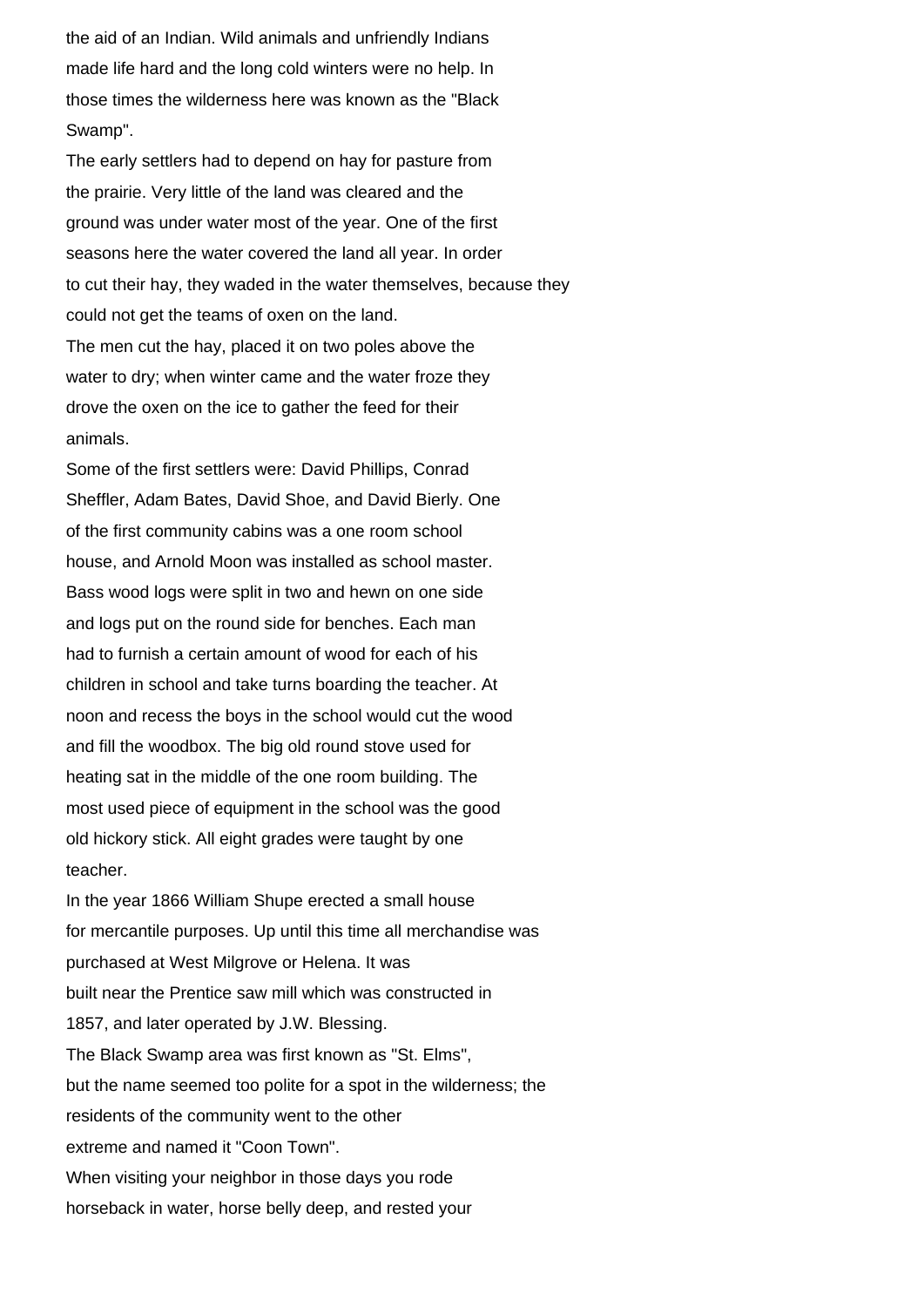the aid of an Indian. Wild animals and unfriendly Indians made life hard and the long cold winters were no help. In those times the wilderness here was known as the "Black Swamp".

The early settlers had to depend on hay for pasture from the prairie. Very little of the land was cleared and the ground was under water most of the year. One of the first seasons here the water covered the land all year. In order to cut their hay, they waded in the water themselves, because they could not get the teams of oxen on the land.

The men cut the hay, placed it on two poles above the water to dry; when winter came and the water froze they drove the oxen on the ice to gather the feed for their animals.

Some of the first settlers were: David Phillips, Conrad Sheffler, Adam Bates, David Shoe, and David Bierly. One of the first community cabins was a one room school house, and Arnold Moon was installed as school master. Bass wood logs were split in two and hewn on one side and logs put on the round side for benches. Each man had to furnish a certain amount of wood for each of his children in school and take turns boarding the teacher. At noon and recess the boys in the school would cut the wood and fill the woodbox. The big old round stove used for heating sat in the middle of the one room building. The most used piece of equipment in the school was the good old hickory stick. All eight grades were taught by one teacher.

In the year 1866 William Shupe erected a small house for mercantile purposes. Up until this time all merchandise was purchased at West Milgrove or Helena. It was built near the Prentice saw mill which was constructed in 1857, and later operated by J.W. Blessing.

The Black Swamp area was first known as "St. Elms", but the name seemed too polite for a spot in the wilderness; the residents of the community went to the other extreme and named it "Coon Town".

When visiting your neighbor in those days you rode horseback in water, horse belly deep, and rested your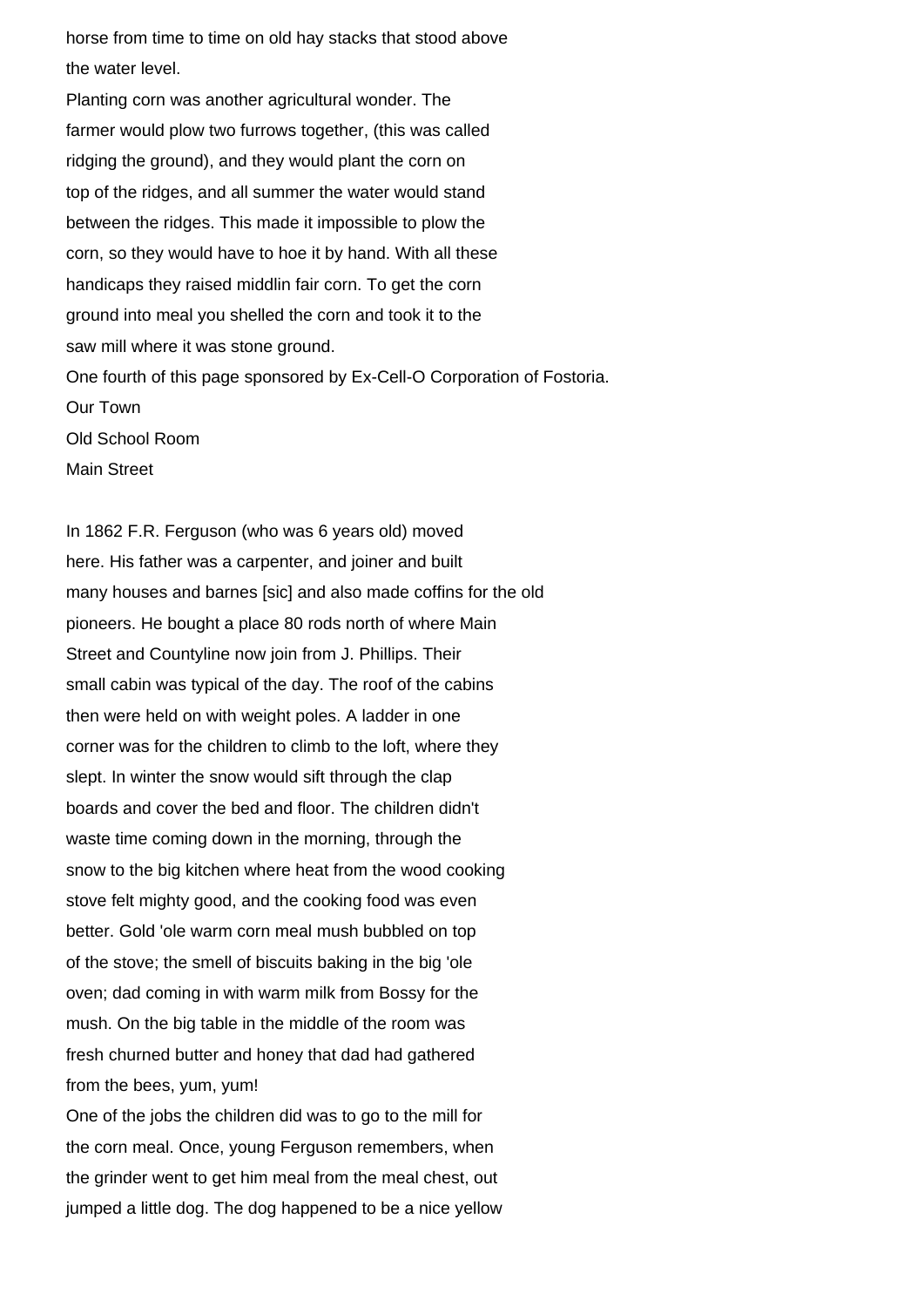horse from time to time on old hay stacks that stood above the water level.

Planting corn was another agricultural wonder. The farmer would plow two furrows together, (this was called ridging the ground), and they would plant the corn on top of the ridges, and all summer the water would stand between the ridges. This made it impossible to plow the corn, so they would have to hoe it by hand. With all these handicaps they raised middlin fair corn. To get the corn ground into meal you shelled the corn and took it to the saw mill where it was stone ground.

One fourth of this page sponsored by Ex-Cell-O Corporation of Fostoria.

Our Town

Old School Room

Main Street

In 1862 F.R. Ferguson (who was 6 years old) moved here. His father was a carpenter, and joiner and built many houses and barnes [sic] and also made coffins for the old pioneers. He bought a place 80 rods north of where Main Street and Countyline now join from J. Phillips. Their small cabin was typical of the day. The roof of the cabins then were held on with weight poles. A ladder in one corner was for the children to climb to the loft, where they slept. In winter the snow would sift through the clap boards and cover the bed and floor. The children didn't waste time coming down in the morning, through the snow to the big kitchen where heat from the wood cooking stove felt mighty good, and the cooking food was even better. Gold 'ole warm corn meal mush bubbled on top of the stove; the smell of biscuits baking in the big 'ole oven; dad coming in with warm milk from Bossy for the mush. On the big table in the middle of the room was fresh churned butter and honey that dad had gathered from the bees, yum, yum!

One of the jobs the children did was to go to the mill for the corn meal. Once, young Ferguson remembers, when the grinder went to get him meal from the meal chest, out jumped a little dog. The dog happened to be a nice yellow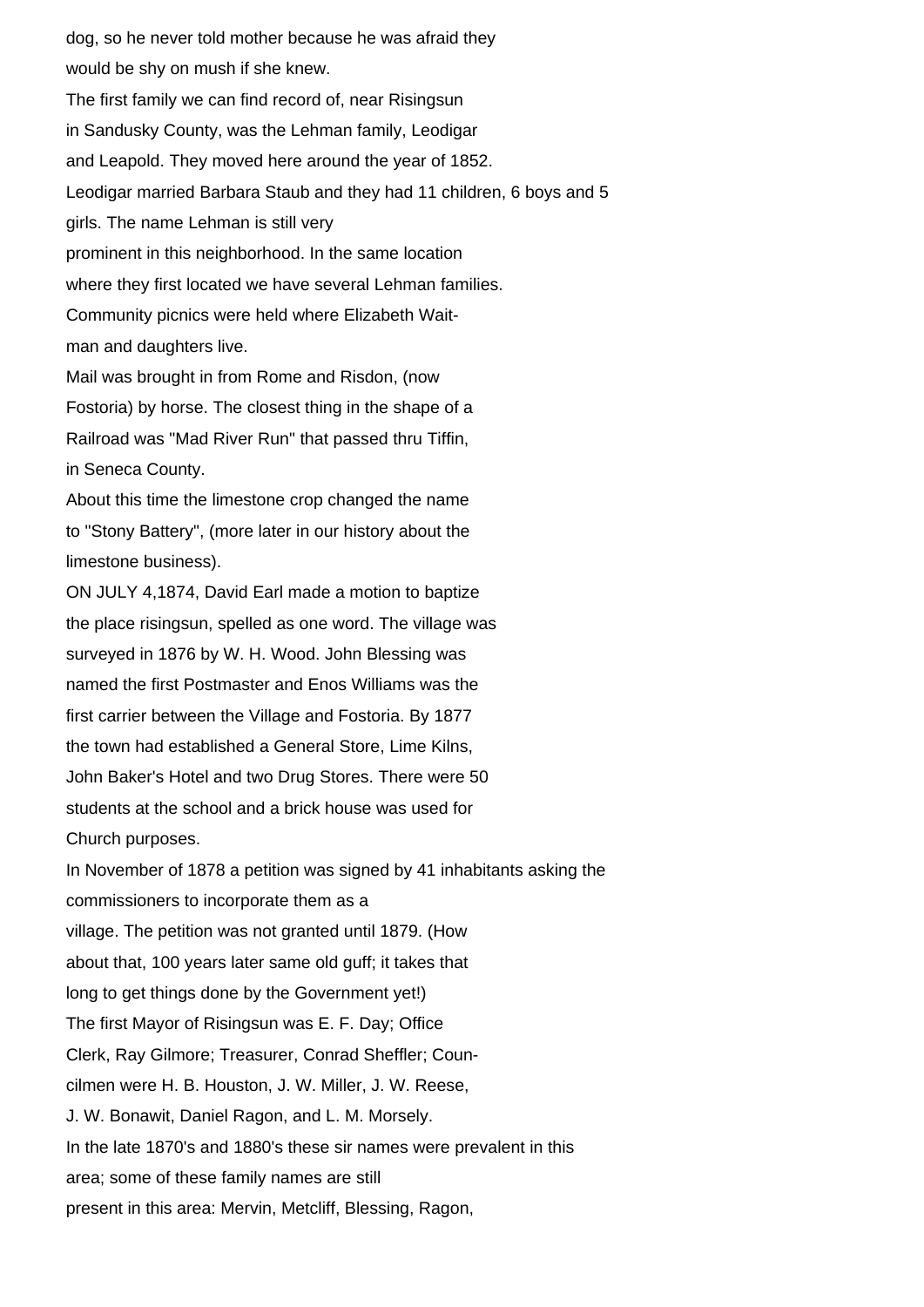dog, so he never told mother because he was afraid they would be shy on mush if she knew.

The first family we can find record of, near Risingsun in Sandusky County, was the Lehman family, Leodigar and Leapold. They moved here around the year of 1852. Leodigar married Barbara Staub and they had 11 children, 6 boys and 5 girls. The name Lehman is still very prominent in this neighborhood. In the same location where they first located we have several Lehman families.

Community picnics were held where Elizabeth Waitman and daughters live.

Mail was brought in from Rome and Risdon, (now Fostoria) by horse. The closest thing in the shape of a Railroad was "Mad River Run" that passed thru Tiffin, in Seneca County.

About this time the limestone crop changed the name to "Stony Battery", (more later in our history about the limestone business).

ON JULY 4,1874, David Earl made a motion to baptize the place risingsun, spelled as one word. The village was surveyed in 1876 by W. H. Wood. John Blessing was named the first Postmaster and Enos Williams was the first carrier between the Village and Fostoria. By 1877 the town had established a General Store, Lime Kilns, John Baker's Hotel and two Drug Stores. There were 50 students at the school and a brick house was used for Church purposes.

In November of 1878 a petition was signed by 41 inhabitants asking the commissioners to incorporate them as a village. The petition was not granted until 1879. (How about that, 100 years later same old guff; it takes that long to get things done by the Government yet!)

The first Mayor of Risingsun was E. F. Day; Office Clerk, Ray Gilmore; Treasurer, Conrad Sheffler; Councilmen were H. B. Houston, J. W. Miller, J. W. Reese, J. W. Bonawit, Daniel Ragon, and L. M. Morsely.

In the late 1870's and 1880's these sir names were prevalent in this area; some of these family names are still present in this area: Mervin, Metcliff, Blessing, Ragon,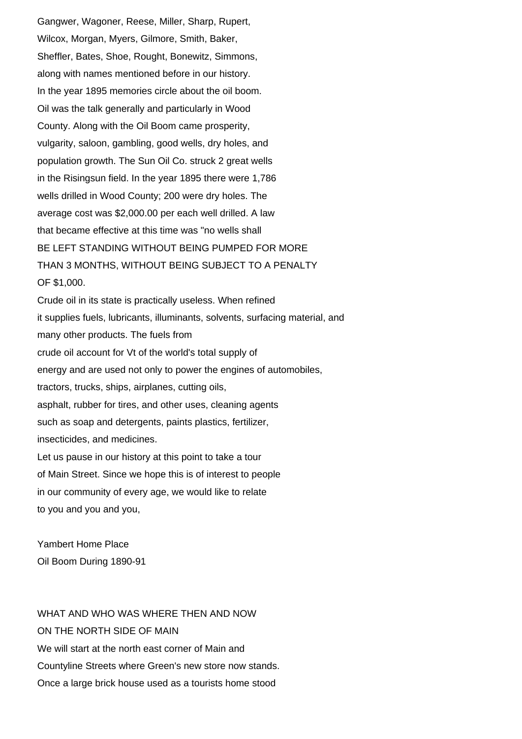Gangwer, Wagoner, Reese, Miller, Sharp, Rupert, Wilcox, Morgan, Myers, Gilmore, Smith, Baker, Sheffler, Bates, Shoe, Rought, Bonewitz, Simmons, along with names mentioned before in our history.

In the year 1895 memories circle about the oil boom. Oil was the talk generally and particularly in Wood County. Along with the Oil Boom came prosperity, vulgarity, saloon, gambling, good wells, dry holes, and population growth. The Sun Oil Co. struck 2 great wells in the Risingsun field. In the year 1895 there were 1,786 wells drilled in Wood County; 200 were dry holes. The average cost was $2,000.00 per each well drilled. A law that became effective at this time was "no wells shall BE LEFT STANDING WITHOUT BEING PUMPED FOR MORE THAN 3 MONTHS, WITHOUT BEING SUBJECT TO A PENALTY OF $1,000.

Crude oil in its state is practically useless. When refined it supplies fuels, lubricants, illuminants, solvents, surfacing material, and many other products. The fuels from crude oil account for Vt of the world's total supply of energy and are used not only to power the engines of automobiles, tractors, trucks, ships, airplanes, cutting oils, asphalt, rubber for tires, and other uses, cleaning agents such as soap and detergents, paints plastics, fertilizer, insecticides, and medicines.

Let us pause in our history at this point to take a tour of Main Street. Since we hope this is of interest to people in our community of every age, we would like to relate to you and you and you,

Yambert Home Place
Oil Boom During 1890-91

## WHAT AND WHO WAS WHERE THEN AND NOW ON THE NORTH SIDE OF MAIN

We will start at the north east corner of Main and Countyline Streets where Green's new store now stands. Once a large brick house used as a tourists home stood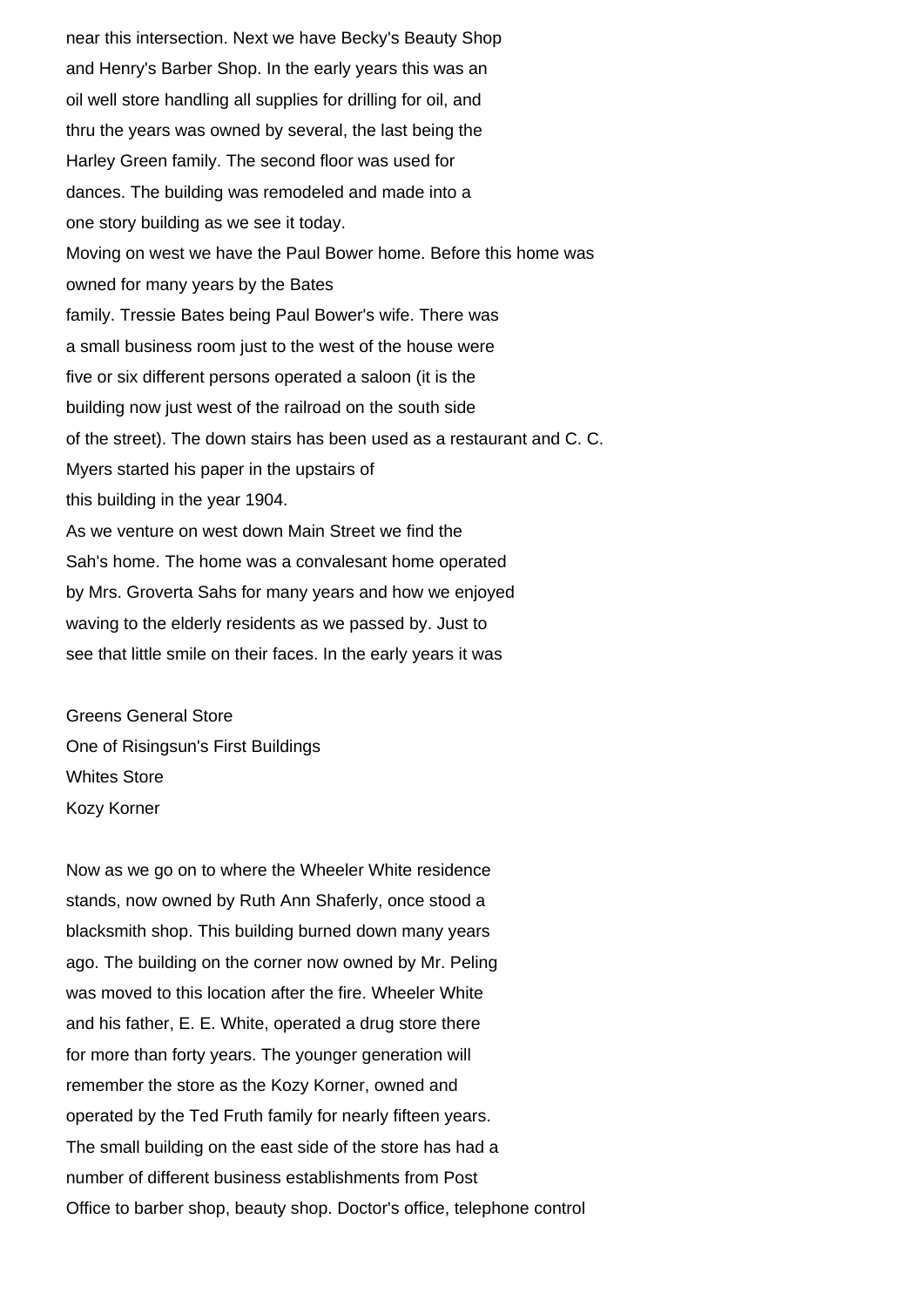near this intersection. Next we have Becky's Beauty Shop and Henry's Barber Shop. In the early years this was an oil well store handling all supplies for drilling for oil, and thru the years was owned by several, the last being the Harley Green family. The second floor was used for dances. The building was remodeled and made into a one story building as we see it today.

Moving on west we have the Paul Bower home. Before this home was owned for many years by the Bates family. Tressie Bates being Paul Bower's wife. There was a small business room just to the west of the house were five or six different persons operated a saloon (it is the building now just west of the railroad on the south side of the street). The down stairs has been used as a restaurant and C. C. Myers started his paper in the upstairs of this building in the year 1904.

As we venture on west down Main Street we find the Sah's home. The home was a convalesant home operated by Mrs. Groverta Sahs for many years and how we enjoyed waving to the elderly residents as we passed by. Just to see that little smile on their faces. In the early years it was

Greens General Store
One of Risingsun's First Buildings
Whites Store
Kozy Korner

Now as we go on to where the Wheeler White residence stands, now owned by Ruth Ann Shaferly, once stood a blacksmith shop. This building burned down many years ago. The building on the corner now owned by Mr. Peling was moved to this location after the fire. Wheeler White and his father, E. E. White, operated a drug store there for more than forty years. The younger generation will remember the store as the Kozy Korner, owned and operated by the Ted Fruth family for nearly fifteen years. The small building on the east side of the store has had a number of different business establishments from Post Office to barber shop, beauty shop. Doctor's office, telephone control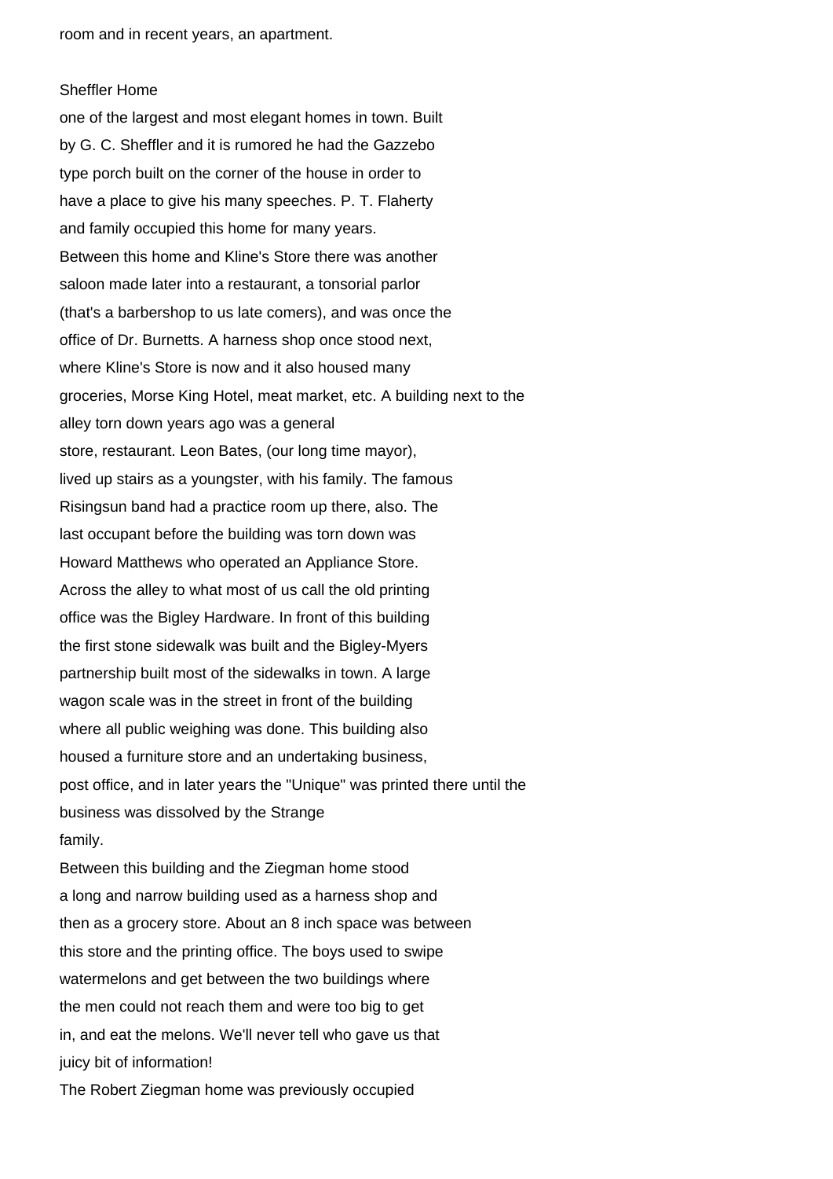room and in recent years, an apartment.

Sheffler Home

one of the largest and most elegant homes in town. Built by G. C. Sheffler and it is rumored he had the Gazzebo type porch built on the corner of the house in order to have a place to give his many speeches. P. T. Flaherty and family occupied this home for many years.

Between this home and Kline's Store there was another saloon made later into a restaurant, a tonsorial parlor (that's a barbershop to us late comers), and was once the office of Dr. Burnetts. A harness shop once stood next, where Kline's Store is now and it also housed many groceries, Morse King Hotel, meat market, etc. A building next to the alley torn down years ago was a general store, restaurant. Leon Bates, (our long time mayor), lived up stairs as a youngster, with his family. The famous Risingsun band had a practice room up there, also. The last occupant before the building was torn down was Howard Matthews who operated an Appliance Store.

Across the alley to what most of us call the old printing office was the Bigley Hardware. In front of this building the first stone sidewalk was built and the Bigley-Myers partnership built most of the sidewalks in town. A large wagon scale was in the street in front of the building where all public weighing was done. This building also housed a furniture store and an undertaking business, post office, and in later years the "Unique" was printed there until the business was dissolved by the Strange family.

Between this building and the Ziegman home stood a long and narrow building used as a harness shop and then as a grocery store. About an 8 inch space was between this store and the printing office. The boys used to swipe watermelons and get between the two buildings where the men could not reach them and were too big to get in, and eat the melons. We'll never tell who gave us that juicy bit of information!

The Robert Ziegman home was previously occupied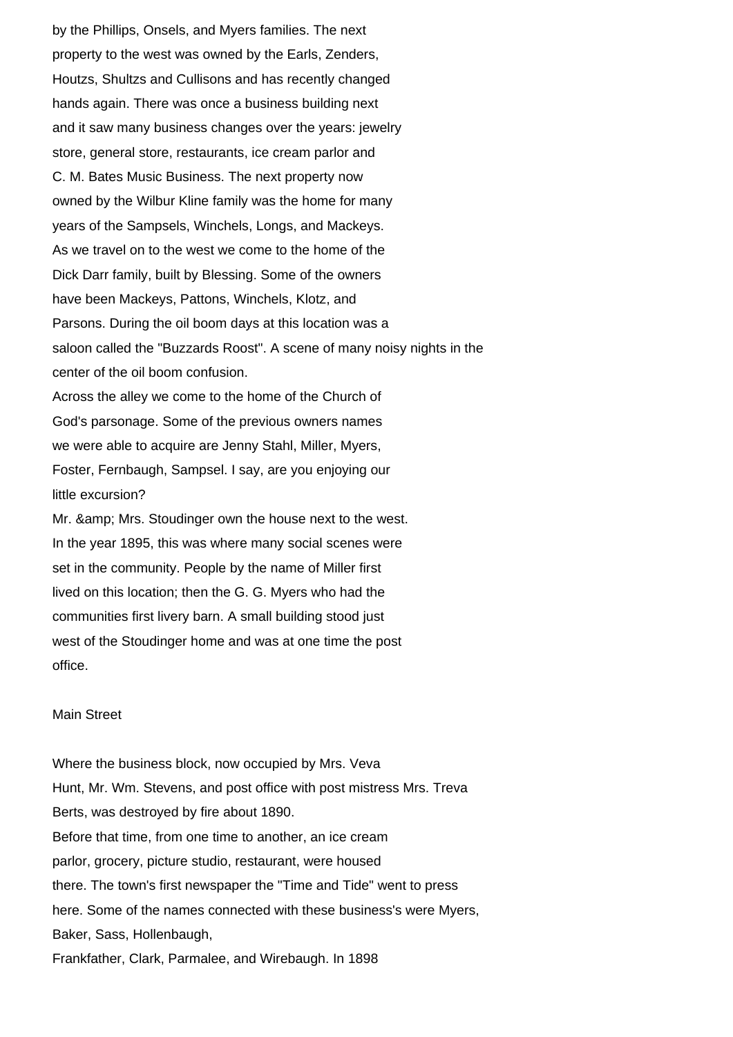by the Phillips, Onsels, and Myers families. The next property to the west was owned by the Earls, Zenders, Houtzs, Shultzs and Cullisons and has recently changed hands again. There was once a business building next and it saw many business changes over the years: jewelry store, general store, restaurants, ice cream parlor and C. M. Bates Music Business. The next property now owned by the Wilbur Kline family was the home for many years of the Sampsels, Winchels, Longs, and Mackeys. As we travel on to the west we come to the home of the Dick Darr family, built by Blessing. Some of the owners have been Mackeys, Pattons, Winchels, Klotz, and Parsons. During the oil boom days at this location was a saloon called the "Buzzards Roost". A scene of many noisy nights in the center of the oil boom confusion.

Across the alley we come to the home of the Church of God's parsonage. Some of the previous owners names we were able to acquire are Jenny Stahl, Miller, Myers, Foster, Fernbaugh, Sampsel. I say, are you enjoying our little excursion?

Mr. &amp; Mrs. Stoudinger own the house next to the west. In the year 1895, this was where many social scenes were set in the community. People by the name of Miller first lived on this location; then the G. G. Myers who had the communities first livery barn. A small building stood just west of the Stoudinger home and was at one time the post office.

## Main Street

Where the business block, now occupied by Mrs. Veva Hunt, Mr. Wm. Stevens, and post office with post mistress Mrs. Treva Berts, was destroyed by fire about 1890.

Before that time, from one time to another, an ice cream parlor, grocery, picture studio, restaurant, were housed there. The town's first newspaper the "Time and Tide" went to press here. Some of the names connected with these business's were Myers, Baker, Sass, Hollenbaugh, Frankfather, Clark, Parmalee, and Wirebaugh. In 1898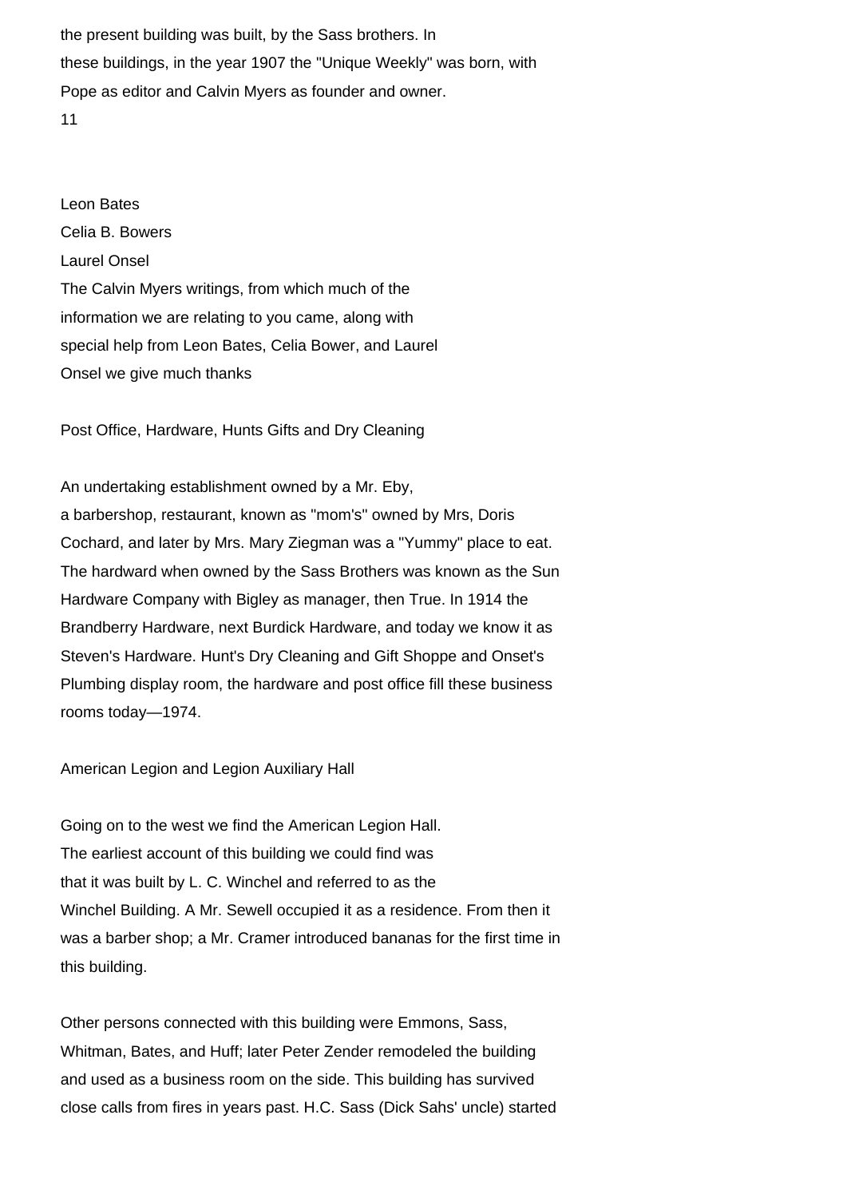the present building was built, by the Sass brothers. In these buildings, in the year 1907 the "Unique Weekly" was born, with Pope as editor and Calvin Myers as founder and owner.

Leon Bates

Celia B. Bowers

Laurel Onsel

The Calvin Myers writings, from which much of the information we are relating to you came, along with special help from Leon Bates, Celia Bower, and Laurel Onsel we give much thanks

## Post Office, Hardware, Hunts Gifts and Dry Cleaning

An undertaking establishment owned by a Mr. Eby, a barbershop, restaurant, known as "mom's" owned by Mrs, Doris Cochard, and later by Mrs. Mary Ziegman was a "Yummy" place to eat. The hardward when owned by the Sass Brothers was known as the Sun Hardware Company with Bigley as manager, then True. In 1914 the Brandberry Hardware, next Burdick Hardware, and today we know it as Steven's Hardware. Hunt's Dry Cleaning and Gift Shoppe and Onset's Plumbing display room, the hardware and post office fill these business rooms today—1974.

## American Legion and Legion Auxiliary Hall

Going on to the west we find the American Legion Hall. The earliest account of this building we could find was that it was built by L. C. Winchel and referred to as the Winchel Building. A Mr. Sewell occupied it as a residence. From then it was a barber shop; a Mr. Cramer introduced bananas for the first time in this building.

Other persons connected with this building were Emmons, Sass, Whitman, Bates, and Huff; later Peter Zender remodeled the building and used as a business room on the side. This building has survived close calls from fires in years past. H.C. Sass (Dick Sahs' uncle) started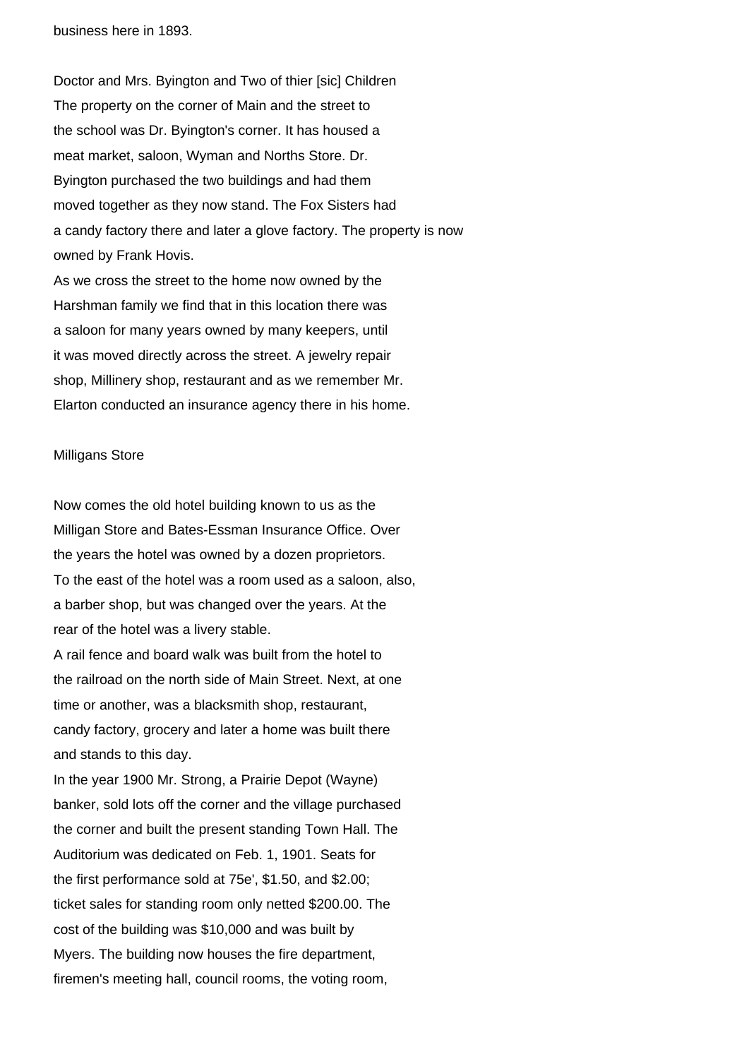business here in 1893.

Doctor and Mrs. Byington and Two of thier [sic] Children

The property on the corner of Main and the street to the school was Dr. Byington's corner. It has housed a meat market, saloon, Wyman and Norths Store. Dr. Byington purchased the two buildings and had them moved together as they now stand. The Fox Sisters had a candy factory there and later a glove factory. The property is now owned by Frank Hovis.

As we cross the street to the home now owned by the Harshman family we find that in this location there was a saloon for many years owned by many keepers, until it was moved directly across the street. A jewelry repair shop, Millinery shop, restaurant and as we remember Mr. Elarton conducted an insurance agency there in his home.

Milligans Store

Now comes the old hotel building known to us as the Milligan Store and Bates-Essman Insurance Office. Over the years the hotel was owned by a dozen proprietors. To the east of the hotel was a room used as a saloon, also, a barber shop, but was changed over the years. At the rear of the hotel was a livery stable.

A rail fence and board walk was built from the hotel to the railroad on the north side of Main Street. Next, at one time or another, was a blacksmith shop, restaurant, candy factory, grocery and later a home was built there and stands to this day.

In the year 1900 Mr. Strong, a Prairie Depot (Wayne) banker, sold lots off the corner and the village purchased the corner and built the present standing Town Hall. The Auditorium was dedicated on Feb. 1, 1901. Seats for the first performance sold at 75e', $1.50, and $2.00; ticket sales for standing room only netted $200.00. The cost of the building was $10,000 and was built by Myers. The building now houses the fire department, firemen's meeting hall, council rooms, the voting room,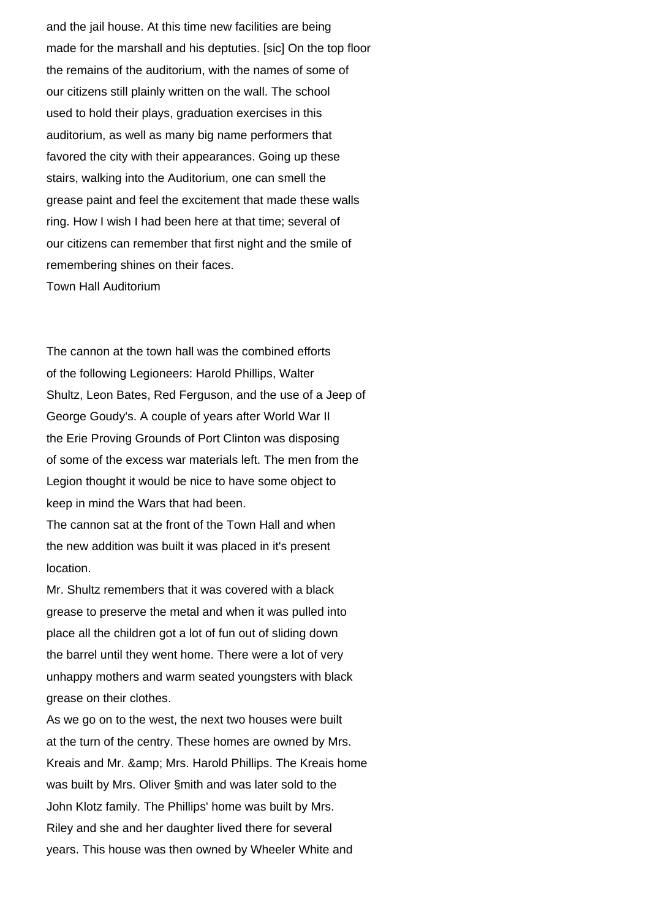and the jail house. At this time new facilities are being made for the marshall and his deptuties. [sic] On the top floor the remains of the auditorium, with the names of some of our citizens still plainly written on the wall. The school used to hold their plays, graduation exercises in this auditorium, as well as many big name performers that favored the city with their appearances. Going up these stairs, walking into the Auditorium, one can smell the grease paint and feel the excitement that made these walls ring. How I wish I had been here at that time; several of our citizens can remember that first night and the smile of remembering shines on their faces.

Town Hall Auditorium

The cannon at the town hall was the combined efforts of the following Legioneers: Harold Phillips, Walter Shultz, Leon Bates, Red Ferguson, and the use of a Jeep of George Goudy's. A couple of years after World War II the Erie Proving Grounds of Port Clinton was disposing of some of the excess war materials left. The men from the Legion thought it would be nice to have some object to keep in mind the Wars that had been.

The cannon sat at the front of the Town Hall and when the new addition was built it was placed in it's present location.

Mr. Shultz remembers that it was covered with a black grease to preserve the metal and when it was pulled into place all the children got a lot of fun out of sliding down the barrel until they went home. There were a lot of very unhappy mothers and warm seated youngsters with black grease on their clothes.

As we go on to the west, the next two houses were built at the turn of the centry. These homes are owned by Mrs. Kreais and Mr. &amp; Mrs. Harold Phillips. The Kreais home was built by Mrs. Oliver §mith and was later sold to the John Klotz family. The Phillips' home was built by Mrs. Riley and she and her daughter lived there for several years. This house was then owned by Wheeler White and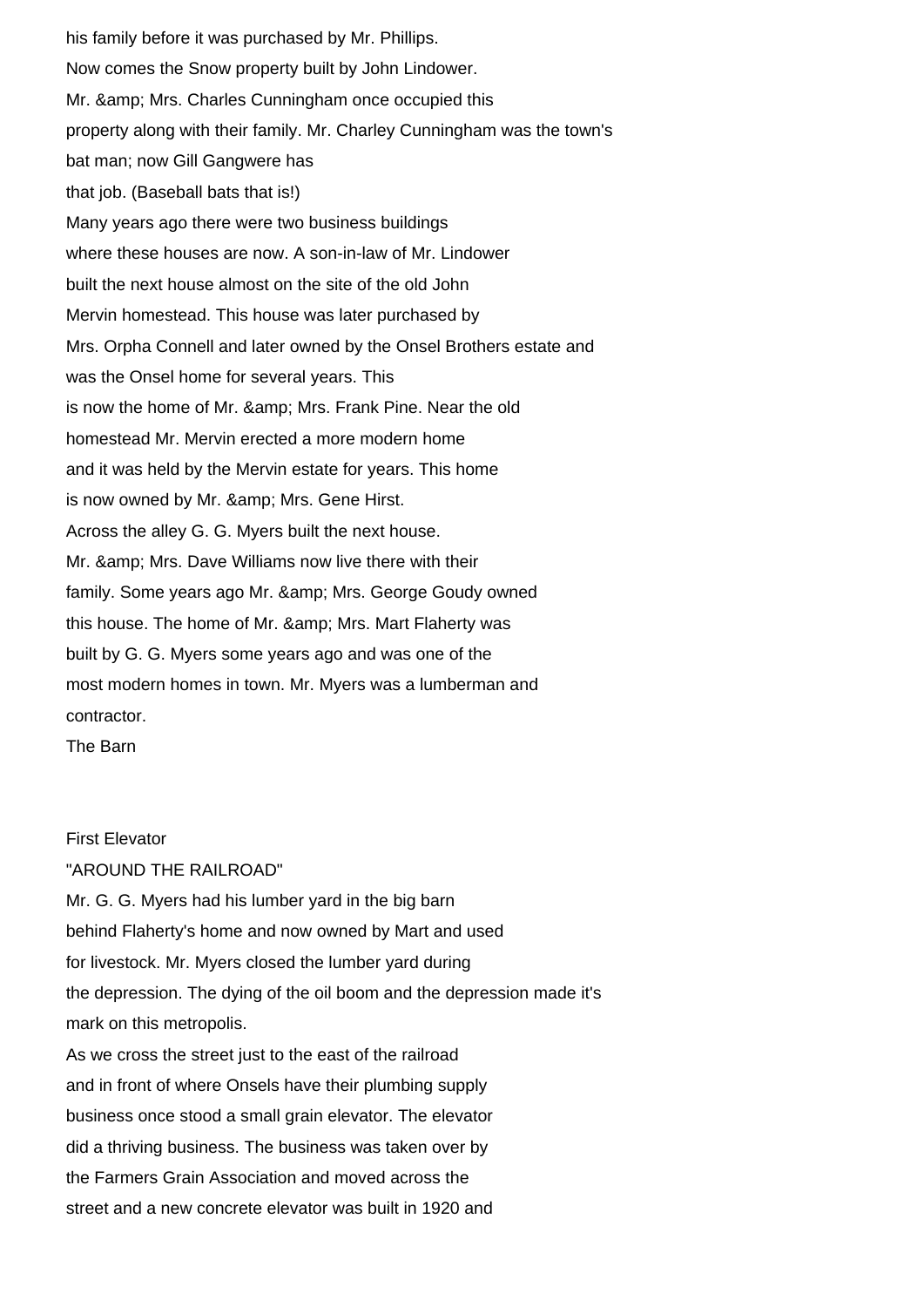his family before it was purchased by Mr. Phillips.
Now comes the Snow property built by John Lindower.
Mr. &amp; Mrs. Charles Cunningham once occupied this
property along with their family. Mr. Charley Cunningham was the town's
bat man; now Gill Gangwere has
that job. (Baseball bats that is!)
Many years ago there were two business buildings
where these houses are now. A son-in-law of Mr. Lindower
built the next house almost on the site of the old John
Mervin homestead. This house was later purchased by
Mrs. Orpha Connell and later owned by the Onsel Brothers estate and
was the Onsel home for several years. This
is now the home of Mr. &amp; Mrs. Frank Pine. Near the old
homestead Mr. Mervin erected a more modern home
and it was held by the Mervin estate for years. This home
is now owned by Mr. &amp; Mrs. Gene Hirst.
Across the alley G. G. Myers built the next house.
Mr. &amp; Mrs. Dave Williams now live there with their
family. Some years ago Mr. &amp; Mrs. George Goudy owned
this house. The home of Mr. &amp; Mrs. Mart Flaherty was
built by G. G. Myers some years ago and was one of the
most modern homes in town. Mr. Myers was a lumberman and
contractor.

The Barn

First Elevator

"AROUND THE RAILROAD"

Mr. G. G. Myers had his lumber yard in the big barn
behind Flaherty's home and now owned by Mart and used
for livestock. Mr. Myers closed the lumber yard during
the depression. The dying of the oil boom and the depression made it's
mark on this metropolis.

As we cross the street just to the east of the railroad
and in front of where Onsels have their plumbing supply
business once stood a small grain elevator. The elevator
did a thriving business. The business was taken over by
the Farmers Grain Association and moved across the
street and a new concrete elevator was built in 1920 and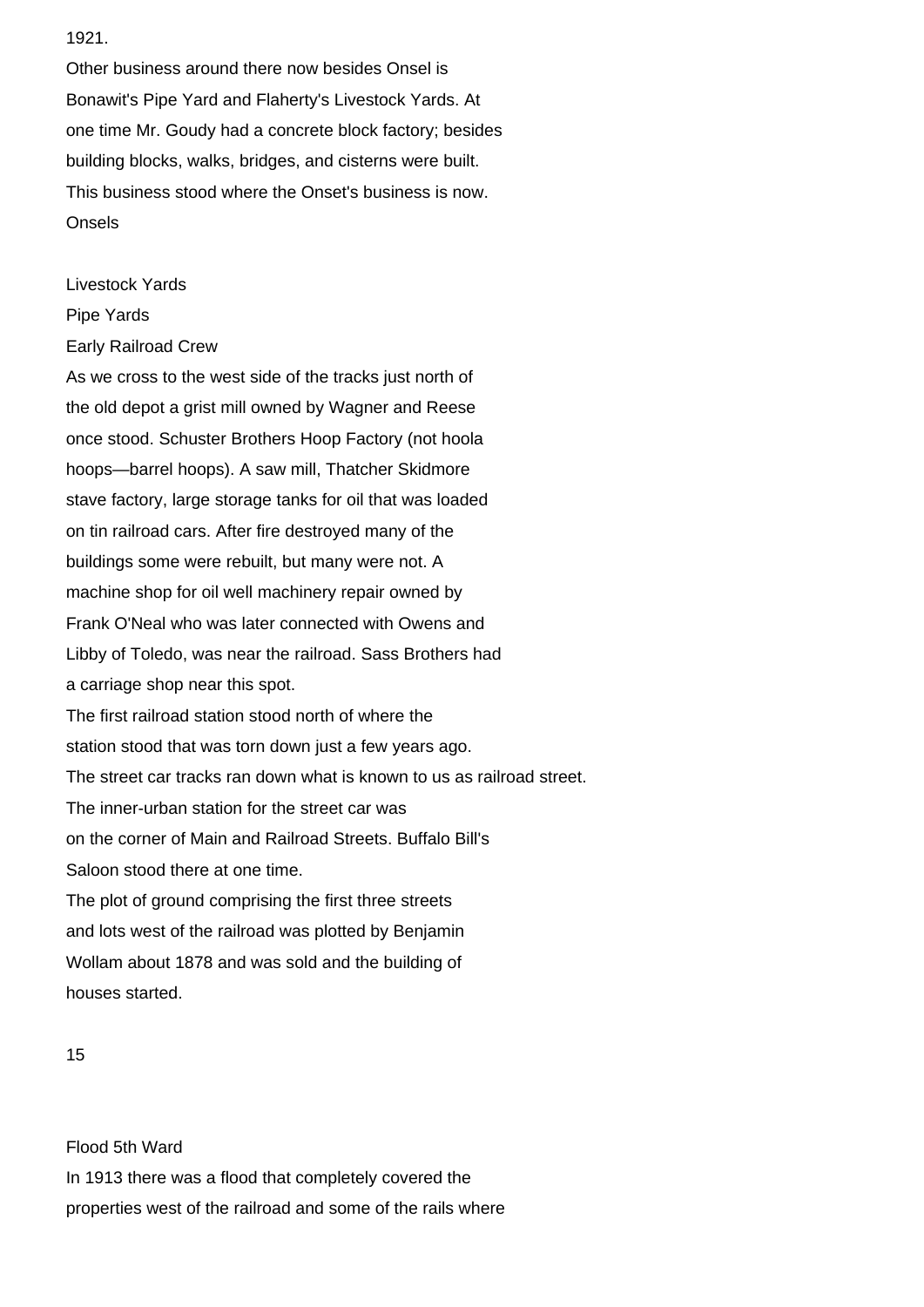1921.

Other business around there now besides Onsel is Bonawit's Pipe Yard and Flaherty's Livestock Yards. At one time Mr. Goudy had a concrete block factory; besides building blocks, walks, bridges, and cisterns were built. This business stood where the Onset's business is now.

Onsels

Livestock Yards

Pipe Yards

Early Railroad Crew

As we cross to the west side of the tracks just north of the old depot a grist mill owned by Wagner and Reese once stood. Schuster Brothers Hoop Factory (not hoola hoops—barrel hoops). A saw mill, Thatcher Skidmore stave factory, large storage tanks for oil that was loaded on tin railroad cars. After fire destroyed many of the buildings some were rebuilt, but many were not. A machine shop for oil well machinery repair owned by Frank O'Neal who was later connected with Owens and Libby of Toledo, was near the railroad. Sass Brothers had a carriage shop near this spot.

The first railroad station stood north of where the station stood that was torn down just a few years ago.

The street car tracks ran down what is known to us as railroad street.

The inner-urban station for the street car was on the corner of Main and Railroad Streets. Buffalo Bill's Saloon stood there at one time.

The plot of ground comprising the first three streets and lots west of the railroad was plotted by Benjamin Wollam about 1878 and was sold and the building of houses started.

Flood 5th Ward

In 1913 there was a flood that completely covered the properties west of the railroad and some of the rails where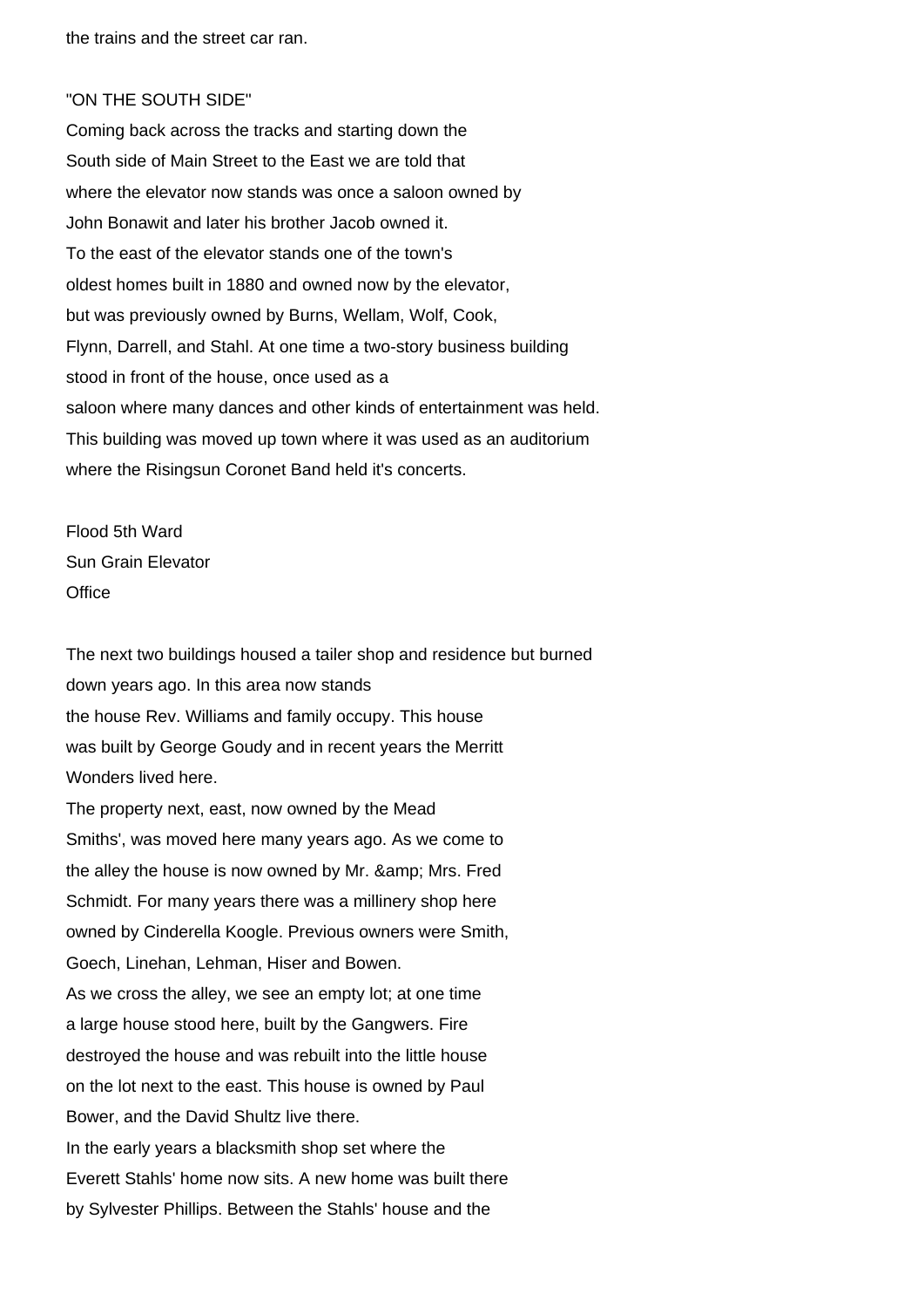the trains and the street car ran.

"ON THE SOUTH SIDE"

Coming back across the tracks and starting down the South side of Main Street to the East we are told that where the elevator now stands was once a saloon owned by John Bonawit and later his brother Jacob owned it. To the east of the elevator stands one of the town's oldest homes built in 1880 and owned now by the elevator, but was previously owned by Burns, Wellam, Wolf, Cook, Flynn, Darrell, and Stahl. At one time a two-story business building stood in front of the house, once used as a saloon where many dances and other kinds of entertainment was held. This building was moved up town where it was used as an auditorium where the Risingsun Coronet Band held it's concerts.

Flood 5th Ward
Sun Grain Elevator
Office

The next two buildings housed a tailer shop and residence but burned down years ago. In this area now stands the house Rev. Williams and family occupy. This house was built by George Goudy and in recent years the Merritt Wonders lived here.
The property next, east, now owned by the Mead Smiths', was moved here many years ago. As we come to the alley the house is now owned by Mr. &amp; Mrs. Fred Schmidt. For many years there was a millinery shop here owned by Cinderella Koogle. Previous owners were Smith, Goech, Linehan, Lehman, Hiser and Bowen.
As we cross the alley, we see an empty lot; at one time a large house stood here, built by the Gangwers. Fire destroyed the house and was rebuilt into the little house on the lot next to the east. This house is owned by Paul Bower, and the David Shultz live there.
In the early years a blacksmith shop set where the Everett Stahls' home now sits. A new home was built there by Sylvester Phillips. Between the Stahls' house and the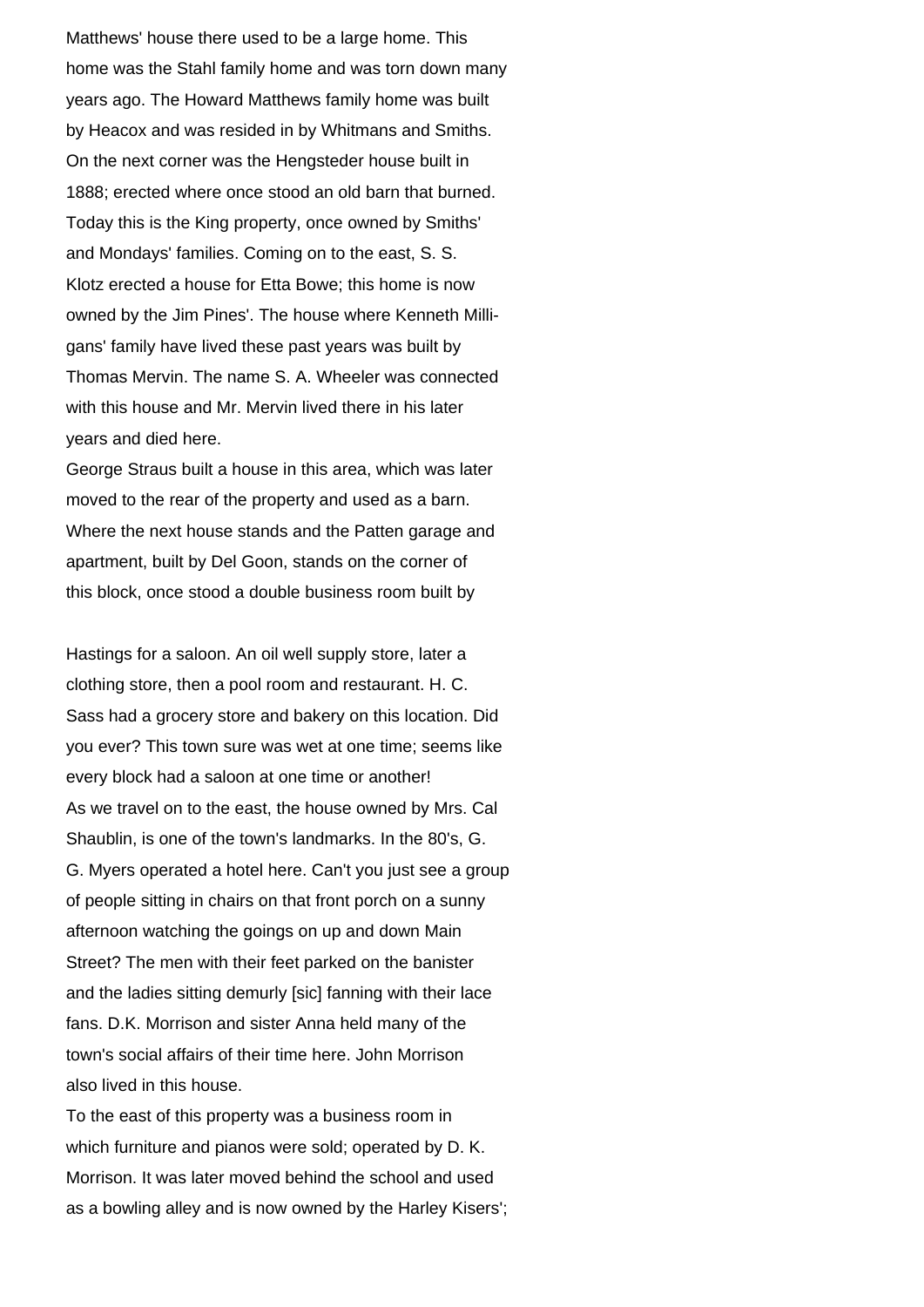Matthews' house there used to be a large home. This home was the Stahl family home and was torn down many years ago. The Howard Matthews family home was built by Heacox and was resided in by Whitmans and Smiths. On the next corner was the Hengsteder house built in 1888; erected where once stood an old barn that burned. Today this is the King property, once owned by Smiths' and Mondays' families. Coming on to the east, S. S. Klotz erected a house for Etta Bowe; this home is now owned by the Jim Pines'. The house where Kenneth Milligans' family have lived these past years was built by Thomas Mervin. The name S. A. Wheeler was connected with this house and Mr. Mervin lived there in his later years and died here.

George Straus built a house in this area, which was later moved to the rear of the property and used as a barn. Where the next house stands and the Patten garage and apartment, built by Del Goon, stands on the corner of this block, once stood a double business room built by

Hastings for a saloon. An oil well supply store, later a clothing store, then a pool room and restaurant. H. C. Sass had a grocery store and bakery on this location. Did you ever? This town sure was wet at one time; seems like every block had a saloon at one time or another!

As we travel on to the east, the house owned by Mrs. Cal Shaublin, is one of the town's landmarks. In the 80's, G. G. Myers operated a hotel here. Can't you just see a group of people sitting in chairs on that front porch on a sunny afternoon watching the goings on up and down Main Street? The men with their feet parked on the banister and the ladies sitting demurly [sic] fanning with their lace fans. D.K. Morrison and sister Anna held many of the town's social affairs of their time here. John Morrison also lived in this house.

To the east of this property was a business room in which furniture and pianos were sold; operated by D. K. Morrison. It was later moved behind the school and used as a bowling alley and is now owned by the Harley Kisers';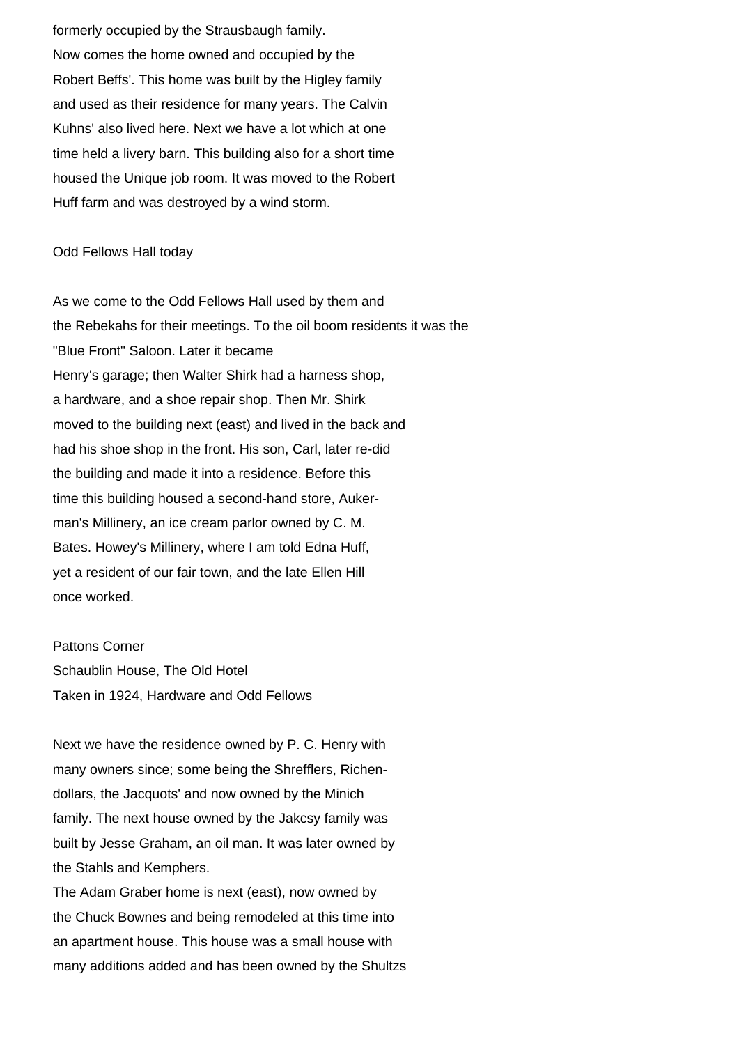formerly occupied by the Strausbaugh family.
Now comes the home owned and occupied by the Robert Beffs'. This home was built by the Higley family and used as their residence for many years. The Calvin Kuhns' also lived here. Next we have a lot which at one time held a livery barn. This building also for a short time housed the Unique job room. It was moved to the Robert Huff farm and was destroyed by a wind storm.

Odd Fellows Hall today

As we come to the Odd Fellows Hall used by them and the Rebekahs for their meetings. To the oil boom residents it was the "Blue Front" Saloon. Later it became Henry's garage; then Walter Shirk had a harness shop, a hardware, and a shoe repair shop. Then Mr. Shirk moved to the building next (east) and lived in the back and had his shoe shop in the front. His son, Carl, later re-did the building and made it into a residence. Before this time this building housed a second-hand store, Aukerman's Millinery, an ice cream parlor owned by C. M. Bates. Howey's Millinery, where I am told Edna Huff, yet a resident of our fair town, and the late Ellen Hill once worked.

Pattons Corner
Schaublin House, The Old Hotel
Taken in 1924, Hardware and Odd Fellows

Next we have the residence owned by P. C. Henry with many owners since; some being the Shrefflers, Richendollars, the Jacquots' and now owned by the Minich family. The next house owned by the Jakcsy family was built by Jesse Graham, an oil man. It was later owned by the Stahls and Kemphers.
The Adam Graber home is next (east), now owned by the Chuck Bownes and being remodeled at this time into an apartment house. This house was a small house with many additions added and has been owned by the Shultzs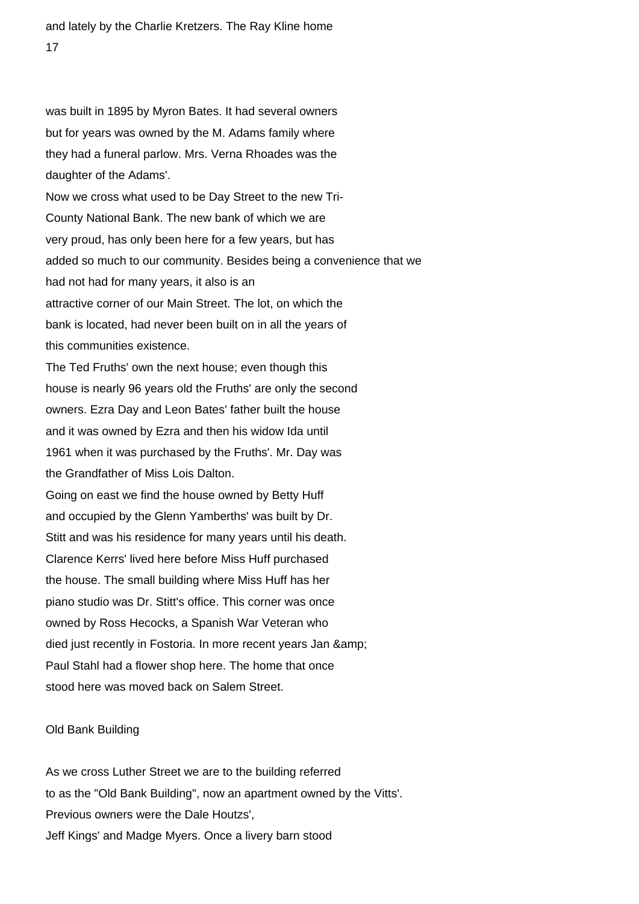and lately by the Charlie Kretzers. The Ray Kline home

was built in 1895 by Myron Bates. It had several owners but for years was owned by the M. Adams family where they had a funeral parlow. Mrs. Verna Rhoades was the daughter of the Adams'.

Now we cross what used to be Day Street to the new Tri-County National Bank. The new bank of which we are very proud, has only been here for a few years, but has added so much to our community. Besides being a convenience that we had not had for many years, it also is an attractive corner of our Main Street. The lot, on which the bank is located, had never been built on in all the years of this communities existence.

The Ted Fruths' own the next house; even though this house is nearly 96 years old the Fruths' are only the second owners. Ezra Day and Leon Bates' father built the house and it was owned by Ezra and then his widow Ida until 1961 when it was purchased by the Fruths'. Mr. Day was the Grandfather of Miss Lois Dalton.

Going on east we find the house owned by Betty Huff and occupied by the Glenn Yamberths' was built by Dr. Stitt and was his residence for many years until his death. Clarence Kerrs' lived here before Miss Huff purchased the house. The small building where Miss Huff has her piano studio was Dr. Stitt's office. This corner was once owned by Ross Hecocks, a Spanish War Veteran who died just recently in Fostoria. In more recent years Jan &amp; Paul Stahl had a flower shop here. The home that once stood here was moved back on Salem Street.

## Old Bank Building

As we cross Luther Street we are to the building referred to as the "Old Bank Building", now an apartment owned by the Vitts'. Previous owners were the Dale Houtzs', Jeff Kings' and Madge Myers. Once a livery barn stood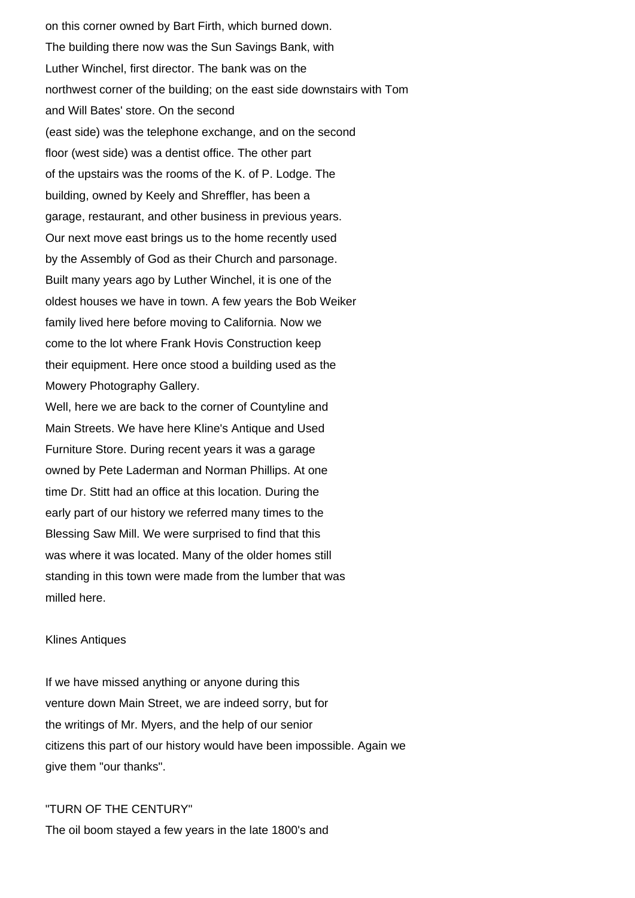on this corner owned by Bart Firth, which burned down. The building there now was the Sun Savings Bank, with Luther Winchel, first director. The bank was on the northwest corner of the building; on the east side downstairs with Tom and Will Bates' store. On the second (east side) was the telephone exchange, and on the second floor (west side) was a dentist office. The other part of the upstairs was the rooms of the K. of P. Lodge. The building, owned by Keely and Shreffler, has been a garage, restaurant, and other business in previous years. Our next move east brings us to the home recently used by the Assembly of God as their Church and parsonage. Built many years ago by Luther Winchel, it is one of the oldest houses we have in town. A few years the Bob Weiker family lived here before moving to California. Now we come to the lot where Frank Hovis Construction keep their equipment. Here once stood a building used as the Mowery Photography Gallery.

Well, here we are back to the corner of Countyline and Main Streets. We have here Kline's Antique and Used Furniture Store. During recent years it was a garage owned by Pete Laderman and Norman Phillips. At one time Dr. Stitt had an office at this location. During the early part of our history we referred many times to the Blessing Saw Mill. We were surprised to find that this was where it was located. Many of the older homes still standing in this town were made from the lumber that was milled here.

Klines Antiques

If we have missed anything or anyone during this venture down Main Street, we are indeed sorry, but for the writings of Mr. Myers, and the help of our senior citizens this part of our history would have been impossible. Again we give them "our thanks".

"TURN OF THE CENTURY"

The oil boom stayed a few years in the late 1800's and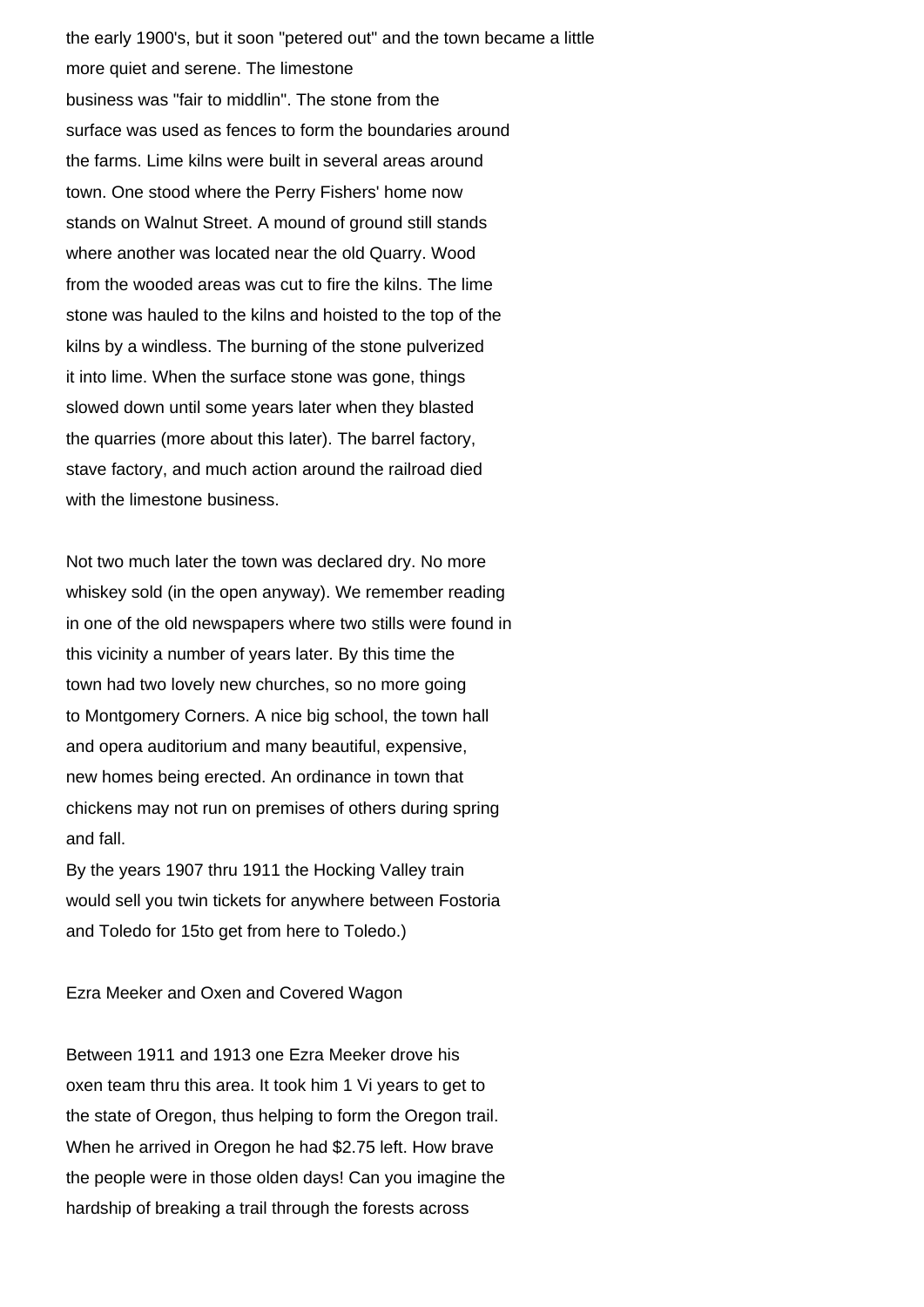the early 1900's, but it soon "petered out" and the town became a little more quiet and serene. The limestone business was "fair to middlin". The stone from the surface was used as fences to form the boundaries around the farms. Lime kilns were built in several areas around town. One stood where the Perry Fishers' home now stands on Walnut Street. A mound of ground still stands where another was located near the old Quarry. Wood from the wooded areas was cut to fire the kilns. The lime stone was hauled to the kilns and hoisted to the top of the kilns by a windless. The burning of the stone pulverized it into lime. When the surface stone was gone, things slowed down until some years later when they blasted the quarries (more about this later). The barrel factory, stave factory, and much action around the railroad died with the limestone business.

Not two much later the town was declared dry. No more whiskey sold (in the open anyway). We remember reading in one of the old newspapers where two stills were found in this vicinity a number of years later. By this time the town had two lovely new churches, so no more going to Montgomery Corners. A nice big school, the town hall and opera auditorium and many beautiful, expensive, new homes being erected. An ordinance in town that chickens may not run on premises of others during spring and fall.

By the years 1907 thru 1911 the Hocking Valley train would sell you twin tickets for anywhere between Fostoria and Toledo for 15to get from here to Toledo.)

Ezra Meeker and Oxen and Covered Wagon

Between 1911 and 1913 one Ezra Meeker drove his oxen team thru this area. It took him 1 Vi years to get to the state of Oregon, thus helping to form the Oregon trail. When he arrived in Oregon he had $2.75 left. How brave the people were in those olden days! Can you imagine the hardship of breaking a trail through the forests across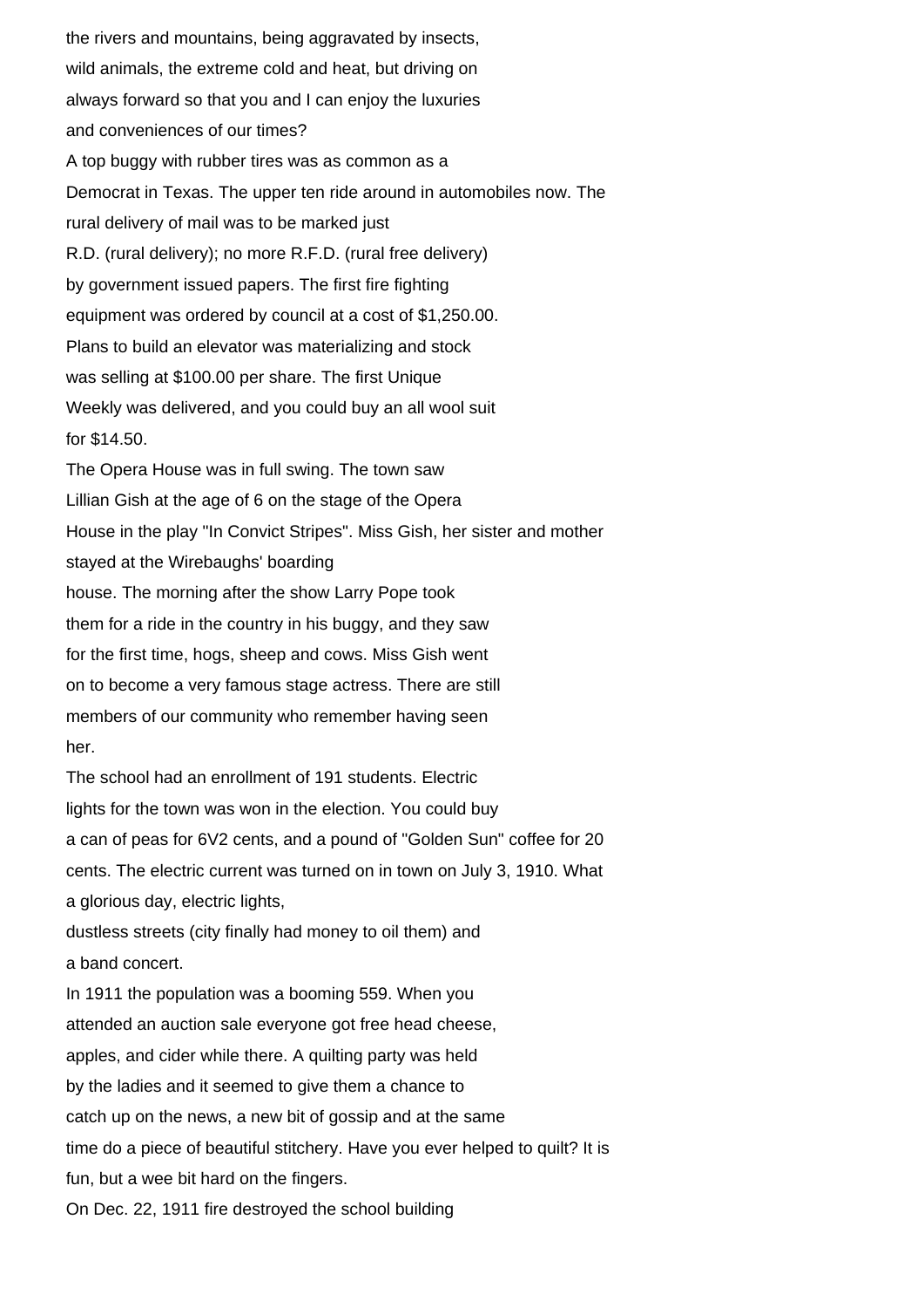the rivers and mountains, being aggravated by insects, wild animals, the extreme cold and heat, but driving on always forward so that you and I can enjoy the luxuries and conveniences of our times?

A top buggy with rubber tires was as common as a Democrat in Texas. The upper ten ride around in automobiles now. The rural delivery of mail was to be marked just R.D. (rural delivery); no more R.F.D. (rural free delivery) by government issued papers. The first fire fighting equipment was ordered by council at a cost of $1,250.00. Plans to build an elevator was materializing and stock was selling at $100.00 per share. The first Unique Weekly was delivered, and you could buy an all wool suit for $14.50.

The Opera House was in full swing. The town saw Lillian Gish at the age of 6 on the stage of the Opera House in the play "In Convict Stripes". Miss Gish, her sister and mother stayed at the Wirebaughs' boarding house. The morning after the show Larry Pope took them for a ride in the country in his buggy, and they saw for the first time, hogs, sheep and cows. Miss Gish went on to become a very famous stage actress. There are still members of our community who remember having seen her.

The school had an enrollment of 191 students. Electric lights for the town was won in the election. You could buy a can of peas for 6V2 cents, and a pound of "Golden Sun" coffee for 20 cents. The electric current was turned on in town on July 3, 1910. What a glorious day, electric lights, dustless streets (city finally had money to oil them) and a band concert.

In 1911 the population was a booming 559. When you attended an auction sale everyone got free head cheese, apples, and cider while there. A quilting party was held by the ladies and it seemed to give them a chance to catch up on the news, a new bit of gossip and at the same time do a piece of beautiful stitchery. Have you ever helped to quilt? It is fun, but a wee bit hard on the fingers.

On Dec. 22, 1911 fire destroyed the school building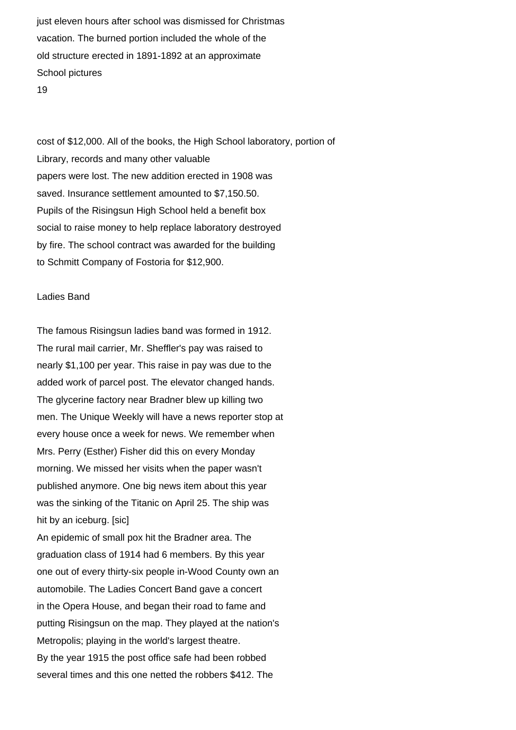just eleven hours after school was dismissed for Christmas vacation. The burned portion included the whole of the old structure erected in 1891-1892 at an approximate

School pictures

cost of $12,000. All of the books, the High School laboratory, portion of Library, records and many other valuable papers were lost. The new addition erected in 1908 was saved. Insurance settlement amounted to $7,150.50. Pupils of the Risingsun High School held a benefit box social to raise money to help replace laboratory destroyed by fire. The school contract was awarded for the building to Schmitt Company of Fostoria for $12,900.

## Ladies Band

The famous Risingsun ladies band was formed in 1912. The rural mail carrier, Mr. Sheffler's pay was raised to nearly $1,100 per year. This raise in pay was due to the added work of parcel post. The elevator changed hands. The glycerine factory near Bradner blew up killing two men. The Unique Weekly will have a news reporter stop at every house once a week for news. We remember when Mrs. Perry (Esther) Fisher did this on every Monday morning. We missed her visits when the paper wasn't published anymore. One big news item about this year was the sinking of the Titanic on April 25. The ship was hit by an iceburg. [sic]

An epidemic of small pox hit the Bradner area. The graduation class of 1914 had 6 members. By this year one out of every thirty-six people in-Wood County own an automobile. The Ladies Concert Band gave a concert in the Opera House, and began their road to fame and putting Risingsun on the map. They played at the nation's Metropolis; playing in the world's largest theatre.

By the year 1915 the post office safe had been robbed several times and this one netted the robbers $412. The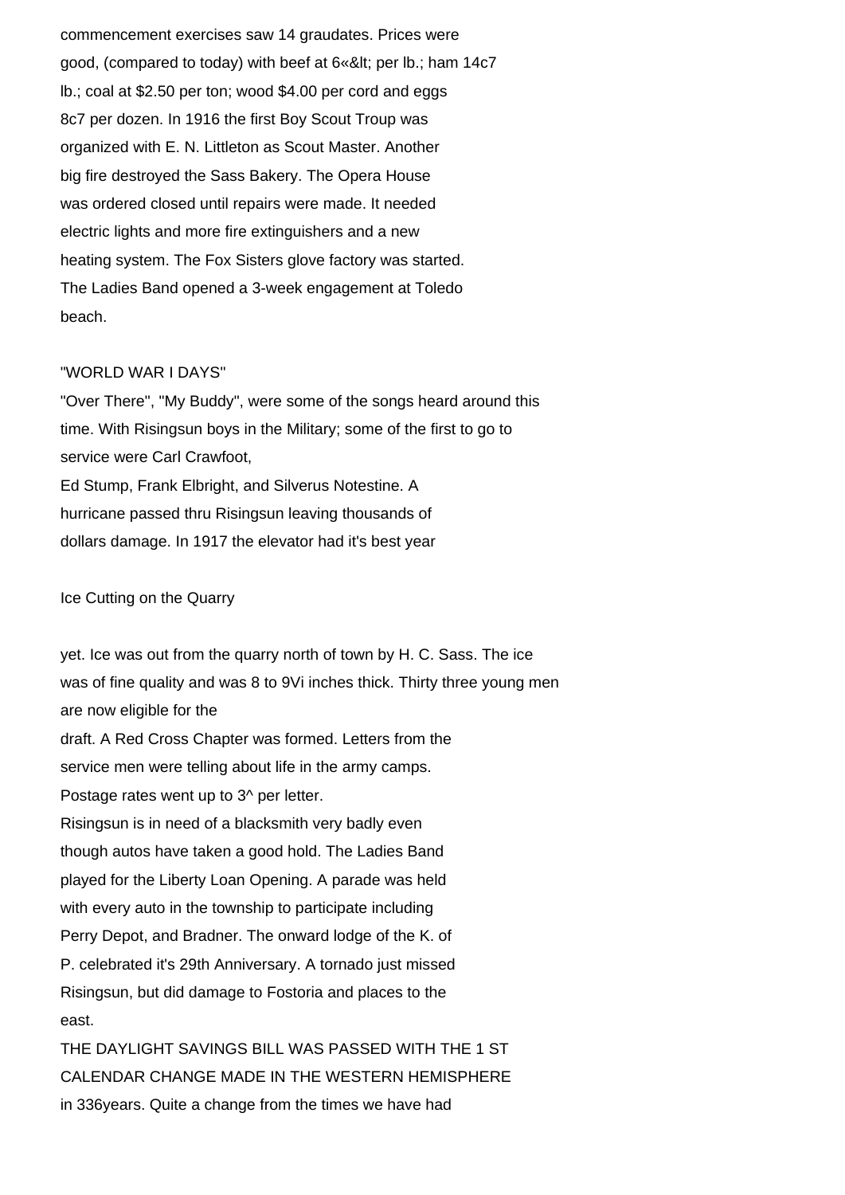commencement exercises saw 14 graudates. Prices were good, (compared to today) with beef at 6«&lt; per lb.; ham 14c7 lb.; coal at $2.50 per ton; wood $4.00 per cord and eggs 8c7 per dozen. In 1916 the first Boy Scout Troup was organized with E. N. Littleton as Scout Master. Another big fire destroyed the Sass Bakery. The Opera House was ordered closed until repairs were made. It needed electric lights and more fire extinguishers and a new heating system. The Fox Sisters glove factory was started. The Ladies Band opened a 3-week engagement at Toledo beach.

## "WORLD WAR I DAYS"

"Over There", "My Buddy", were some of the songs heard around this time. With Risingsun boys in the Military; some of the first to go to service were Carl Crawfoot,
Ed Stump, Frank Elbright, and Silverus Notestine. A hurricane passed thru Risingsun leaving thousands of dollars damage. In 1917 the elevator had it's best year

Ice Cutting on the Quarry

yet. Ice was out from the quarry north of town by H. C. Sass. The ice was of fine quality and was 8 to 9Vi inches thick. Thirty three young men are now eligible for the
draft. A Red Cross Chapter was formed. Letters from the service men were telling about life in the army camps.
Postage rates went up to 3^ per letter.
Risingsun is in need of a blacksmith very badly even though autos have taken a good hold. The Ladies Band played for the Liberty Loan Opening. A parade was held with every auto in the township to participate including Perry Depot, and Bradner. The onward lodge of the K. of P. celebrated it's 29th Anniversary. A tornado just missed Risingsun, but did damage to Fostoria and places to the east.
THE DAYLIGHT SAVINGS BILL WAS PASSED WITH THE 1 ST CALENDAR CHANGE MADE IN THE WESTERN HEMISPHERE in 336years. Quite a change from the times we have had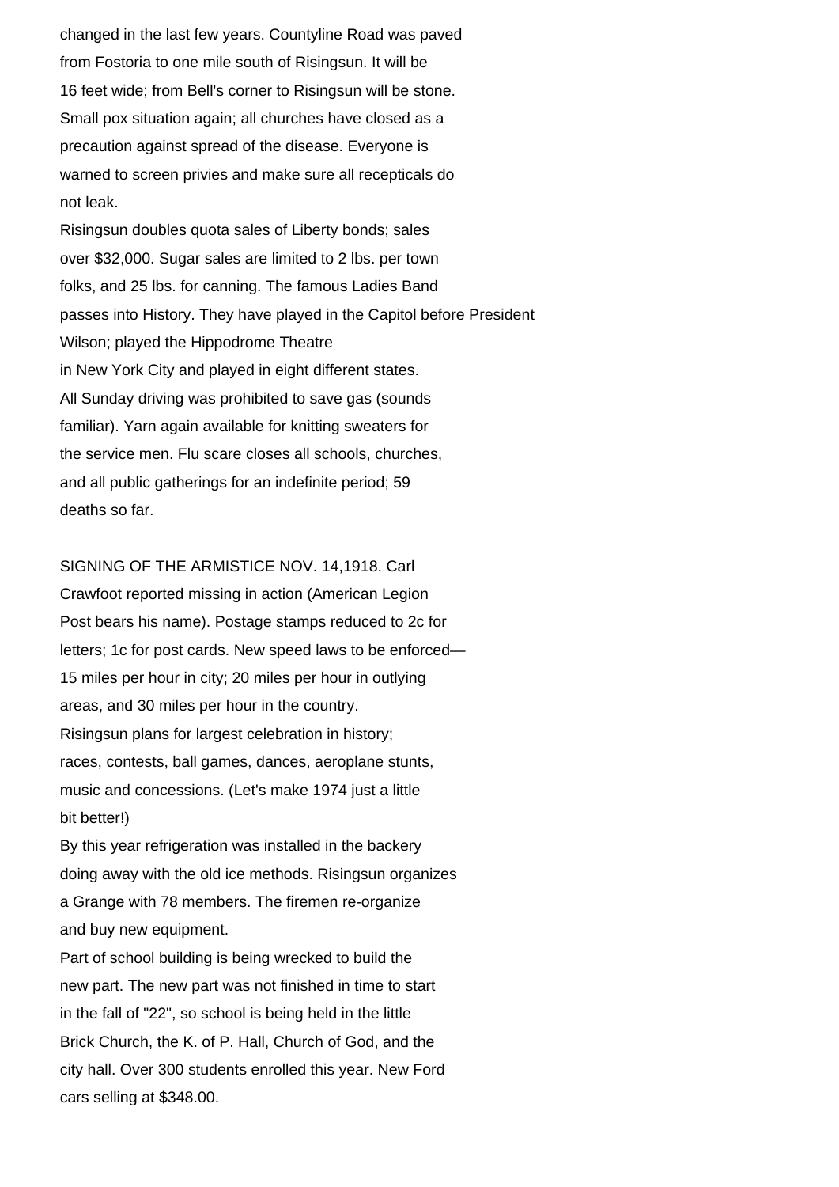changed in the last few years. Countyline Road was paved from Fostoria to one mile south of Risingsun. It will be 16 feet wide; from Bell's corner to Risingsun will be stone. Small pox situation again; all churches have closed as a precaution against spread of the disease. Everyone is warned to screen privies and make sure all recepticals do not leak.

Risingsun doubles quota sales of Liberty bonds; sales over $32,000. Sugar sales are limited to 2 lbs. per town folks, and 25 lbs. for canning. The famous Ladies Band passes into History. They have played in the Capitol before President Wilson; played the Hippodrome Theatre in New York City and played in eight different states. All Sunday driving was prohibited to save gas (sounds familiar). Yarn again available for knitting sweaters for the service men. Flu scare closes all schools, churches, and all public gatherings for an indefinite period; 59 deaths so far.

SIGNING OF THE ARMISTICE NOV. 14,1918. Carl Crawfoot reported missing in action (American Legion Post bears his name). Postage stamps reduced to 2c for letters; 1c for post cards. New speed laws to be enforced—15 miles per hour in city; 20 miles per hour in outlying areas, and 30 miles per hour in the country.

Risingsun plans for largest celebration in history; races, contests, ball games, dances, aeroplane stunts, music and concessions. (Let's make 1974 just a little bit better!)

By this year refrigeration was installed in the backery doing away with the old ice methods. Risingsun organizes a Grange with 78 members. The firemen re-organize and buy new equipment.

Part of school building is being wrecked to build the new part. The new part was not finished in time to start in the fall of "22", so school is being held in the little Brick Church, the K. of P. Hall, Church of God, and the city hall. Over 300 students enrolled this year. New Ford cars selling at $348.00.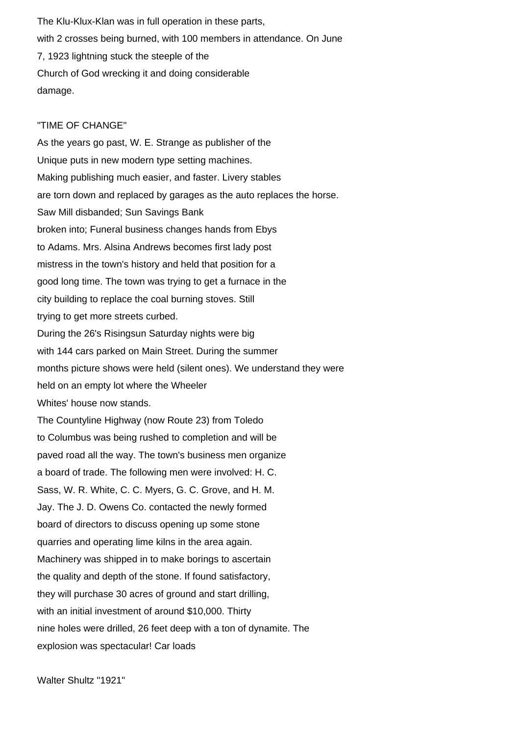The Klu-Klux-Klan was in full operation in these parts, with 2 crosses being burned, with 100 members in attendance. On June 7, 1923 lightning stuck the steeple of the Church of God wrecking it and doing considerable damage.

"TIME OF CHANGE"

As the years go past, W. E. Strange as publisher of the Unique puts in new modern type setting machines. Making publishing much easier, and faster. Livery stables are torn down and replaced by garages as the auto replaces the horse. Saw Mill disbanded; Sun Savings Bank broken into; Funeral business changes hands from Ebys to Adams. Mrs. Alsina Andrews becomes first lady post mistress in the town's history and held that position for a good long time. The town was trying to get a furnace in the city building to replace the coal burning stoves. Still trying to get more streets curbed.

During the 26's Risingsun Saturday nights were big with 144 cars parked on Main Street. During the summer months picture shows were held (silent ones). We understand they were held on an empty lot where the Wheeler Whites' house now stands.

The Countyline Highway (now Route 23) from Toledo to Columbus was being rushed to completion and will be paved road all the way. The town's business men organize a board of trade. The following men were involved: H. C. Sass, W. R. White, C. C. Myers, G. C. Grove, and H. M. Jay. The J. D. Owens Co. contacted the newly formed board of directors to discuss opening up some stone quarries and operating lime kilns in the area again. Machinery was shipped in to make borings to ascertain the quality and depth of the stone. If found satisfactory, they will purchase 30 acres of ground and start drilling, with an initial investment of around $10,000. Thirty nine holes were drilled, 26 feet deep with a ton of dynamite. The explosion was spectacular! Car loads

Walter Shultz "1921"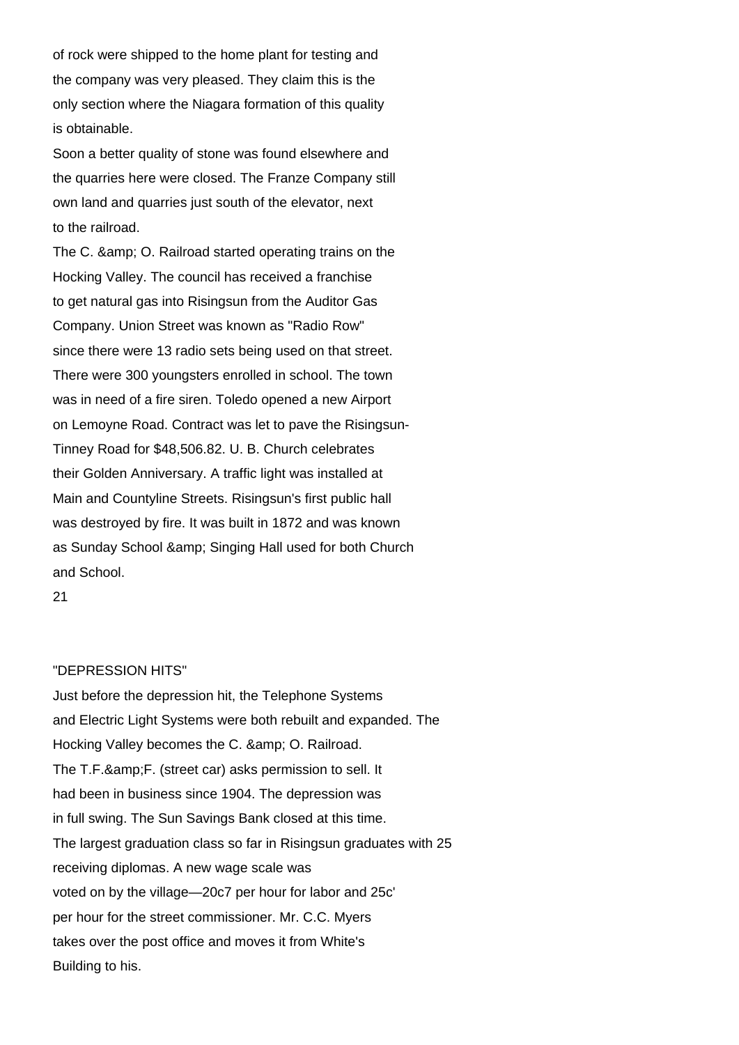of rock were shipped to the home plant for testing and the company was very pleased. They claim this is the only section where the Niagara formation of this quality is obtainable.

Soon a better quality of stone was found elsewhere and the quarries here were closed. The Franze Company still own land and quarries just south of the elevator, next to the railroad.

The C. &amp; O. Railroad started operating trains on the Hocking Valley. The council has received a franchise to get natural gas into Risingsun from the Auditor Gas Company. Union Street was known as "Radio Row" since there were 13 radio sets being used on that street. There were 300 youngsters enrolled in school. The town was in need of a fire siren. Toledo opened a new Airport on Lemoyne Road. Contract was let to pave the Risingsun-Tinney Road for $48,506.82. U. B. Church celebrates their Golden Anniversary. A traffic light was installed at Main and Countyline Streets. Risingsun's first public hall was destroyed by fire. It was built in 1872 and was known as Sunday School &amp; Singing Hall used for both Church and School.

## "DEPRESSION HITS"

Just before the depression hit, the Telephone Systems and Electric Light Systems were both rebuilt and expanded. The Hocking Valley becomes the C. &amp; O. Railroad. The T.F.&amp;F. (street car) asks permission to sell. It had been in business since 1904. The depression was in full swing. The Sun Savings Bank closed at this time. The largest graduation class so far in Risingsun graduates with 25 receiving diplomas. A new wage scale was voted on by the village—20c7 per hour for labor and 25c' per hour for the street commissioner. Mr. C.C. Myers takes over the post office and moves it from White's Building to his.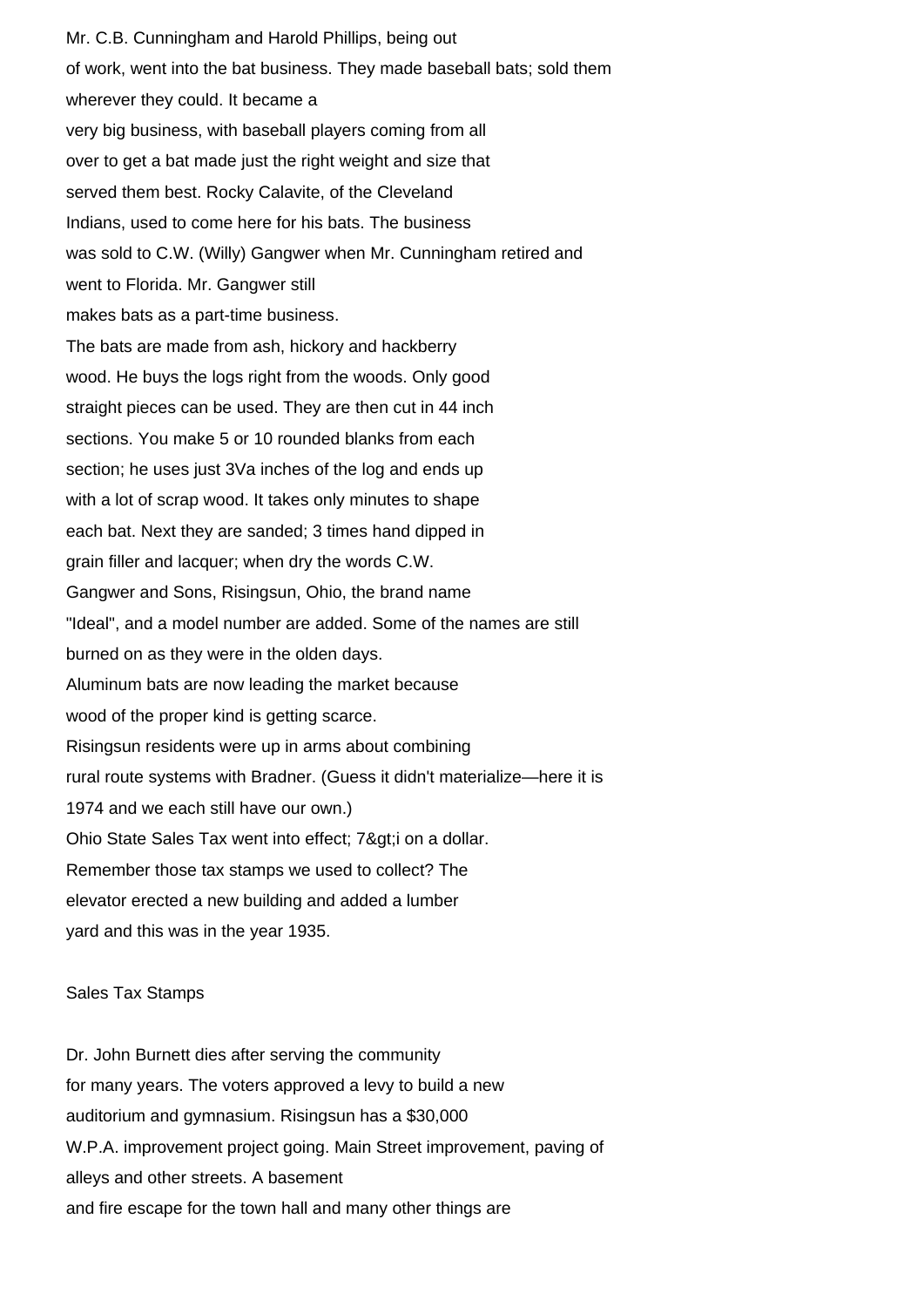Mr. C.B. Cunningham and Harold Phillips, being out of work, went into the bat business. They made baseball bats; sold them wherever they could. It became a very big business, with baseball players coming from all over to get a bat made just the right weight and size that served them best. Rocky Calavite, of the Cleveland Indians, used to come here for his bats. The business was sold to C.W. (Willy) Gangwer when Mr. Cunningham retired and went to Florida. Mr. Gangwer still makes bats as a part-time business.

The bats are made from ash, hickory and hackberry wood. He buys the logs right from the woods. Only good straight pieces can be used. They are then cut in 44 inch sections. You make 5 or 10 rounded blanks from each section; he uses just 3Va inches of the log and ends up with a lot of scrap wood. It takes only minutes to shape each bat. Next they are sanded; 3 times hand dipped in grain filler and lacquer; when dry the words C.W. Gangwer and Sons, Risingsun, Ohio, the brand name "Ideal", and a model number are added. Some of the names are still burned on as they were in the olden days.

Aluminum bats are now leading the market because wood of the proper kind is getting scarce.

Risingsun residents were up in arms about combining rural route systems with Bradner. (Guess it didn't materialize—here it is 1974 and we each still have our own.)

Ohio State Sales Tax went into effect; 7&gt;i on a dollar. Remember those tax stamps we used to collect? The elevator erected a new building and added a lumber yard and this was in the year 1935.

Sales Tax Stamps

Dr. John Burnett dies after serving the community for many years. The voters approved a levy to build a new auditorium and gymnasium. Risingsun has a $30,000 W.P.A. improvement project going. Main Street improvement, paving of alleys and other streets. A basement and fire escape for the town hall and many other things are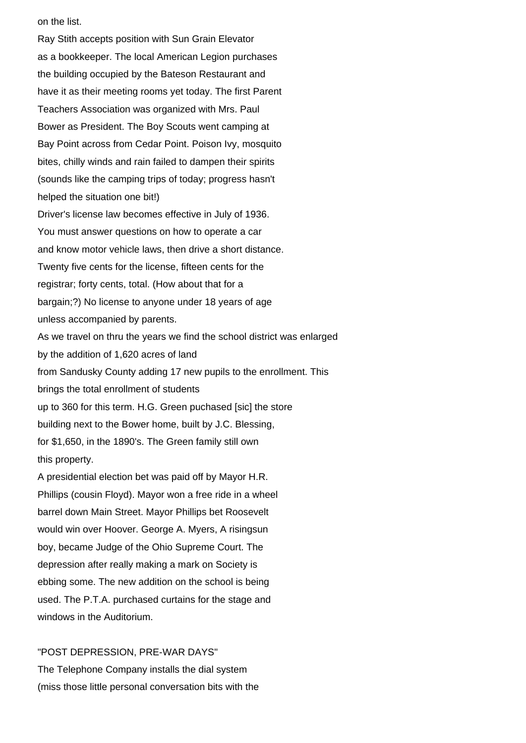on the list.

Ray Stith accepts position with Sun Grain Elevator as a bookkeeper. The local American Legion purchases the building occupied by the Bateson Restaurant and have it as their meeting rooms yet today. The first Parent Teachers Association was organized with Mrs. Paul Bower as President. The Boy Scouts went camping at Bay Point across from Cedar Point. Poison Ivy, mosquito bites, chilly winds and rain failed to dampen their spirits (sounds like the camping trips of today; progress hasn't helped the situation one bit!)

Driver's license law becomes effective in July of 1936. You must answer questions on how to operate a car and know motor vehicle laws, then drive a short distance. Twenty five cents for the license, fifteen cents for the registrar; forty cents, total. (How about that for a bargain;?) No license to anyone under 18 years of age unless accompanied by parents.

As we travel on thru the years we find the school district was enlarged by the addition of 1,620 acres of land from Sandusky County adding 17 new pupils to the enrollment. This brings the total enrollment of students up to 360 for this term. H.G. Green puchased [sic] the store building next to the Bower home, built by J.C. Blessing, for $1,650, in the 1890's. The Green family still own this property.

A presidential election bet was paid off by Mayor H.R. Phillips (cousin Floyd). Mayor won a free ride in a wheel barrel down Main Street. Mayor Phillips bet Roosevelt would win over Hoover. George A. Myers, A risingsun boy, became Judge of the Ohio Supreme Court. The depression after really making a mark on Society is ebbing some. The new addition on the school is being used. The P.T.A. purchased curtains for the stage and windows in the Auditorium.

## "POST DEPRESSION, PRE-WAR DAYS"

The Telephone Company installs the dial system (miss those little personal conversation bits with the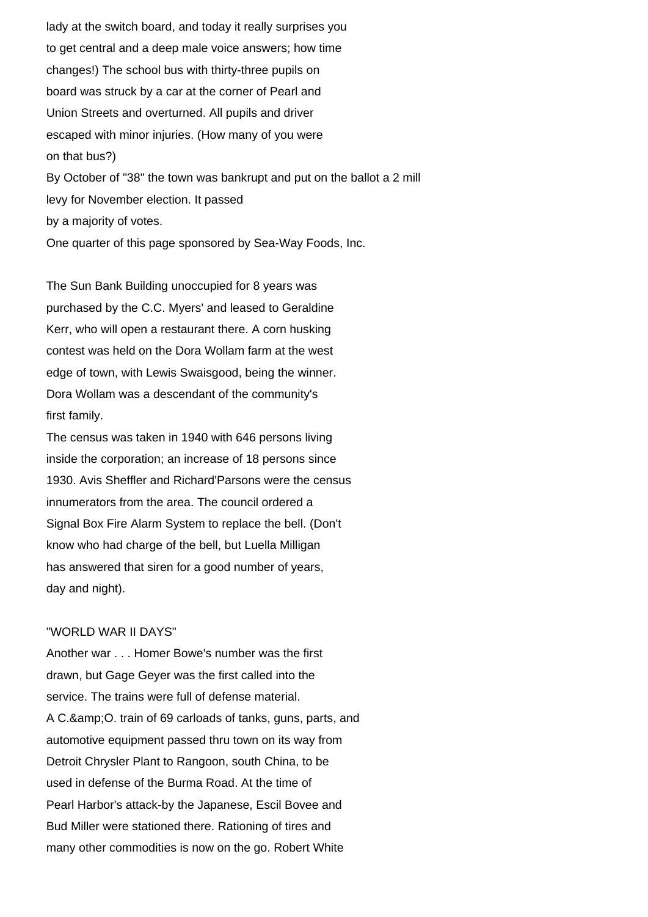lady at the switch board, and today it really surprises you to get central and a deep male voice answers; how time changes!) The school bus with thirty-three pupils on board was struck by a car at the corner of Pearl and Union Streets and overturned. All pupils and driver escaped with minor injuries. (How many of you were on that bus?)

By October of "38" the town was bankrupt and put on the ballot a 2 mill levy for November election. It passed by a majority of votes.

One quarter of this page sponsored by Sea-Way Foods, Inc.

The Sun Bank Building unoccupied for 8 years was purchased by the C.C. Myers' and leased to Geraldine Kerr, who will open a restaurant there. A corn husking contest was held on the Dora Wollam farm at the west edge of town, with Lewis Swaisgood, being the winner. Dora Wollam was a descendant of the community's first family.

The census was taken in 1940 with 646 persons living inside the corporation; an increase of 18 persons since 1930. Avis Sheffler and Richard'Parsons were the census innumerators from the area. The council ordered a Signal Box Fire Alarm System to replace the bell. (Don't know who had charge of the bell, but Luella Milligan has answered that siren for a good number of years, day and night).

## "WORLD WAR II DAYS"

Another war . . . Homer Bowe's number was the first drawn, but Gage Geyer was the first called into the service. The trains were full of defense material. A C.&O. train of 69 carloads of tanks, guns, parts, and automotive equipment passed thru town on its way from Detroit Chrysler Plant to Rangoon, south China, to be used in defense of the Burma Road. At the time of Pearl Harbor's attack-by the Japanese, Escil Bovee and Bud Miller were stationed there. Rationing of tires and many other commodities is now on the go. Robert White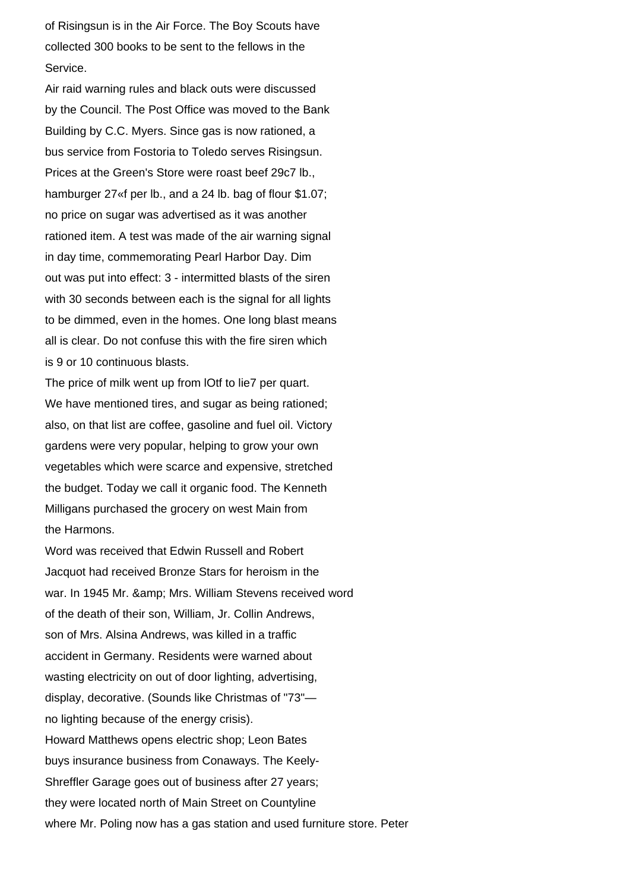of Risingsun is in the Air Force. The Boy Scouts have collected 300 books to be sent to the fellows in the Service.

Air raid warning rules and black outs were discussed by the Council. The Post Office was moved to the Bank Building by C.C. Myers. Since gas is now rationed, a bus service from Fostoria to Toledo serves Risingsun. Prices at the Green's Store were roast beef 29c7 lb., hamburger 27«f per lb., and a 24 lb. bag of flour $1.07; no price on sugar was advertised as it was another rationed item. A test was made of the air warning signal in day time, commemorating Pearl Harbor Day. Dim out was put into effect: 3 - intermitted blasts of the siren with 30 seconds between each is the signal for all lights to be dimmed, even in the homes. One long blast means all is clear. Do not confuse this with the fire siren which is 9 or 10 continuous blasts.

The price of milk went up from lOtf to lie7 per quart. We have mentioned tires, and sugar as being rationed; also, on that list are coffee, gasoline and fuel oil. Victory gardens were very popular, helping to grow your own vegetables which were scarce and expensive, stretched the budget. Today we call it organic food. The Kenneth Milligans purchased the grocery on west Main from the Harmons.

Word was received that Edwin Russell and Robert Jacquot had received Bronze Stars for heroism in the war. In 1945 Mr. &amp; Mrs. William Stevens received word of the death of their son, William, Jr. Collin Andrews, son of Mrs. Alsina Andrews, was killed in a traffic accident in Germany. Residents were warned about wasting electricity on out of door lighting, advertising, display, decorative. (Sounds like Christmas of "73"— no lighting because of the energy crisis).

Howard Matthews opens electric shop; Leon Bates buys insurance business from Conaways. The Keely-Shreffler Garage goes out of business after 27 years; they were located north of Main Street on Countyline where Mr. Poling now has a gas station and used furniture store. Peter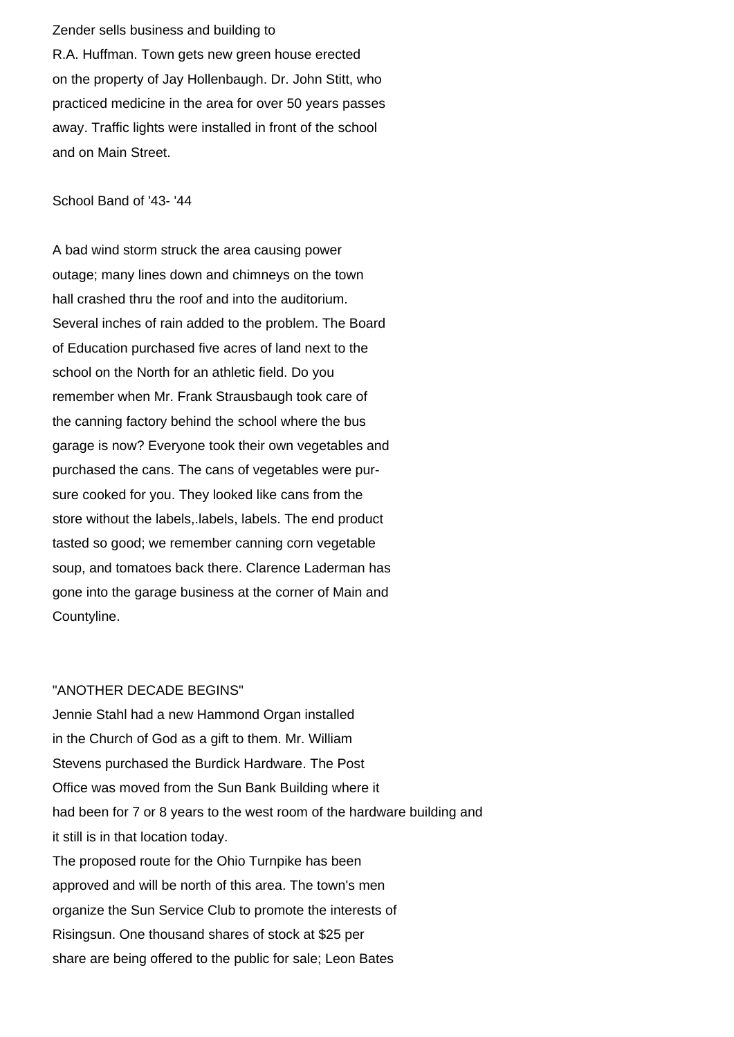Zender sells business and building to R.A. Huffman. Town gets new green house erected on the property of Jay Hollenbaugh. Dr. John Stitt, who practiced medicine in the area for over 50 years passes away. Traffic lights were installed in front of the school and on Main Street.

School Band of '43- '44

A bad wind storm struck the area causing power outage; many lines down and chimneys on the town hall crashed thru the roof and into the auditorium. Several inches of rain added to the problem. The Board of Education purchased five acres of land next to the school on the North for an athletic field. Do you remember when Mr. Frank Strausbaugh took care of the canning factory behind the school where the bus garage is now? Everyone took their own vegetables and purchased the cans. The cans of vegetables were pur-sure cooked for you. They looked like cans from the store without the labels,.labels, labels. The end product tasted so good; we remember canning corn vegetable soup, and tomatoes back there. Clarence Laderman has gone into the garage business at the corner of Main and Countyline.

"ANOTHER DECADE BEGINS"

Jennie Stahl had a new Hammond Organ installed in the Church of God as a gift to them. Mr. William Stevens purchased the Burdick Hardware. The Post Office was moved from the Sun Bank Building where it had been for 7 or 8 years to the west room of the hardware building and it still is in that location today.
The proposed route for the Ohio Turnpike has been approved and will be north of this area. The town's men organize the Sun Service Club to promote the interests of Risingsun. One thousand shares of stock at $25 per share are being offered to the public for sale; Leon Bates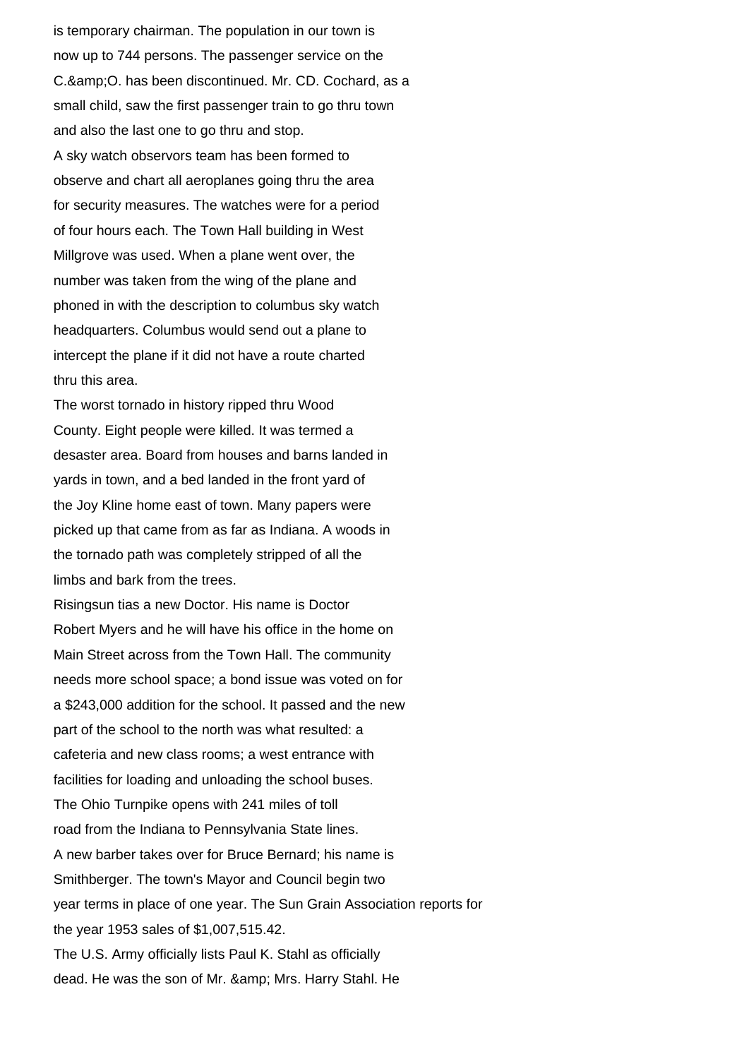is temporary chairman. The population in our town is now up to 744 persons. The passenger service on the C.&amp;O. has been discontinued. Mr. CD. Cochard, as a small child, saw the first passenger train to go thru town and also the last one to go thru and stop.

A sky watch observors team has been formed to observe and chart all aeroplanes going thru the area for security measures. The watches were for a period of four hours each. The Town Hall building in West Millgrove was used. When a plane went over, the number was taken from the wing of the plane and phoned in with the description to columbus sky watch headquarters. Columbus would send out a plane to intercept the plane if it did not have a route charted thru this area.

The worst tornado in history ripped thru Wood County. Eight people were killed. It was termed a desaster area. Board from houses and barns landed in yards in town, and a bed landed in the front yard of the Joy Kline home east of town. Many papers were picked up that came from as far as Indiana. A woods in the tornado path was completely stripped of all the limbs and bark from the trees.

Risingsun tias a new Doctor. His name is Doctor Robert Myers and he will have his office in the home on Main Street across from the Town Hall. The community needs more school space; a bond issue was voted on for a $243,000 addition for the school. It passed and the new part of the school to the north was what resulted: a cafeteria and new class rooms; a west entrance with facilities for loading and unloading the school buses.

The Ohio Turnpike opens with 241 miles of toll road from the Indiana to Pennsylvania State lines.

A new barber takes over for Bruce Bernard; his name is Smithberger. The town's Mayor and Council begin two year terms in place of one year. The Sun Grain Association reports for the year 1953 sales of $1,007,515.42.

The U.S. Army officially lists Paul K. Stahl as officially dead. He was the son of Mr. &amp; Mrs. Harry Stahl. He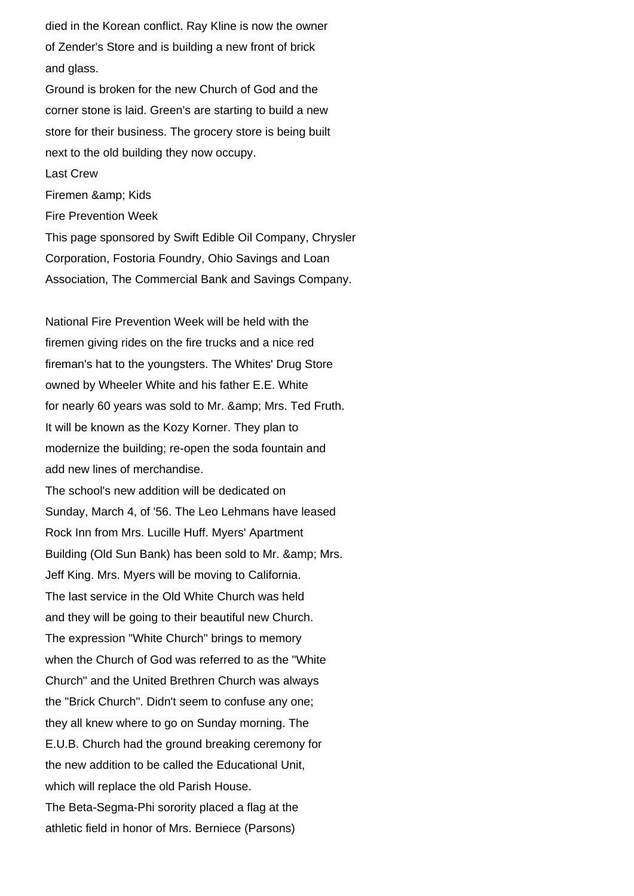died in the Korean conflict. Ray Kline is now the owner of Zender's Store and is building a new front of brick and glass.

Ground is broken for the new Church of God and the corner stone is laid. Green's are starting to build a new store for their business. The grocery store is being built next to the old building they now occupy.

Last Crew

Firemen &amp; Kids

Fire Prevention Week

This page sponsored by Swift Edible Oil Company, Chrysler Corporation, Fostoria Foundry, Ohio Savings and Loan Association, The Commercial Bank and Savings Company.

National Fire Prevention Week will be held with the firemen giving rides on the fire trucks and a nice red fireman's hat to the youngsters. The Whites' Drug Store owned by Wheeler White and his father E.E. White for nearly 60 years was sold to Mr. &amp; Mrs. Ted Fruth. It will be known as the Kozy Korner. They plan to modernize the building; re-open the soda fountain and add new lines of merchandise.

The school's new addition will be dedicated on Sunday, March 4, of '56. The Leo Lehmans have leased Rock Inn from Mrs. Lucille Huff. Myers' Apartment Building (Old Sun Bank) has been sold to Mr. &amp; Mrs. Jeff King. Mrs. Myers will be moving to California.

The last service in the Old White Church was held and they will be going to their beautiful new Church. The expression "White Church" brings to memory when the Church of God was referred to as the "White Church" and the United Brethren Church was always the "Brick Church". Didn't seem to confuse any one; they all knew where to go on Sunday morning. The E.U.B. Church had the ground breaking ceremony for the new addition to be called the Educational Unit, which will replace the old Parish House.

The Beta-Segma-Phi sorority placed a flag at the athletic field in honor of Mrs. Berniece (Parsons)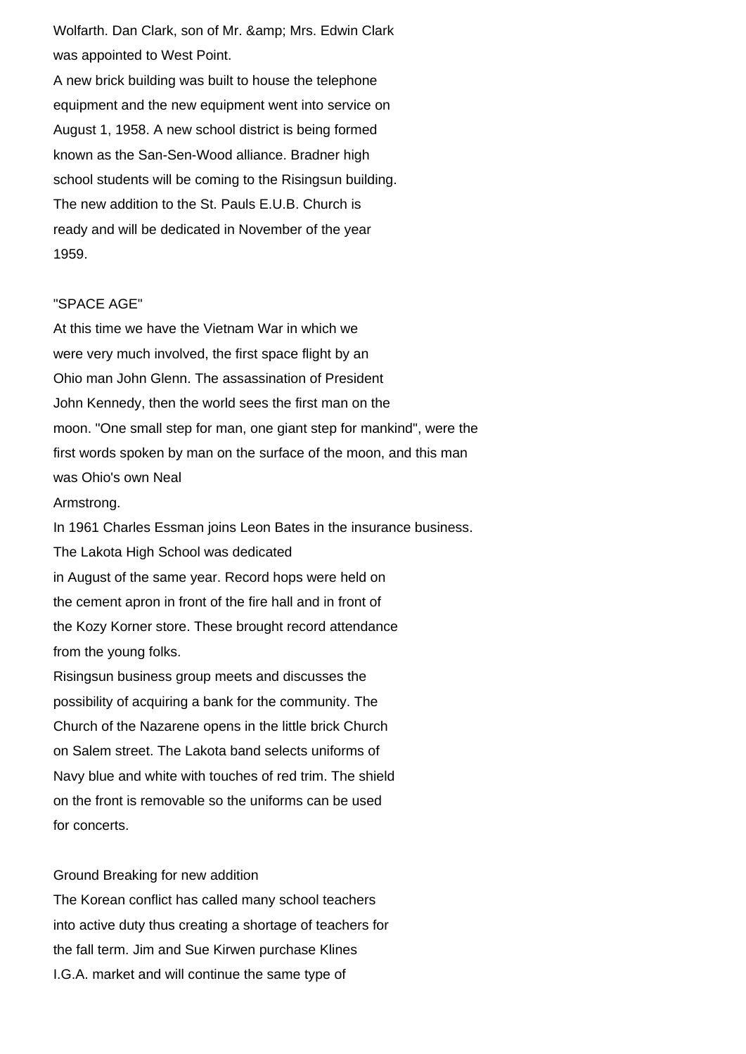Wolfarth. Dan Clark, son of Mr. &amp; Mrs. Edwin Clark was appointed to West Point.

A new brick building was built to house the telephone equipment and the new equipment went into service on August 1, 1958. A new school district is being formed known as the San-Sen-Wood alliance. Bradner high school students will be coming to the Risingsun building. The new addition to the St. Pauls E.U.B. Church is ready and will be dedicated in November of the year 1959.

"SPACE AGE"

At this time we have the Vietnam War in which we were very much involved, the first space flight by an Ohio man John Glenn. The assassination of President John Kennedy, then the world sees the first man on the moon. "One small step for man, one giant step for mankind", were the first words spoken by man on the surface of the moon, and this man was Ohio's own Neal Armstrong.

In 1961 Charles Essman joins Leon Bates in the insurance business. The Lakota High School was dedicated in August of the same year. Record hops were held on the cement apron in front of the fire hall and in front of the Kozy Korner store. These brought record attendance from the young folks.

Risingsun business group meets and discusses the possibility of acquiring a bank for the community. The Church of the Nazarene opens in the little brick Church on Salem street. The Lakota band selects uniforms of Navy blue and white with touches of red trim. The shield on the front is removable so the uniforms can be used for concerts.

Ground Breaking for new addition

The Korean conflict has called many school teachers into active duty thus creating a shortage of teachers for the fall term. Jim and Sue Kirwen purchase Klines I.G.A. market and will continue the same type of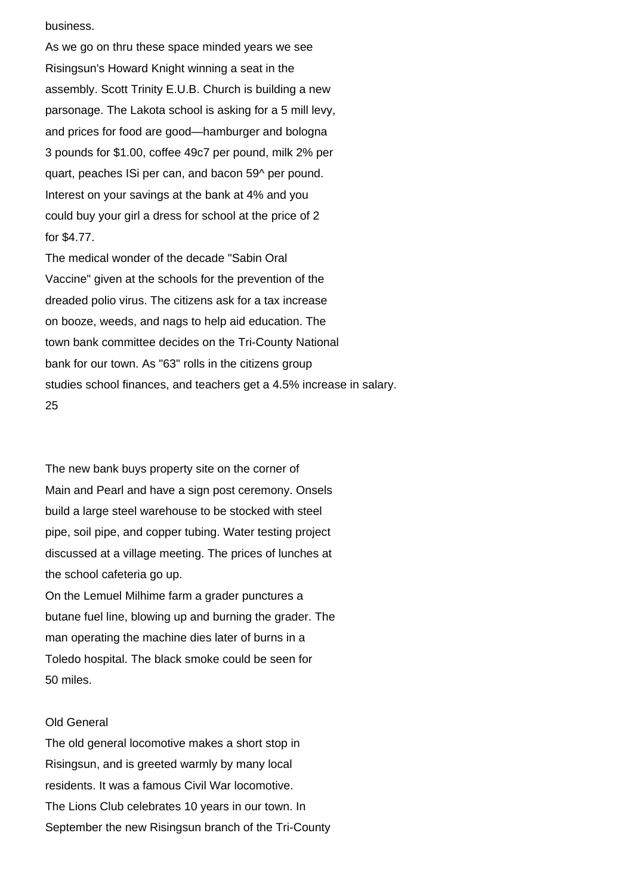business.

As we go on thru these space minded years we see Risingsun's Howard Knight winning a seat in the assembly. Scott Trinity E.U.B. Church is building a new parsonage. The Lakota school is asking for a 5 mill levy, and prices for food are good—hamburger and bologna 3 pounds for $1.00, coffee 49c7 per pound, milk 2% per quart, peaches ISi per can, and bacon 59^ per pound. Interest on your savings at the bank at 4% and you could buy your girl a dress for school at the price of 2 for $4.77.

The medical wonder of the decade "Sabin Oral Vaccine" given at the schools for the prevention of the dreaded polio virus. The citizens ask for a tax increase on booze, weeds, and nags to help aid education. The town bank committee decides on the Tri-County National bank for our town. As "63" rolls in the citizens group studies school finances, and teachers get a 4.5% increase in salary.

The new bank buys property site on the corner of Main and Pearl and have a sign post ceremony. Onsels build a large steel warehouse to be stocked with steel pipe, soil pipe, and copper tubing. Water testing project discussed at a village meeting. The prices of lunches at the school cafeteria go up.

On the Lemuel Milhime farm a grader punctures a butane fuel line, blowing up and burning the grader. The man operating the machine dies later of burns in a Toledo hospital. The black smoke could be seen for 50 miles.

Old General

The old general locomotive makes a short stop in Risingsun, and is greeted warmly by many local residents. It was a famous Civil War locomotive.

The Lions Club celebrates 10 years in our town. In September the new Risingsun branch of the Tri-County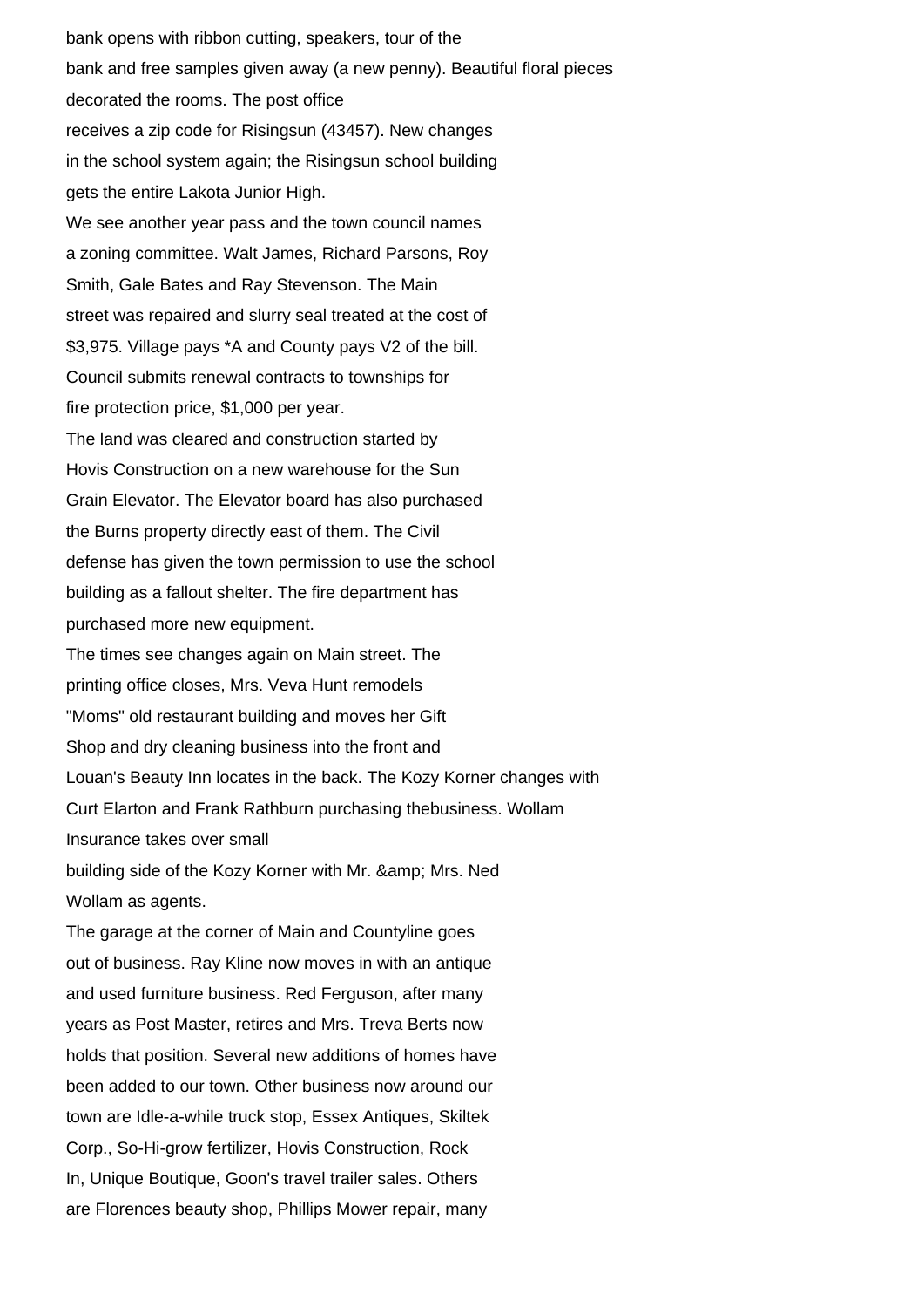bank opens with ribbon cutting, speakers, tour of the bank and free samples given away (a new penny). Beautiful floral pieces decorated the rooms. The post office receives a zip code for Risingsun (43457). New changes in the school system again; the Risingsun school building gets the entire Lakota Junior High.

We see another year pass and the town council names a zoning committee. Walt James, Richard Parsons, Roy Smith, Gale Bates and Ray Stevenson. The Main street was repaired and slurry seal treated at the cost of $3,975. Village pays *A and County pays V2 of the bill. Council submits renewal contracts to townships for fire protection price, $1,000 per year.

The land was cleared and construction started by Hovis Construction on a new warehouse for the Sun Grain Elevator. The Elevator board has also purchased the Burns property directly east of them. The Civil defense has given the town permission to use the school building as a fallout shelter. The fire department has purchased more new equipment.

The times see changes again on Main street. The printing office closes, Mrs. Veva Hunt remodels "Moms" old restaurant building and moves her Gift Shop and dry cleaning business into the front and Louan's Beauty Inn locates in the back. The Kozy Korner changes with Curt Elarton and Frank Rathburn purchasing thebusiness. Wollam Insurance takes over small building side of the Kozy Korner with Mr. &amp; Mrs. Ned Wollam as agents.

The garage at the corner of Main and Countyline goes out of business. Ray Kline now moves in with an antique and used furniture business. Red Ferguson, after many years as Post Master, retires and Mrs. Treva Berts now holds that position. Several new additions of homes have been added to our town. Other business now around our town are Idle-a-while truck stop, Essex Antiques, Skiltek Corp., So-Hi-grow fertilizer, Hovis Construction, Rock In, Unique Boutique, Goon's travel trailer sales. Others are Florences beauty shop, Phillips Mower repair, many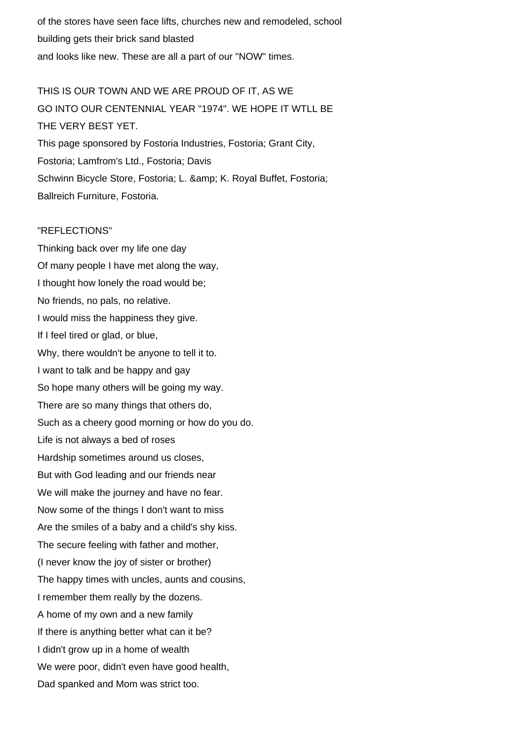of the stores have seen face lifts, churches new and remodeled, school building gets their brick sand blasted and looks like new. These are all a part of our "NOW" times.

THIS IS OUR TOWN AND WE ARE PROUD OF IT, AS WE GO INTO OUR CENTENNIAL YEAR "1974". WE HOPE IT WTLL BE THE VERY BEST YET.

This page sponsored by Fostoria Industries, Fostoria; Grant City, Fostoria; Lamfrom's Ltd., Fostoria; Davis Schwinn Bicycle Store, Fostoria; L. &amp; K. Royal Buffet, Fostoria; Ballreich Furniture, Fostoria.

"REFLECTIONS"

Thinking back over my life one day
Of many people I have met along the way,
I thought how lonely the road would be;
No friends, no pals, no relative.
I would miss the happiness they give.
If I feel tired or glad, or blue,
Why, there wouldn't be anyone to tell it to.
I want to talk and be happy and gay
So hope many others will be going my way.
There are so many things that others do,
Such as a cheery good morning or how do you do.
Life is not always a bed of roses
Hardship sometimes around us closes,
But with God leading and our friends near
We will make the journey and have no fear.
Now some of the things I don't want to miss
Are the smiles of a baby and a child's shy kiss.
The secure feeling with father and mother,
(I never know the joy of sister or brother)
The happy times with uncles, aunts and cousins,
I remember them really by the dozens.
A home of my own and a new family
If there is anything better what can it be?
I didn't grow up in a home of wealth
We were poor, didn't even have good health,
Dad spanked and Mom was strict too.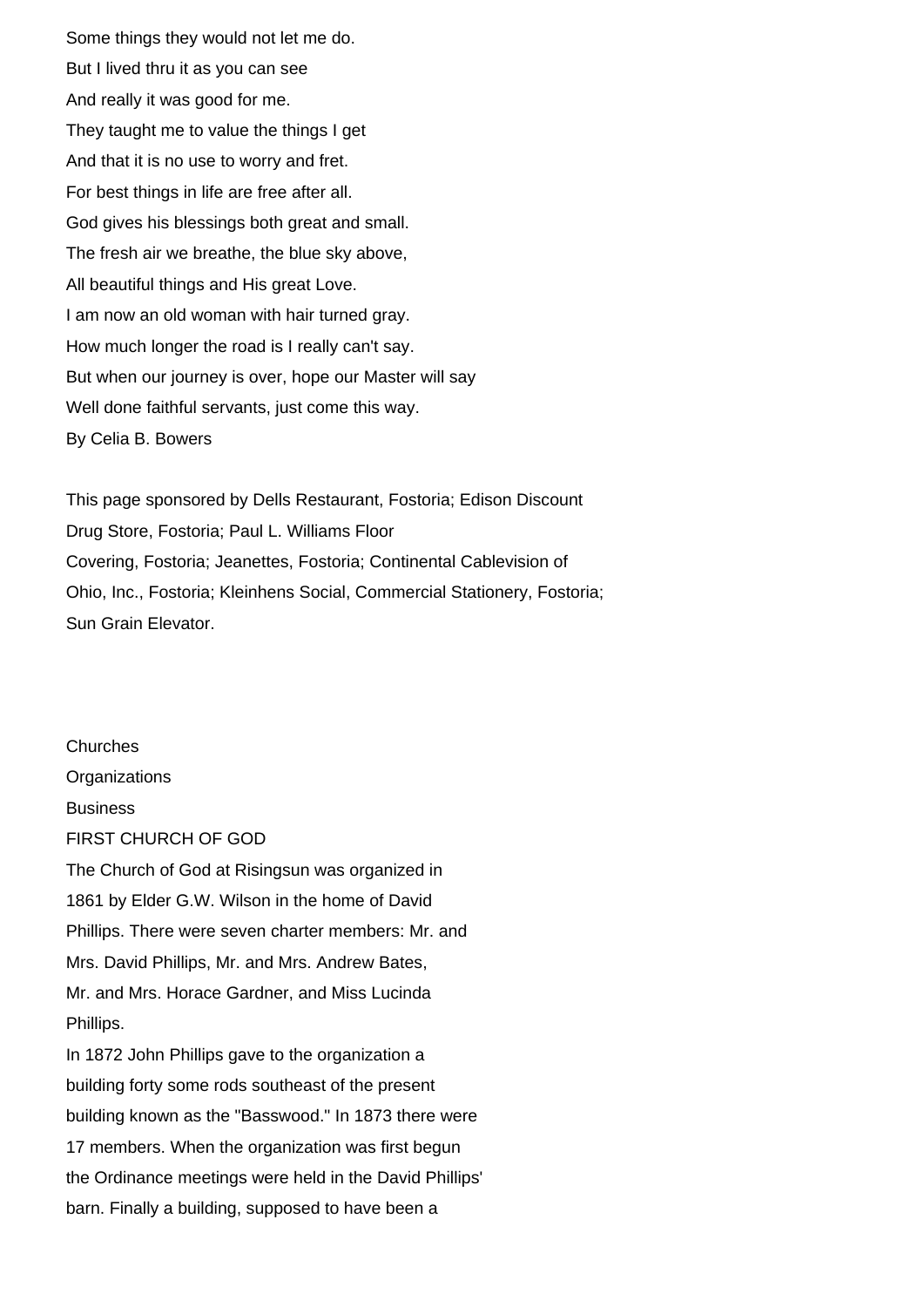Some things they would not let me do.
But I lived thru it as you can see
And really it was good for me.
They taught me to value the things I get
And that it is no use to worry and fret.
For best things in life are free after all.
God gives his blessings both great and small.
The fresh air we breathe, the blue sky above,
All beautiful things and His great Love.
I am now an old woman with hair turned gray.
How much longer the road is I really can't say.
But when our journey is over, hope our Master will say
Well done faithful servants, just come this way.
By Celia B. Bowers

This page sponsored by Dells Restaurant, Fostoria; Edison Discount Drug Store, Fostoria; Paul L. Williams Floor Covering, Fostoria; Jeanettes, Fostoria; Continental Cablevision of Ohio, Inc., Fostoria; Kleinhens Social, Commercial Stationery, Fostoria; Sun Grain Elevator.

Churches

Organizations

Business

## FIRST CHURCH OF GOD

The Church of God at Risingsun was organized in 1861 by Elder G.W. Wilson in the home of David Phillips. There were seven charter members: Mr. and Mrs. David Phillips, Mr. and Mrs. Andrew Bates, Mr. and Mrs. Horace Gardner, and Miss Lucinda Phillips.

In 1872 John Phillips gave to the organization a building forty some rods southeast of the present building known as the "Basswood." In 1873 there were 17 members. When the organization was first begun the Ordinance meetings were held in the David Phillips' barn. Finally a building, supposed to have been a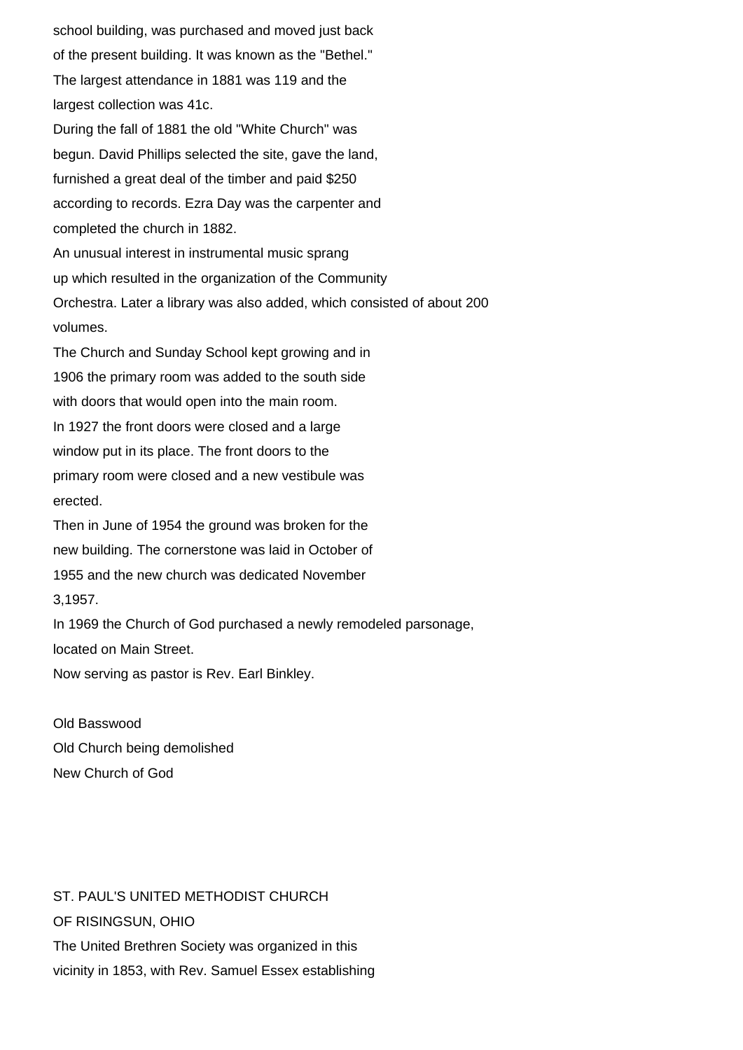school building, was purchased and moved just back of the present building. It was known as the "Bethel."
The largest attendance in 1881 was 119 and the largest collection was 41c.

During the fall of 1881 the old "White Church" was begun. David Phillips selected the site, gave the land, furnished a great deal of the timber and paid $250 according to records. Ezra Day was the carpenter and completed the church in 1882.

An unusual interest in instrumental music sprang up which resulted in the organization of the Community Orchestra. Later a library was also added, which consisted of about 200 volumes.

The Church and Sunday School kept growing and in 1906 the primary room was added to the south side with doors that would open into the main room.

In 1927 the front doors were closed and a large window put in its place. The front doors to the primary room were closed and a new vestibule was erected.

Then in June of 1954 the ground was broken for the new building. The cornerstone was laid in October of 1955 and the new church was dedicated November 3,1957.

In 1969 the Church of God purchased a newly remodeled parsonage, located on Main Street.

Now serving as pastor is Rev. Earl Binkley.

Old Basswood

Old Church being demolished

New Church of God

## ST. PAUL'S UNITED METHODIST CHURCH OF RISINGSUN, OHIO

The United Brethren Society was organized in this vicinity in 1853, with Rev. Samuel Essex establishing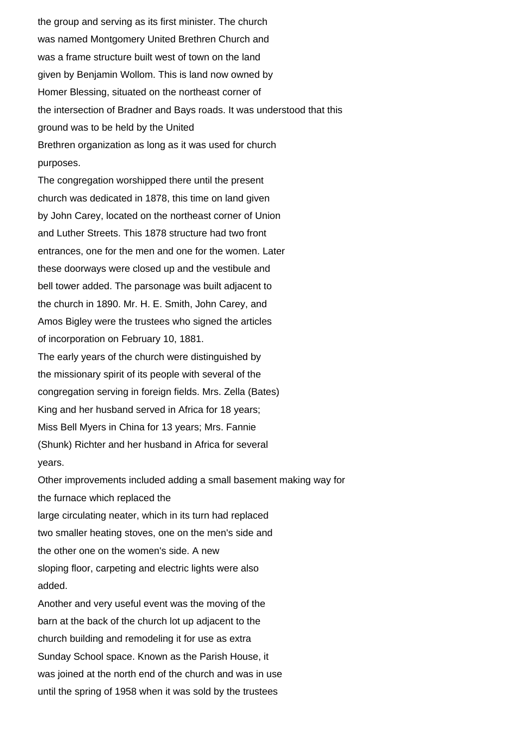the group and serving as its first minister. The church was named Montgomery United Brethren Church and was a frame structure built west of town on the land given by Benjamin Wollom. This is land now owned by Homer Blessing, situated on the northeast corner of the intersection of Bradner and Bays roads. It was understood that this ground was to be held by the United Brethren organization as long as it was used for church purposes.

The congregation worshipped there until the present church was dedicated in 1878, this time on land given by John Carey, located on the northeast corner of Union and Luther Streets. This 1878 structure had two front entrances, one for the men and one for the women. Later these doorways were closed up and the vestibule and bell tower added. The parsonage was built adjacent to the church in 1890. Mr. H. E. Smith, John Carey, and Amos Bigley were the trustees who signed the articles of incorporation on February 10, 1881.

The early years of the church were distinguished by the missionary spirit of its people with several of the congregation serving in foreign fields. Mrs. Zella (Bates) King and her husband served in Africa for 18 years; Miss Bell Myers in China for 13 years; Mrs. Fannie (Shunk) Richter and her husband in Africa for several years.

Other improvements included adding a small basement making way for the furnace which replaced the large circulating neater, which in its turn had replaced two smaller heating stoves, one on the men's side and the other one on the women's side. A new sloping floor, carpeting and electric lights were also added.

Another and very useful event was the moving of the barn at the back of the church lot up adjacent to the church building and remodeling it for use as extra Sunday School space. Known as the Parish House, it was joined at the north end of the church and was in use until the spring of 1958 when it was sold by the trustees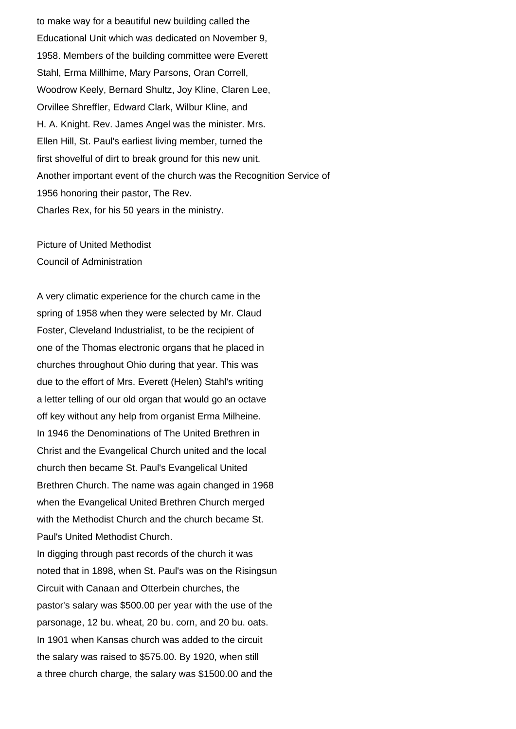to make way for a beautiful new building called the Educational Unit which was dedicated on November 9, 1958. Members of the building committee were Everett Stahl, Erma Millhime, Mary Parsons, Oran Correll, Woodrow Keely, Bernard Shultz, Joy Kline, Claren Lee, Orvillee Shreffler, Edward Clark, Wilbur Kline, and H. A. Knight. Rev. James Angel was the minister. Mrs. Ellen Hill, St. Paul's earliest living member, turned the first shovelful of dirt to break ground for this new unit.
Another important event of the church was the Recognition Service of 1956 honoring their pastor, The Rev.
Charles Rex, for his 50 years in the ministry.

Picture of United Methodist
Council of Administration

A very climatic experience for the church came in the spring of 1958 when they were selected by Mr. Claud Foster, Cleveland Industrialist, to be the recipient of one of the Thomas electronic organs that he placed in churches throughout Ohio during that year. This was due to the effort of Mrs. Everett (Helen) Stahl's writing a letter telling of our old organ that would go an octave off key without any help from organist Erma Milheine.
In 1946 the Denominations of The United Brethren in Christ and the Evangelical Church united and the local church then became St. Paul's Evangelical United Brethren Church. The name was again changed in 1968 when the Evangelical United Brethren Church merged with the Methodist Church and the church became St. Paul's United Methodist Church.
In digging through past records of the church it was noted that in 1898, when St. Paul's was on the Risingsun Circuit with Canaan and Otterbein churches, the pastor's salary was $500.00 per year with the use of the parsonage, 12 bu. wheat, 20 bu. corn, and 20 bu. oats.
In 1901 when Kansas church was added to the circuit the salary was raised to $575.00. By 1920, when still a three church charge, the salary was $1500.00 and the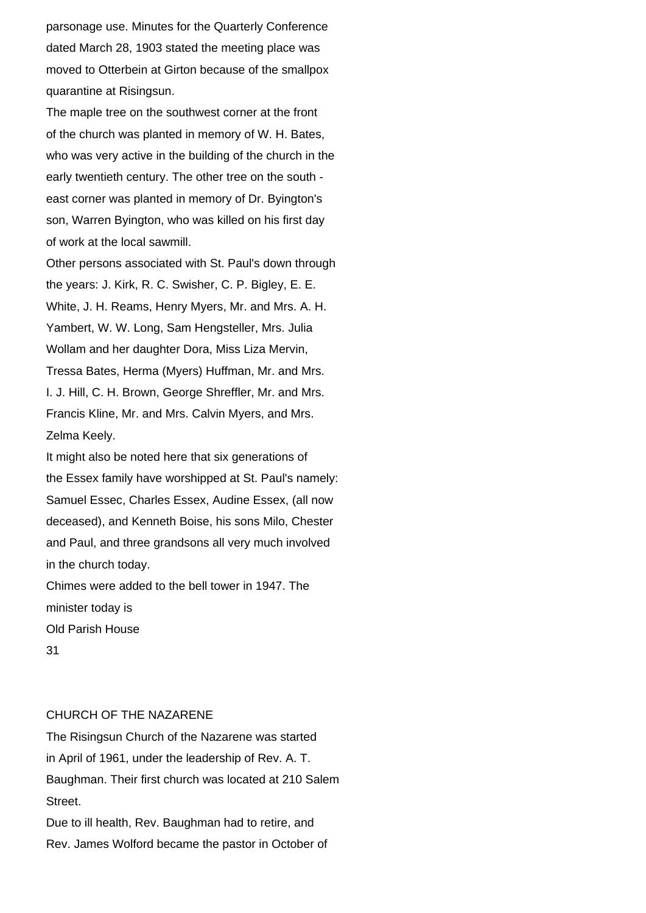parsonage use. Minutes for the Quarterly Conference dated March 28, 1903 stated the meeting place was moved to Otterbein at Girton because of the smallpox quarantine at Risingsun.

The maple tree on the southwest corner at the front of the church was planted in memory of W. H. Bates, who was very active in the building of the church in the early twentieth century. The other tree on the south - east corner was planted in memory of Dr. Byington's son, Warren Byington, who was killed on his first day of work at the local sawmill.

Other persons associated with St. Paul's down through the years: J. Kirk, R. C. Swisher, C. P. Bigley, E. E. White, J. H. Reams, Henry Myers, Mr. and Mrs. A. H. Yambert, W. W. Long, Sam Hengsteller, Mrs. Julia Wollam and her daughter Dora, Miss Liza Mervin, Tressa Bates, Herma (Myers) Huffman, Mr. and Mrs. I. J. Hill, C. H. Brown, George Shreffler, Mr. and Mrs. Francis Kline, Mr. and Mrs. Calvin Myers, and Mrs. Zelma Keely.

It might also be noted here that six generations of the Essex family have worshipped at St. Paul's namely: Samuel Essec, Charles Essex, Audine Essex, (all now deceased), and Kenneth Boise, his sons Milo, Chester and Paul, and three grandsons all very much involved in the church today.

Chimes were added to the bell tower in 1947. The minister today is

Old Parish House

## CHURCH OF THE NAZARENE

The Risingsun Church of the Nazarene was started in April of 1961, under the leadership of Rev. A. T. Baughman. Their first church was located at 210 Salem Street.

Due to ill health, Rev. Baughman had to retire, and Rev. James Wolford became the pastor in October of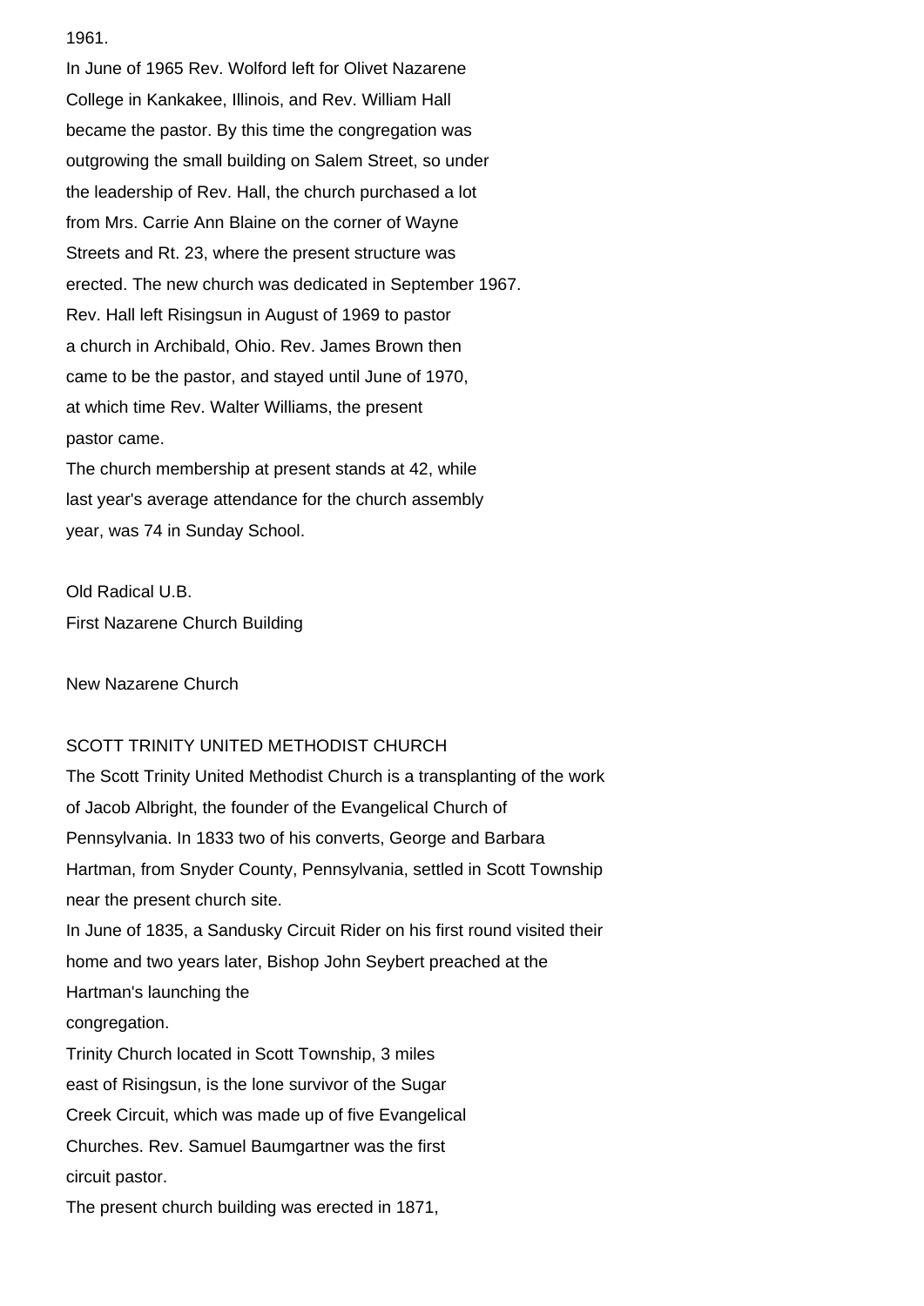1961.

In June of 1965 Rev. Wolford left for Olivet Nazarene College in Kankakee, Illinois, and Rev. William Hall became the pastor. By this time the congregation was outgrowing the small building on Salem Street, so under the leadership of Rev. Hall, the church purchased a lot from Mrs. Carrie Ann Blaine on the corner of Wayne Streets and Rt. 23, where the present structure was erected. The new church was dedicated in September 1967. Rev. Hall left Risingsun in August of 1969 to pastor a church in Archibald, Ohio. Rev. James Brown then came to be the pastor, and stayed until June of 1970, at which time Rev. Walter Williams, the present pastor came.

The church membership at present stands at 42, while last year's average attendance for the church assembly year, was 74 in Sunday School.

Old Radical U.B.
First Nazarene Church Building

New Nazarene Church

## SCOTT TRINITY UNITED METHODIST CHURCH

The Scott Trinity United Methodist Church is a transplanting of the work of Jacob Albright, the founder of the Evangelical Church of Pennsylvania. In 1833 two of his converts, George and Barbara Hartman, from Snyder County, Pennsylvania, settled in Scott Township near the present church site.

In June of 1835, a Sandusky Circuit Rider on his first round visited their home and two years later, Bishop John Seybert preached at the Hartman's launching the congregation.

Trinity Church located in Scott Township, 3 miles east of Risingsun, is the lone survivor of the Sugar Creek Circuit, which was made up of five Evangelical Churches. Rev. Samuel Baumgartner was the first circuit pastor.

The present church building was erected in 1871,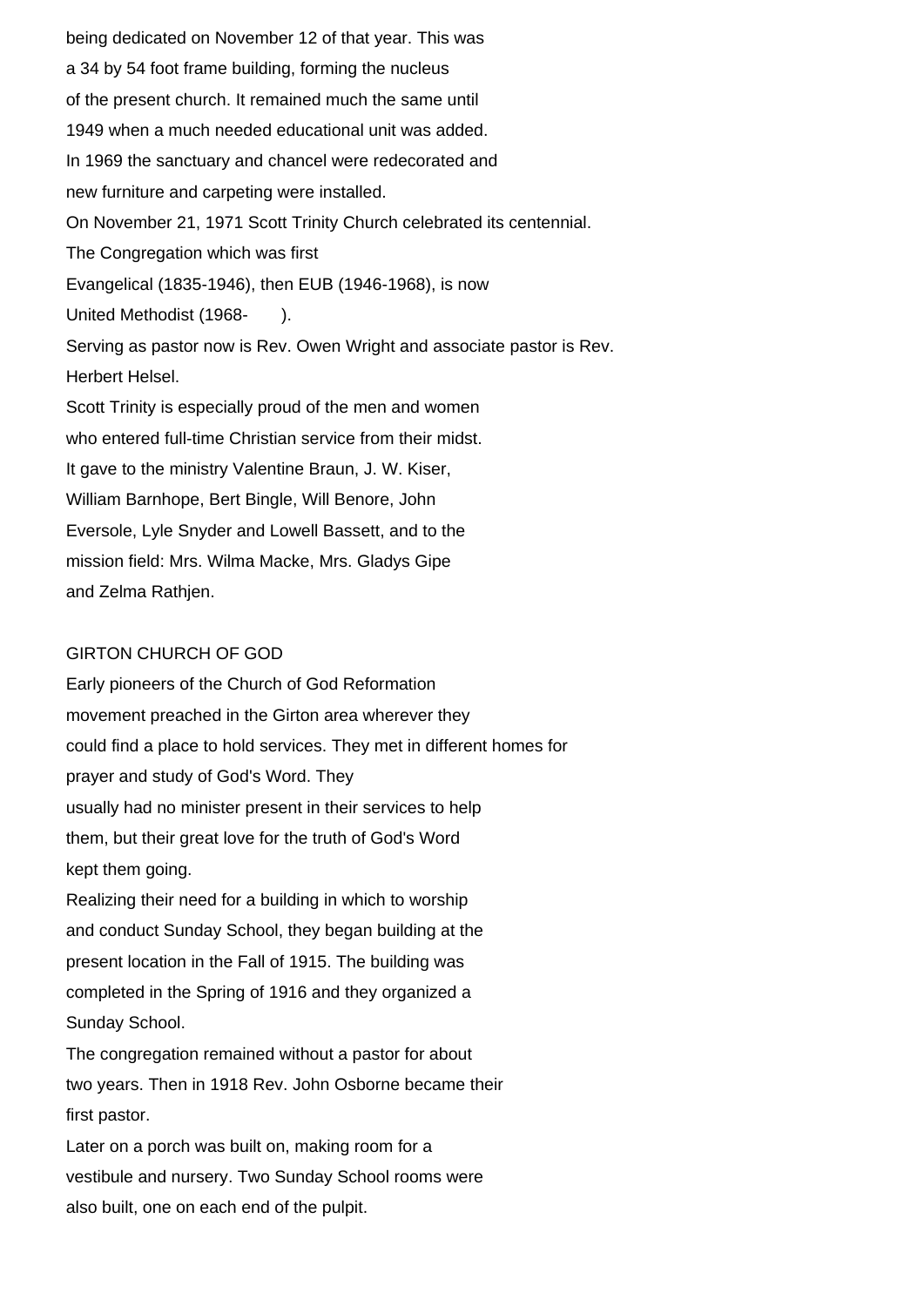being dedicated on November 12 of that year. This was a 34 by 54 foot frame building, forming the nucleus of the present church. It remained much the same until 1949 when a much needed educational unit was added. In 1969 the sanctuary and chancel were redecorated and new furniture and carpeting were installed.

On November 21, 1971 Scott Trinity Church celebrated its centennial.

The Congregation which was first Evangelical (1835-1946), then EUB (1946-1968), is now United Methodist (1968- ).

Serving as pastor now is Rev. Owen Wright and associate pastor is Rev. Herbert Helsel.

Scott Trinity is especially proud of the men and women who entered full-time Christian service from their midst. It gave to the ministry Valentine Braun, J. W. Kiser, William Barnhope, Bert Bingle, Will Benore, John Eversole, Lyle Snyder and Lowell Bassett, and to the mission field: Mrs. Wilma Macke, Mrs. Gladys Gipe and Zelma Rathjen.

## GIRTON CHURCH OF GOD

Early pioneers of the Church of God Reformation movement preached in the Girton area wherever they could find a place to hold services. They met in different homes for prayer and study of God's Word. They usually had no minister present in their services to help them, but their great love for the truth of God's Word kept them going.

Realizing their need for a building in which to worship and conduct Sunday School, they began building at the present location in the Fall of 1915. The building was completed in the Spring of 1916 and they organized a Sunday School.

The congregation remained without a pastor for about two years. Then in 1918 Rev. John Osborne became their first pastor.

Later on a porch was built on, making room for a vestibule and nursery. Two Sunday School rooms were also built, one on each end of the pulpit.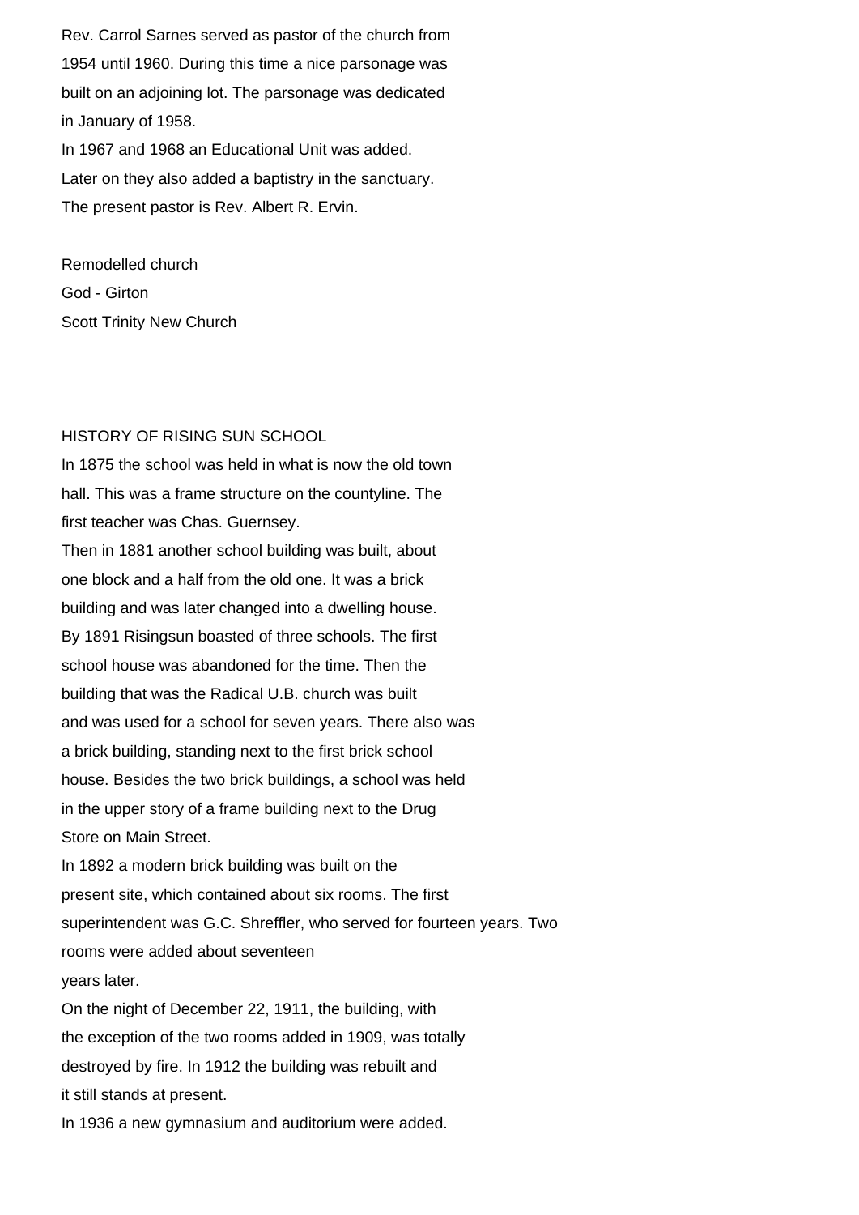Rev. Carrol Sarnes served as pastor of the church from 1954 until 1960. During this time a nice parsonage was built on an adjoining lot. The parsonage was dedicated in January of 1958.

In 1967 and 1968 an Educational Unit was added. Later on they also added a baptistry in the sanctuary. The present pastor is Rev. Albert R. Ervin.

Remodelled church
God - Girton
Scott Trinity New Church

## HISTORY OF RISING SUN SCHOOL

In 1875 the school was held in what is now the old town hall. This was a frame structure on the countyline. The first teacher was Chas. Guernsey.

Then in 1881 another school building was built, about one block and a half from the old one. It was a brick building and was later changed into a dwelling house.

By 1891 Risingsun boasted of three schools. The first school house was abandoned for the time. Then the building that was the Radical U.B. church was built and was used for a school for seven years. There also was a brick building, standing next to the first brick school house. Besides the two brick buildings, a school was held in the upper story of a frame building next to the Drug Store on Main Street.

In 1892 a modern brick building was built on the present site, which contained about six rooms. The first superintendent was G.C. Shreffler, who served for fourteen years. Two rooms were added about seventeen years later.

On the night of December 22, 1911, the building, with the exception of the two rooms added in 1909, was totally destroyed by fire. In 1912 the building was rebuilt and it still stands at present.

In 1936 a new gymnasium and auditorium were added.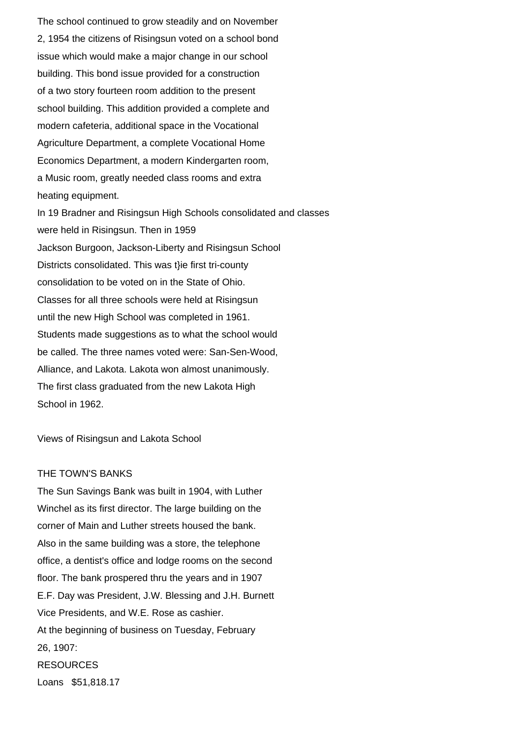The school continued to grow steadily and on November 2, 1954 the citizens of Risingsun voted on a school bond issue which would make a major change in our school building. This bond issue provided for a construction of a two story fourteen room addition to the present school building. This addition provided a complete and modern cafeteria, additional space in the Vocational Agriculture Department, a complete Vocational Home Economics Department, a modern Kindergarten room, a Music room, greatly needed class rooms and extra heating equipment.

In 19 Bradner and Risingsun High Schools consolidated and classes were held in Risingsun. Then in 1959 Jackson Burgoon, Jackson-Liberty and Risingsun School Districts consolidated. This was t}ie first tri-county consolidation to be voted on in the State of Ohio. Classes for all three schools were held at Risingsun until the new High School was completed in 1961. Students made suggestions as to what the school would be called. The three names voted were: San-Sen-Wood, Alliance, and Lakota. Lakota won almost unanimously. The first class graduated from the new Lakota High School in 1962.

Views of Risingsun and Lakota School

## THE TOWN'S BANKS

The Sun Savings Bank was built in 1904, with Luther Winchel as its first director. The large building on the corner of Main and Luther streets housed the bank. Also in the same building was a store, the telephone office, a dentist's office and lodge rooms on the second floor. The bank prospered thru the years and in 1907 E.F. Day was President, J.W. Blessing and J.H. Burnett Vice Presidents, and W.E. Rose as cashier.

At the beginning of business on Tuesday, February 26, 1907:

RESOURCES

Loans $51,818.17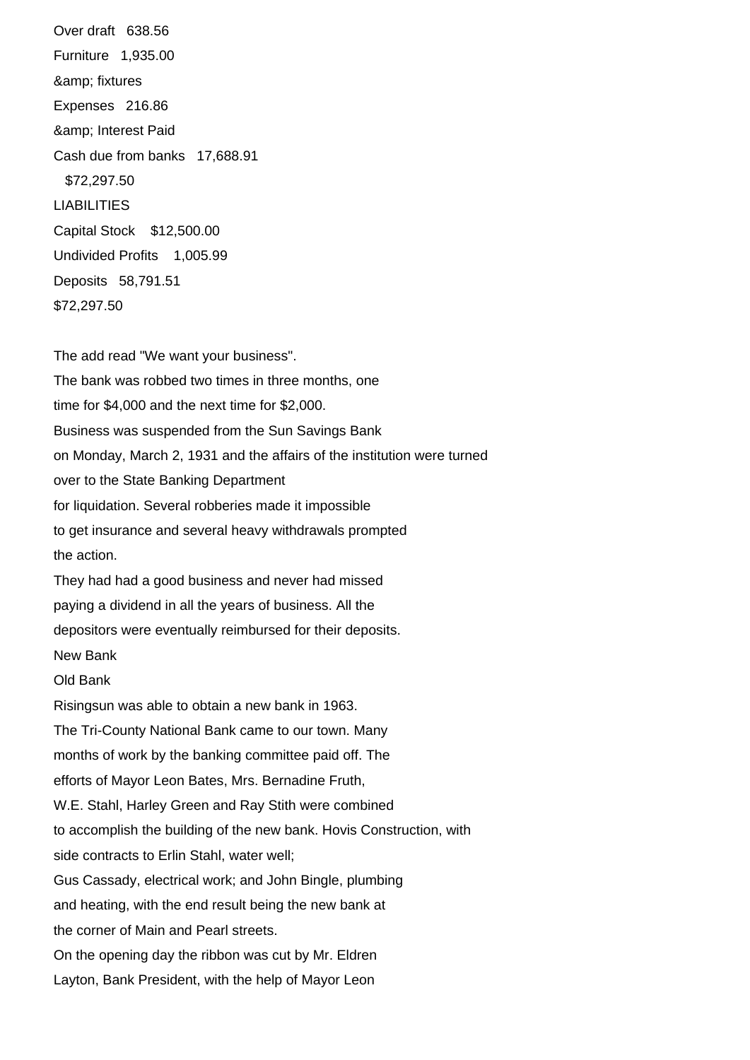Over draft 638.56

Furniture 1,935.00

&amp; fixtures

Expenses 216.86

&amp; Interest Paid

Cash due from banks 17,688.91

$72,297.50

LIABILITIES

Capital Stock $12,500.00

Undivided Profits 1,005.99

Deposits 58,791.51

$72,297.50

The add read "We want your business".

The bank was robbed two times in three months, one time for $4,000 and the next time for $2,000.

Business was suspended from the Sun Savings Bank on Monday, March 2, 1931 and the affairs of the institution were turned over to the State Banking Department for liquidation. Several robberies made it impossible to get insurance and several heavy withdrawals prompted the action.

They had had a good business and never had missed paying a dividend in all the years of business. All the depositors were eventually reimbursed for their deposits.

New Bank

Old Bank

Risingsun was able to obtain a new bank in 1963. The Tri-County National Bank came to our town. Many months of work by the banking committee paid off. The efforts of Mayor Leon Bates, Mrs. Bernadine Fruth, W.E. Stahl, Harley Green and Ray Stith were combined to accomplish the building of the new bank. Hovis Construction, with side contracts to Erlin Stahl, water well; Gus Cassady, electrical work; and John Bingle, plumbing and heating, with the end result being the new bank at the corner of Main and Pearl streets.

On the opening day the ribbon was cut by Mr. Eldren Layton, Bank President, with the help of Mayor Leon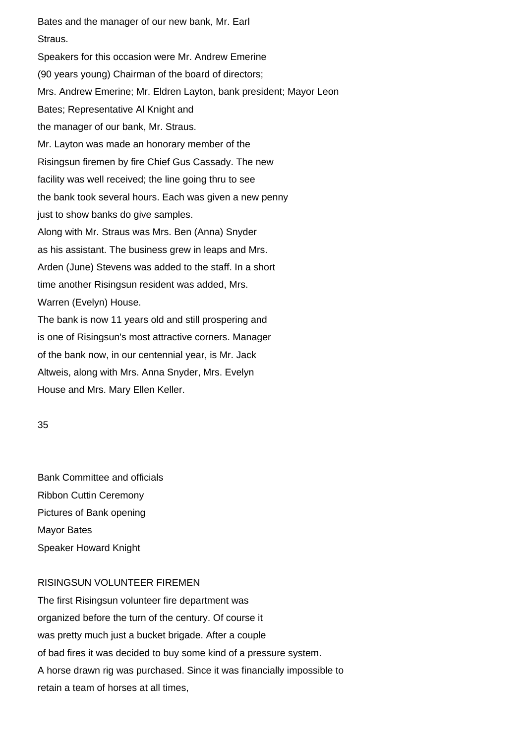Bates and the manager of our new bank, Mr. Earl Straus.

Speakers for this occasion were Mr. Andrew Emerine (90 years young) Chairman of the board of directors; Mrs. Andrew Emerine; Mr. Eldren Layton, bank president; Mayor Leon Bates; Representative Al Knight and the manager of our bank, Mr. Straus.

Mr. Layton was made an honorary member of the Risingsun firemen by fire Chief Gus Cassady. The new facility was well received; the line going thru to see the bank took several hours. Each was given a new penny just to show banks do give samples.

Along with Mr. Straus was Mrs. Ben (Anna) Snyder as his assistant. The business grew in leaps and Mrs. Arden (June) Stevens was added to the staff. In a short time another Risingsun resident was added, Mrs. Warren (Evelyn) House.

The bank is now 11 years old and still prospering and is one of Risingsun's most attractive corners. Manager of the bank now, in our centennial year, is Mr. Jack Altweis, along with Mrs. Anna Snyder, Mrs. Evelyn House and Mrs. Mary Ellen Keller.

Bank Committee and officials

Ribbon Cuttin Ceremony

Pictures of Bank opening

Mayor Bates

Speaker Howard Knight

## RISINGSUN VOLUNTEER FIREMEN

The first Risingsun volunteer fire department was organized before the turn of the century. Of course it was pretty much just a bucket brigade. After a couple of bad fires it was decided to buy some kind of a pressure system. A horse drawn rig was purchased. Since it was financially impossible to retain a team of horses at all times,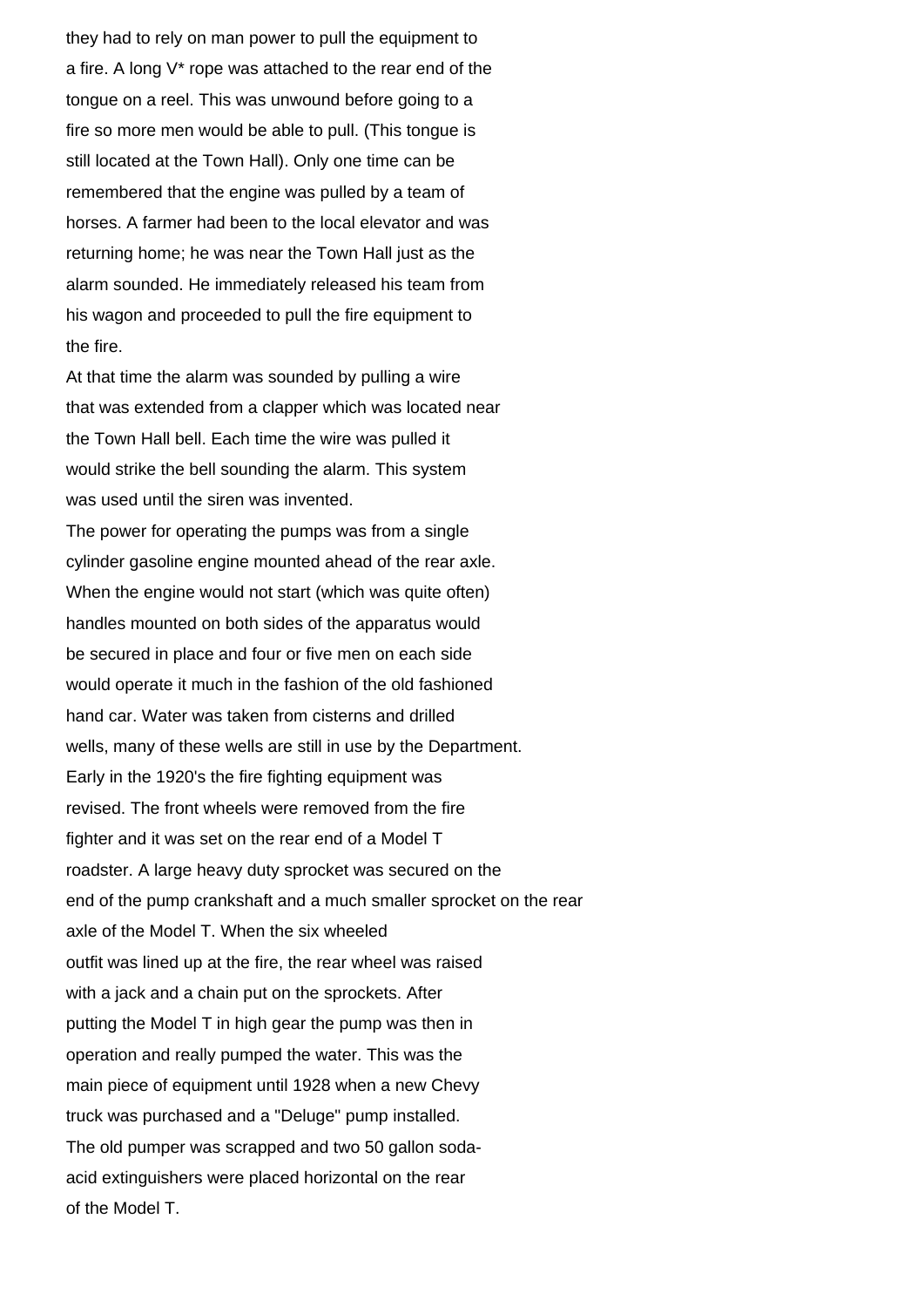they had to rely on man power to pull the equipment to a fire. A long V* rope was attached to the rear end of the tongue on a reel. This was unwound before going to a fire so more men would be able to pull. (This tongue is still located at the Town Hall). Only one time can be remembered that the engine was pulled by a team of horses. A farmer had been to the local elevator and was returning home; he was near the Town Hall just as the alarm sounded. He immediately released his team from his wagon and proceeded to pull the fire equipment to the fire.

At that time the alarm was sounded by pulling a wire that was extended from a clapper which was located near the Town Hall bell. Each time the wire was pulled it would strike the bell sounding the alarm. This system was used until the siren was invented.

The power for operating the pumps was from a single cylinder gasoline engine mounted ahead of the rear axle. When the engine would not start (which was quite often) handles mounted on both sides of the apparatus would be secured in place and four or five men on each side would operate it much in the fashion of the old fashioned hand car. Water was taken from cisterns and drilled wells, many of these wells are still in use by the Department.

Early in the 1920's the fire fighting equipment was revised. The front wheels were removed from the fire fighter and it was set on the rear end of a Model T roadster. A large heavy duty sprocket was secured on the end of the pump crankshaft and a much smaller sprocket on the rear axle of the Model T. When the six wheeled outfit was lined up at the fire, the rear wheel was raised with a jack and a chain put on the sprockets. After putting the Model T in high gear the pump was then in operation and really pumped the water. This was the main piece of equipment until 1928 when a new Chevy truck was purchased and a "Deluge" pump installed. The old pumper was scrapped and two 50 gallon soda-acid extinguishers were placed horizontal on the rear of the Model T.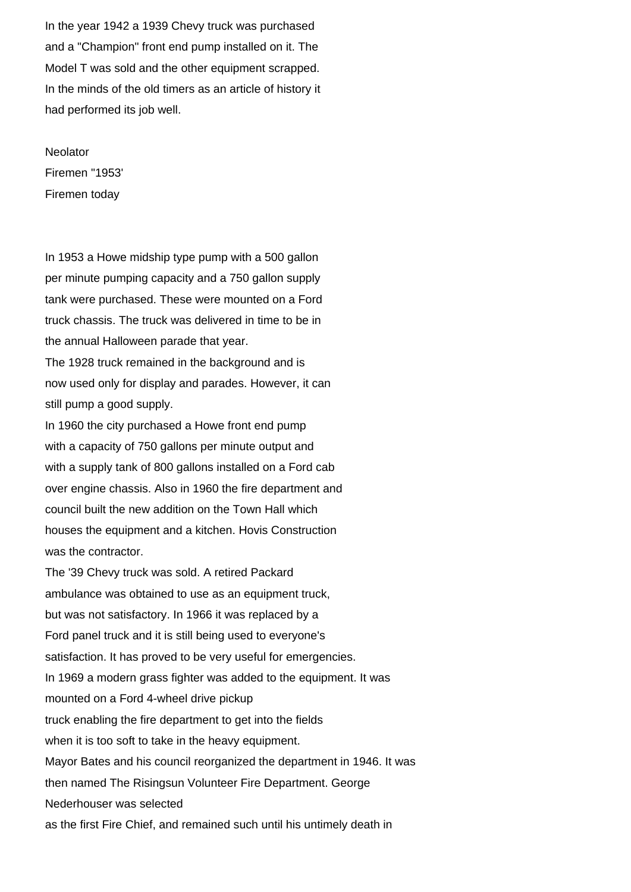In the year 1942 a 1939 Chevy truck was purchased and a "Champion" front end pump installed on it. The Model T was sold and the other equipment scrapped. In the minds of the old timers as an article of history it had performed its job well.

Neolator
Firemen "1953'
Firemen today

In 1953 a Howe midship type pump with a 500 gallon per minute pumping capacity and a 750 gallon supply tank were purchased. These were mounted on a Ford truck chassis. The truck was delivered in time to be in the annual Halloween parade that year.

The 1928 truck remained in the background and is now used only for display and parades. However, it can still pump a good supply.

In 1960 the city purchased a Howe front end pump with a capacity of 750 gallons per minute output and with a supply tank of 800 gallons installed on a Ford cab over engine chassis. Also in 1960 the fire department and council built the new addition on the Town Hall which houses the equipment and a kitchen. Hovis Construction was the contractor.

The '39 Chevy truck was sold. A retired Packard ambulance was obtained to use as an equipment truck, but was not satisfactory. In 1966 it was replaced by a Ford panel truck and it is still being used to everyone's satisfaction. It has proved to be very useful for emergencies.

In 1969 a modern grass fighter was added to the equipment. It was mounted on a Ford 4-wheel drive pickup truck enabling the fire department to get into the fields when it is too soft to take in the heavy equipment.

Mayor Bates and his council reorganized the department in 1946. It was then named The Risingsun Volunteer Fire Department. George Nederhouser was selected as the first Fire Chief, and remained such until his untimely death in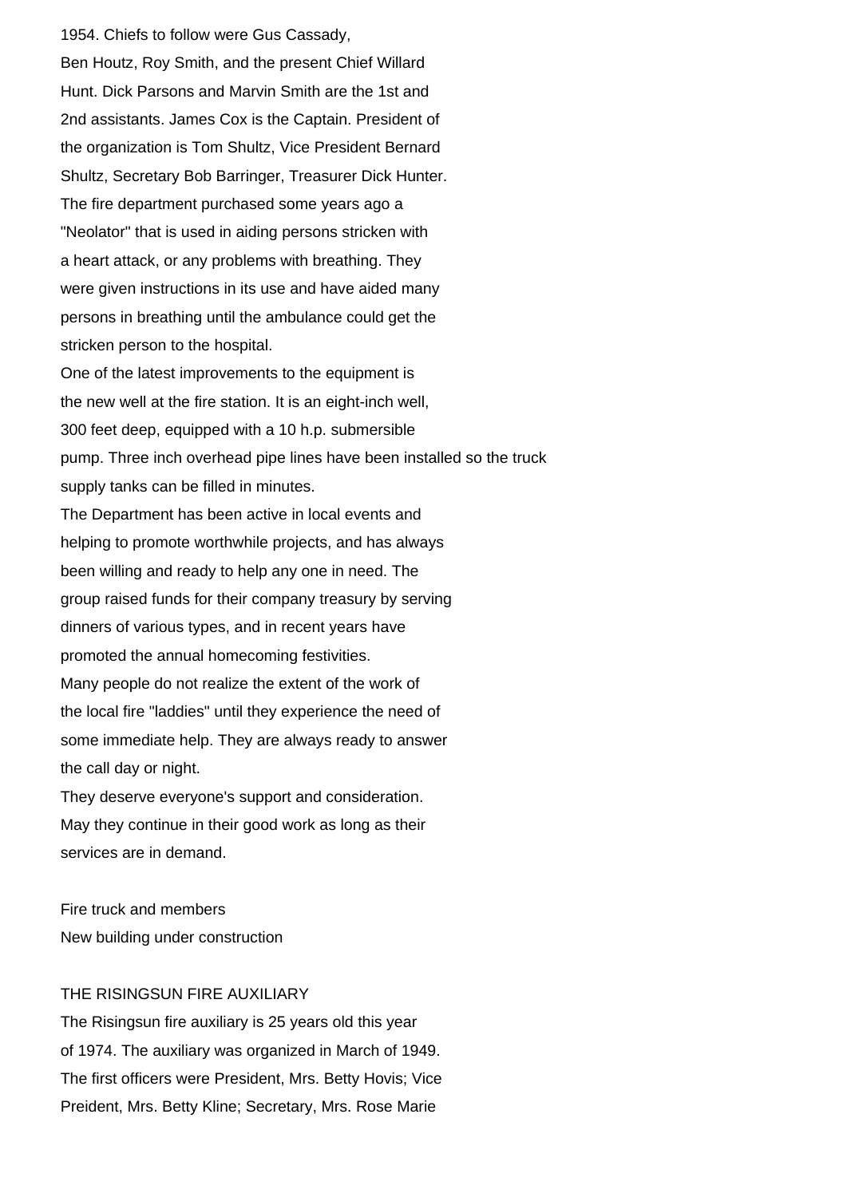1954. Chiefs to follow were Gus Cassady, Ben Houtz, Roy Smith, and the present Chief Willard Hunt. Dick Parsons and Marvin Smith are the 1st and 2nd assistants. James Cox is the Captain. President of the organization is Tom Shultz, Vice President Bernard Shultz, Secretary Bob Barringer, Treasurer Dick Hunter.

The fire department purchased some years ago a "Neolator" that is used in aiding persons stricken with a heart attack, or any problems with breathing. They were given instructions in its use and have aided many persons in breathing until the ambulance could get the stricken person to the hospital.

One of the latest improvements to the equipment is the new well at the fire station. It is an eight-inch well, 300 feet deep, equipped with a 10 h.p. submersible pump. Three inch overhead pipe lines have been installed so the truck supply tanks can be filled in minutes.

The Department has been active in local events and helping to promote worthwhile projects, and has always been willing and ready to help any one in need. The group raised funds for their company treasury by serving dinners of various types, and in recent years have promoted the annual homecoming festivities.

Many people do not realize the extent of the work of the local fire "laddies" until they experience the need of some immediate help. They are always ready to answer the call day or night.

They deserve everyone's support and consideration. May they continue in their good work as long as their services are in demand.

Fire truck and members

New building under construction

## THE RISINGSUN FIRE AUXILIARY

The Risingsun fire auxiliary is 25 years old this year of 1974. The auxiliary was organized in March of 1949. The first officers were President, Mrs. Betty Hovis; Vice Preident, Mrs. Betty Kline; Secretary, Mrs. Rose Marie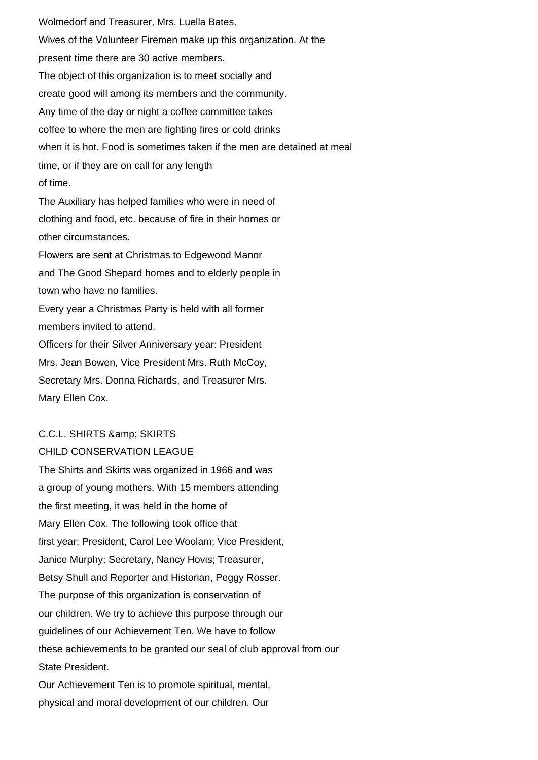Wolmedorf and Treasurer, Mrs. Luella Bates.

Wives of the Volunteer Firemen make up this organization. At the present time there are 30 active members.

The object of this organization is to meet socially and create good will among its members and the community.

Any time of the day or night a coffee committee takes coffee to where the men are fighting fires or cold drinks when it is hot. Food is sometimes taken if the men are detained at meal time, or if they are on call for any length of time.

The Auxiliary has helped families who were in need of clothing and food, etc. because of fire in their homes or other circumstances.

Flowers are sent at Christmas to Edgewood Manor and The Good Shepard homes and to elderly people in town who have no families.

Every year a Christmas Party is held with all former members invited to attend.

Officers for their Silver Anniversary year: President Mrs. Jean Bowen, Vice President Mrs. Ruth McCoy, Secretary Mrs. Donna Richards, and Treasurer Mrs. Mary Ellen Cox.

## C.C.L. SHIRTS &amp; SKIRTS

### CHILD CONSERVATION LEAGUE

The Shirts and Skirts was organized in 1966 and was a group of young mothers. With 15 members attending the first meeting, it was held in the home of Mary Ellen Cox. The following took office that first year: President, Carol Lee Woolam; Vice President, Janice Murphy; Secretary, Nancy Hovis; Treasurer, Betsy Shull and Reporter and Historian, Peggy Rosser.

The purpose of this organization is conservation of our children. We try to achieve this purpose through our guidelines of our Achievement Ten. We have to follow these achievements to be granted our seal of club approval from our State President.

Our Achievement Ten is to promote spiritual, mental, physical and moral development of our children. Our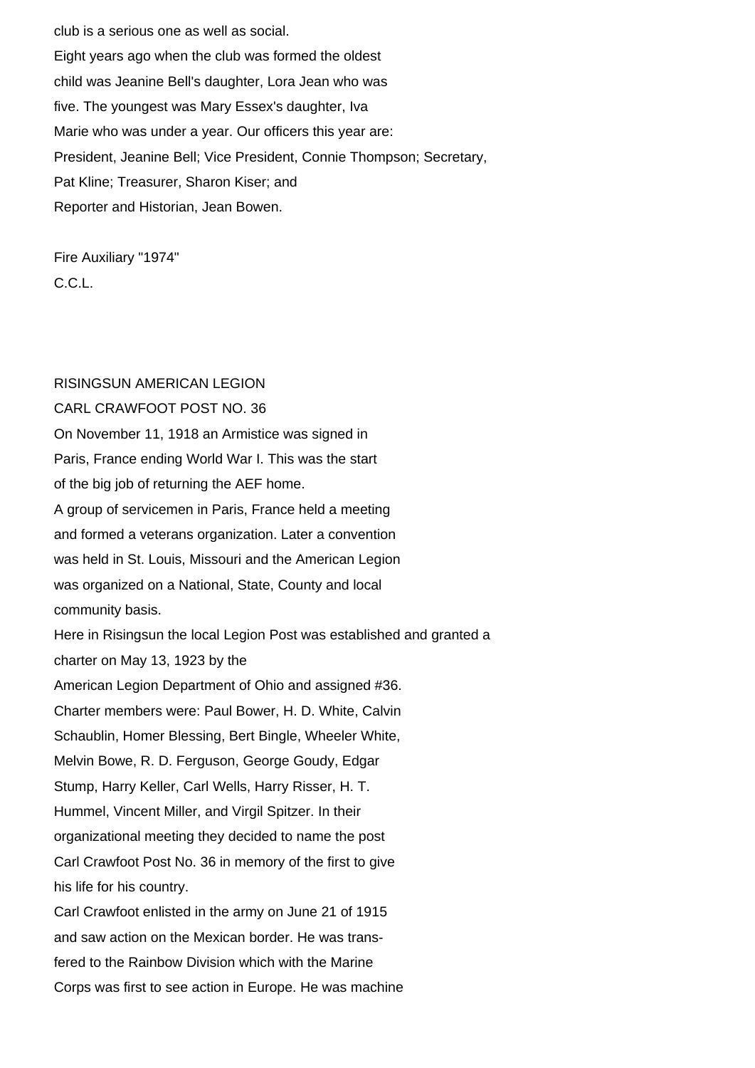club is a serious one as well as social.

Eight years ago when the club was formed the oldest child was Jeanine Bell's daughter, Lora Jean who was five. The youngest was Mary Essex's daughter, Iva Marie who was under a year. Our officers this year are: President, Jeanine Bell; Vice President, Connie Thompson; Secretary, Pat Kline; Treasurer, Sharon Kiser; and Reporter and Historian, Jean Bowen.

Fire Auxiliary "1974"
C.C.L.

## RISINGSUN AMERICAN LEGION
## CARL CRAWFOOT POST NO. 36

On November 11, 1918 an Armistice was signed in Paris, France ending World War I. This was the start of the big job of returning the AEF home.

A group of servicemen in Paris, France held a meeting and formed a veterans organization. Later a convention was held in St. Louis, Missouri and the American Legion was organized on a National, State, County and local community basis.

Here in Risingsun the local Legion Post was established and granted a charter on May 13, 1923 by the American Legion Department of Ohio and assigned #36. Charter members were: Paul Bower, H. D. White, Calvin Schaublin, Homer Blessing, Bert Bingle, Wheeler White, Melvin Bowe, R. D. Ferguson, George Goudy, Edgar Stump, Harry Keller, Carl Wells, Harry Risser, H. T. Hummel, Vincent Miller, and Virgil Spitzer. In their organizational meeting they decided to name the post Carl Crawfoot Post No. 36 in memory of the first to give his life for his country.

Carl Crawfoot enlisted in the army on June 21 of 1915 and saw action on the Mexican border. He was transfered to the Rainbow Division which with the Marine Corps was first to see action in Europe. He was machine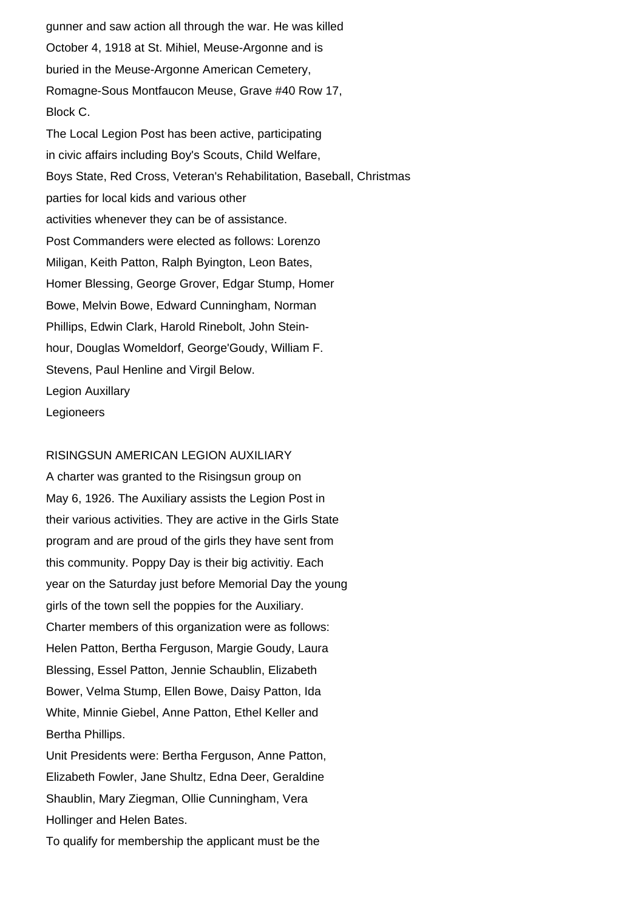gunner and saw action all through the war. He was killed October 4, 1918 at St. Mihiel, Meuse-Argonne and is buried in the Meuse-Argonne American Cemetery, Romagne-Sous Montfaucon Meuse, Grave #40 Row 17, Block C.

The Local Legion Post has been active, participating in civic affairs including Boy's Scouts, Child Welfare, Boys State, Red Cross, Veteran's Rehabilitation, Baseball, Christmas parties for local kids and various other activities whenever they can be of assistance.

Post Commanders were elected as follows: Lorenzo Miligan, Keith Patton, Ralph Byington, Leon Bates, Homer Blessing, George Grover, Edgar Stump, Homer Bowe, Melvin Bowe, Edward Cunningham, Norman Phillips, Edwin Clark, Harold Rinebolt, John Steinhour, Douglas Womeldorf, George'Goudy, William F. Stevens, Paul Henline and Virgil Below.

Legion Auxillary

Legioneers

## RISINGSUN AMERICAN LEGION AUXILIARY

A charter was granted to the Risingsun group on May 6, 1926. The Auxiliary assists the Legion Post in their various activities. They are active in the Girls State program and are proud of the girls they have sent from this community. Poppy Day is their big activitiy. Each year on the Saturday just before Memorial Day the young girls of the town sell the poppies for the Auxiliary.

Charter members of this organization were as follows: Helen Patton, Bertha Ferguson, Margie Goudy, Laura Blessing, Essel Patton, Jennie Schaublin, Elizabeth Bower, Velma Stump, Ellen Bowe, Daisy Patton, Ida White, Minnie Giebel, Anne Patton, Ethel Keller and Bertha Phillips.

Unit Presidents were: Bertha Ferguson, Anne Patton, Elizabeth Fowler, Jane Shultz, Edna Deer, Geraldine Shaublin, Mary Ziegman, Ollie Cunningham, Vera Hollinger and Helen Bates.

To qualify for membership the applicant must be the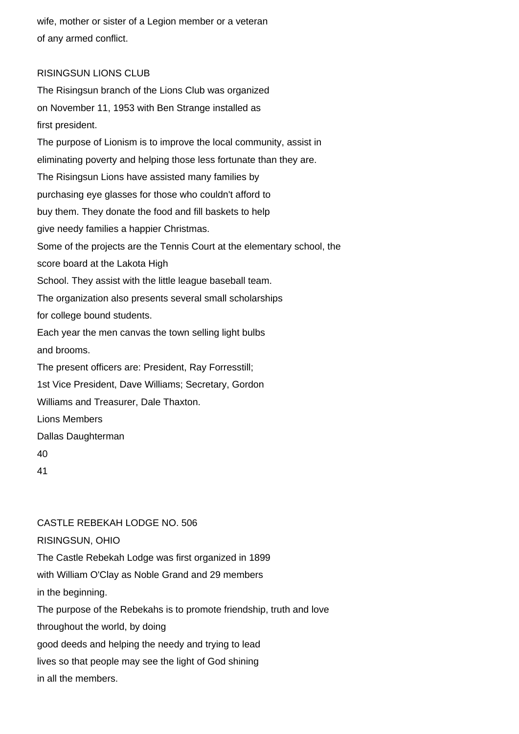wife, mother or sister of a Legion member or a veteran of any armed conflict.

## RISINGSUN LIONS CLUB

The Risingsun branch of the Lions Club was organized on November 11, 1953 with Ben Strange installed as first president.

The purpose of Lionism is to improve the local community, assist in eliminating poverty and helping those less fortunate than they are.

The Risingsun Lions have assisted many families by purchasing eye glasses for those who couldn't afford to buy them. They donate the food and fill baskets to help give needy families a happier Christmas.

Some of the projects are the Tennis Court at the elementary school, the score board at the Lakota High School. They assist with the little league baseball team.

The organization also presents several small scholarships for college bound students.

Each year the men canvas the town selling light bulbs and brooms.

The present officers are: President, Ray Forresstill; 1st Vice President, Dave Williams; Secretary, Gordon Williams and Treasurer, Dale Thaxton.

Lions Members

Dallas Daughterman

## CASTLE REBEKAH LODGE NO. 506

RISINGSUN, OHIO

The Castle Rebekah Lodge was first organized in 1899 with William O'Clay as Noble Grand and 29 members in the beginning.

The purpose of the Rebekahs is to promote friendship, truth and love throughout the world, by doing good deeds and helping the needy and trying to lead lives so that people may see the light of God shining in all the members.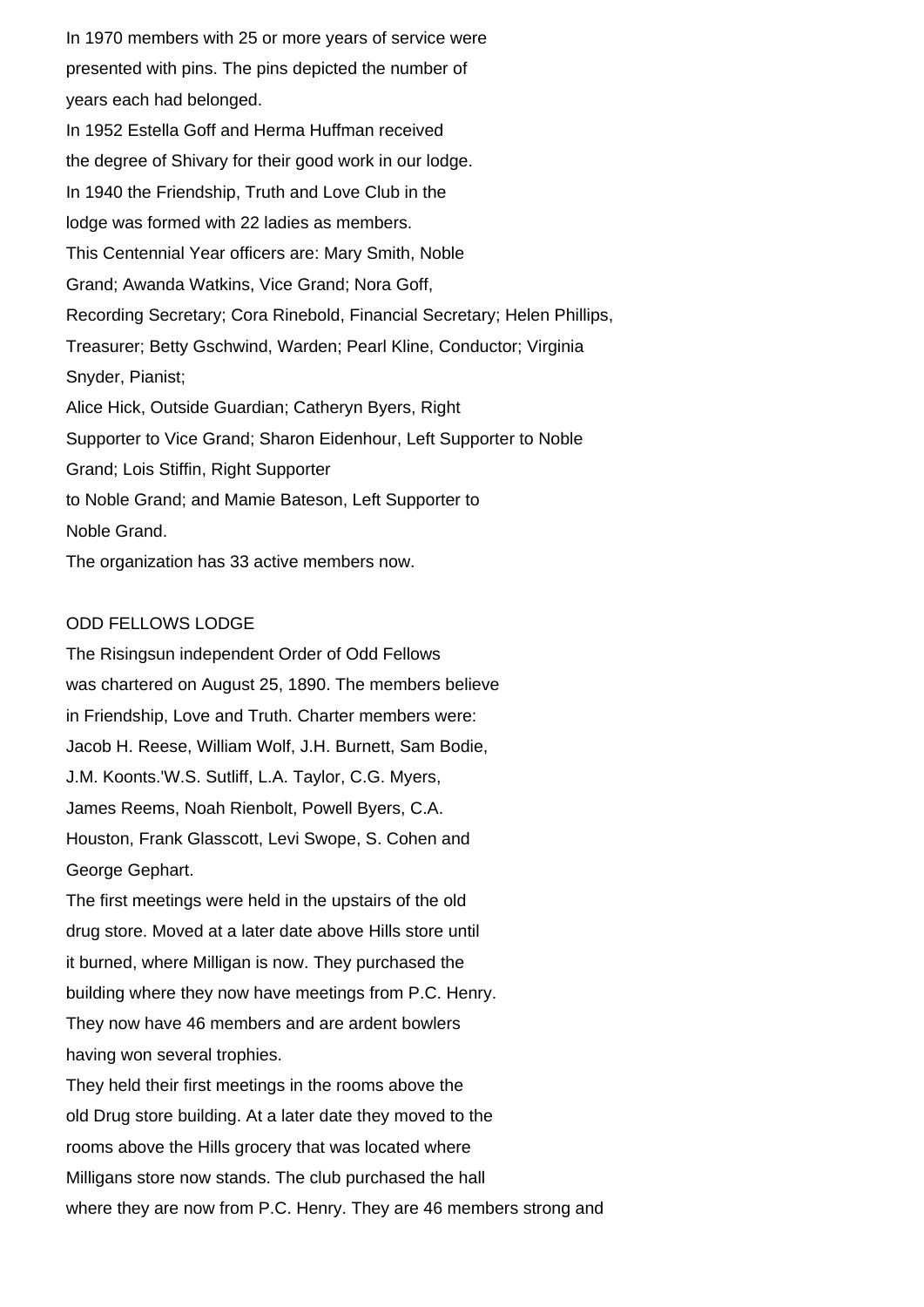In 1970 members with 25 or more years of service were presented with pins. The pins depicted the number of years each had belonged.

In 1952 Estella Goff and Herma Huffman received the degree of Shivary for their good work in our lodge.

In 1940 the Friendship, Truth and Love Club in the lodge was formed with 22 ladies as members.

This Centennial Year officers are: Mary Smith, Noble Grand; Awanda Watkins, Vice Grand; Nora Goff, Recording Secretary; Cora Rinebold, Financial Secretary; Helen Phillips, Treasurer; Betty Gschwind, Warden; Pearl Kline, Conductor; Virginia Snyder, Pianist;

Alice Hick, Outside Guardian; Catheryn Byers, Right Supporter to Vice Grand; Sharon Eidenhour, Left Supporter to Noble Grand; Lois Stiffin, Right Supporter to Noble Grand; and Mamie Bateson, Left Supporter to Noble Grand.

The organization has 33 active members now.

## ODD FELLOWS LODGE

The Risingsun independent Order of Odd Fellows was chartered on August 25, 1890. The members believe in Friendship, Love and Truth. Charter members were: Jacob H. Reese, William Wolf, J.H. Burnett, Sam Bodie, J.M. Koonts.'W.S. Sutliff, L.A. Taylor, C.G. Myers, James Reems, Noah Rienbolt, Powell Byers, C.A. Houston, Frank Glasscott, Levi Swope, S. Cohen and George Gephart.

The first meetings were held in the upstairs of the old drug store. Moved at a later date above Hills store until it burned, where Milligan is now. They purchased the building where they now have meetings from P.C. Henry. They now have 46 members and are ardent bowlers having won several trophies.

They held their first meetings in the rooms above the old Drug store building. At a later date they moved to the rooms above the Hills grocery that was located where Milligans store now stands. The club purchased the hall where they are now from P.C. Henry. They are 46 members strong and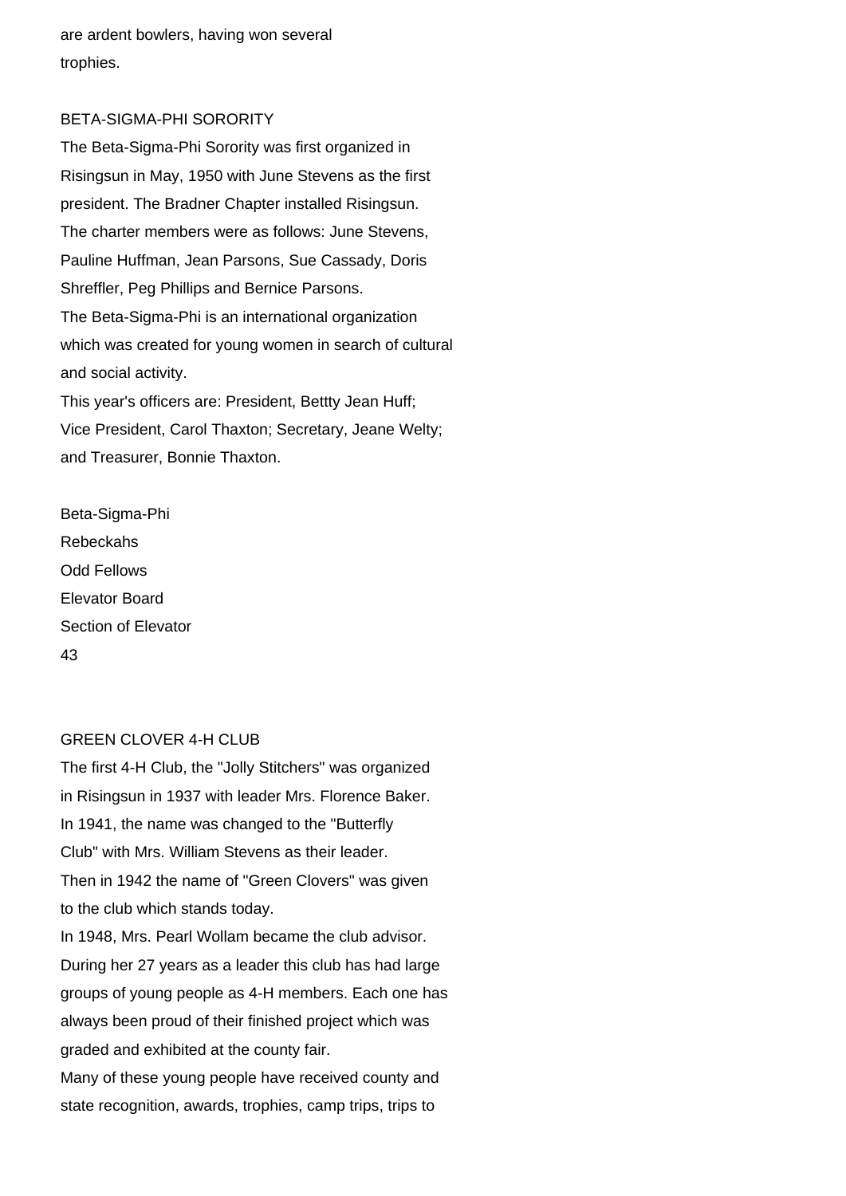are ardent bowlers, having won several trophies.

## BETA-SIGMA-PHI SORORITY

The Beta-Sigma-Phi Sorority was first organized in Risingsun in May, 1950 with June Stevens as the first president. The Bradner Chapter installed Risingsun. The charter members were as follows: June Stevens, Pauline Huffman, Jean Parsons, Sue Cassady, Doris Shreffler, Peg Phillips and Bernice Parsons.

The Beta-Sigma-Phi is an international organization which was created for young women in search of cultural and social activity.

This year's officers are: President, Bettty Jean Huff; Vice President, Carol Thaxton; Secretary, Jeane Welty; and Treasurer, Bonnie Thaxton.

Beta-Sigma-Phi

Rebeckahs

Odd Fellows

Elevator Board

Section of Elevator

## GREEN CLOVER 4-H CLUB

The first 4-H Club, the "Jolly Stitchers" was organized in Risingsun in 1937 with leader Mrs. Florence Baker. In 1941, the name was changed to the "Butterfly Club" with Mrs. William Stevens as their leader. Then in 1942 the name of "Green Clovers" was given to the club which stands today.

In 1948, Mrs. Pearl Wollam became the club advisor. During her 27 years as a leader this club has had large groups of young people as 4-H members. Each one has always been proud of their finished project which was graded and exhibited at the county fair.

Many of these young people have received county and state recognition, awards, trophies, camp trips, trips to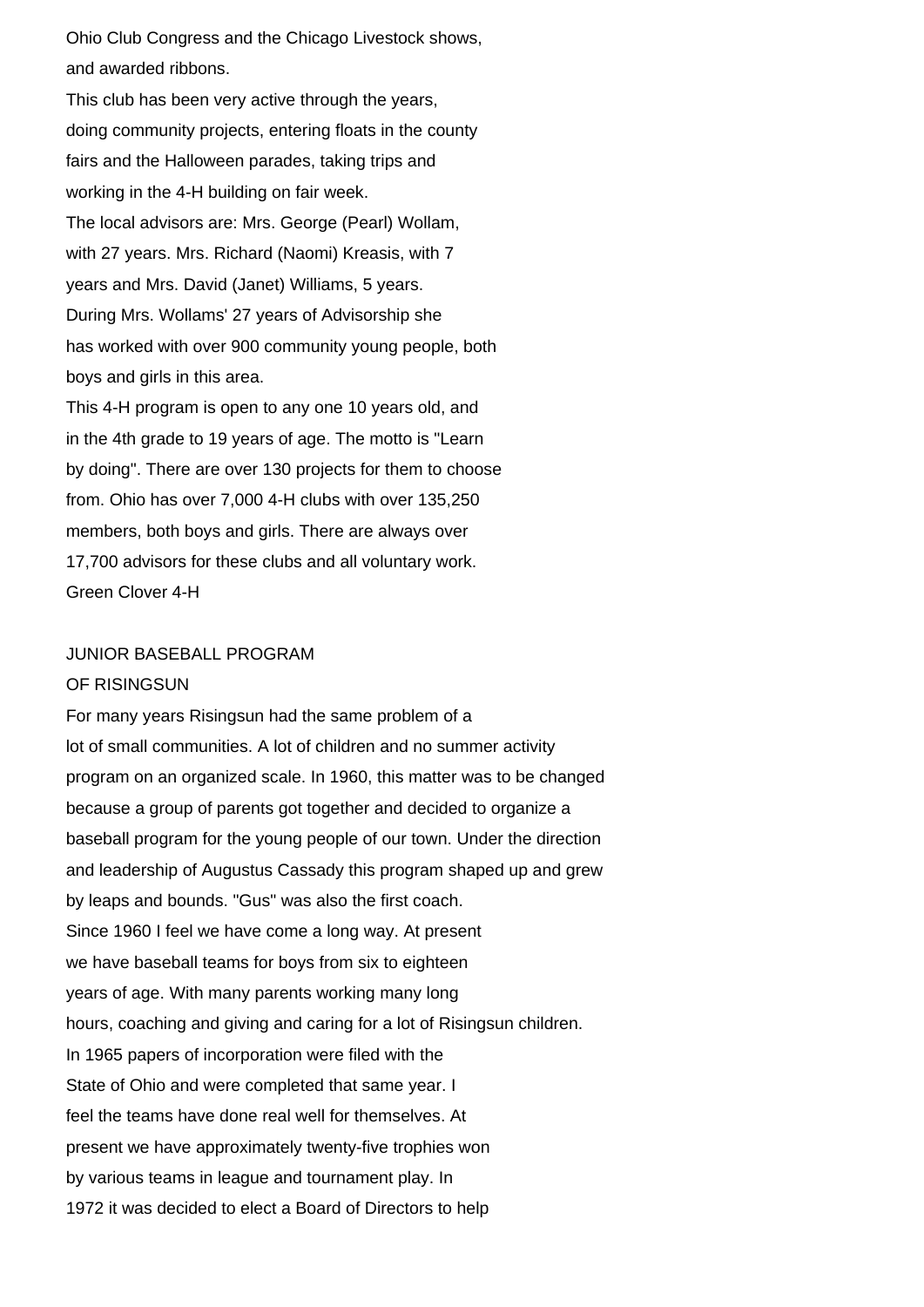Ohio Club Congress and the Chicago Livestock shows, and awarded ribbons.

This club has been very active through the years, doing community projects, entering floats in the county fairs and the Halloween parades, taking trips and working in the 4-H building on fair week.

The local advisors are: Mrs. George (Pearl) Wollam, with 27 years. Mrs. Richard (Naomi) Kreasis, with 7 years and Mrs. David (Janet) Williams, 5 years.

During Mrs. Wollams' 27 years of Advisorship she has worked with over 900 community young people, both boys and girls in this area.

This 4-H program is open to any one 10 years old, and in the 4th grade to 19 years of age. The motto is "Learn by doing". There are over 130 projects for them to choose from. Ohio has over 7,000 4-H clubs with over 135,250 members, both boys and girls. There are always over 17,700 advisors for these clubs and all voluntary work.

Green Clover 4-H

## JUNIOR BASEBALL PROGRAM OF RISINGSUN

For many years Risingsun had the same problem of a lot of small communities. A lot of children and no summer activity program on an organized scale. In 1960, this matter was to be changed because a group of parents got together and decided to organize a baseball program for the young people of our town. Under the direction and leadership of Augustus Cassady this program shaped up and grew by leaps and bounds. "Gus" was also the first coach.

Since 1960 I feel we have come a long way. At present we have baseball teams for boys from six to eighteen years of age. With many parents working many long hours, coaching and giving and caring for a lot of Risingsun children.

In 1965 papers of incorporation were filed with the State of Ohio and were completed that same year. I feel the teams have done real well for themselves. At present we have approximately twenty-five trophies won by various teams in league and tournament play. In 1972 it was decided to elect a Board of Directors to help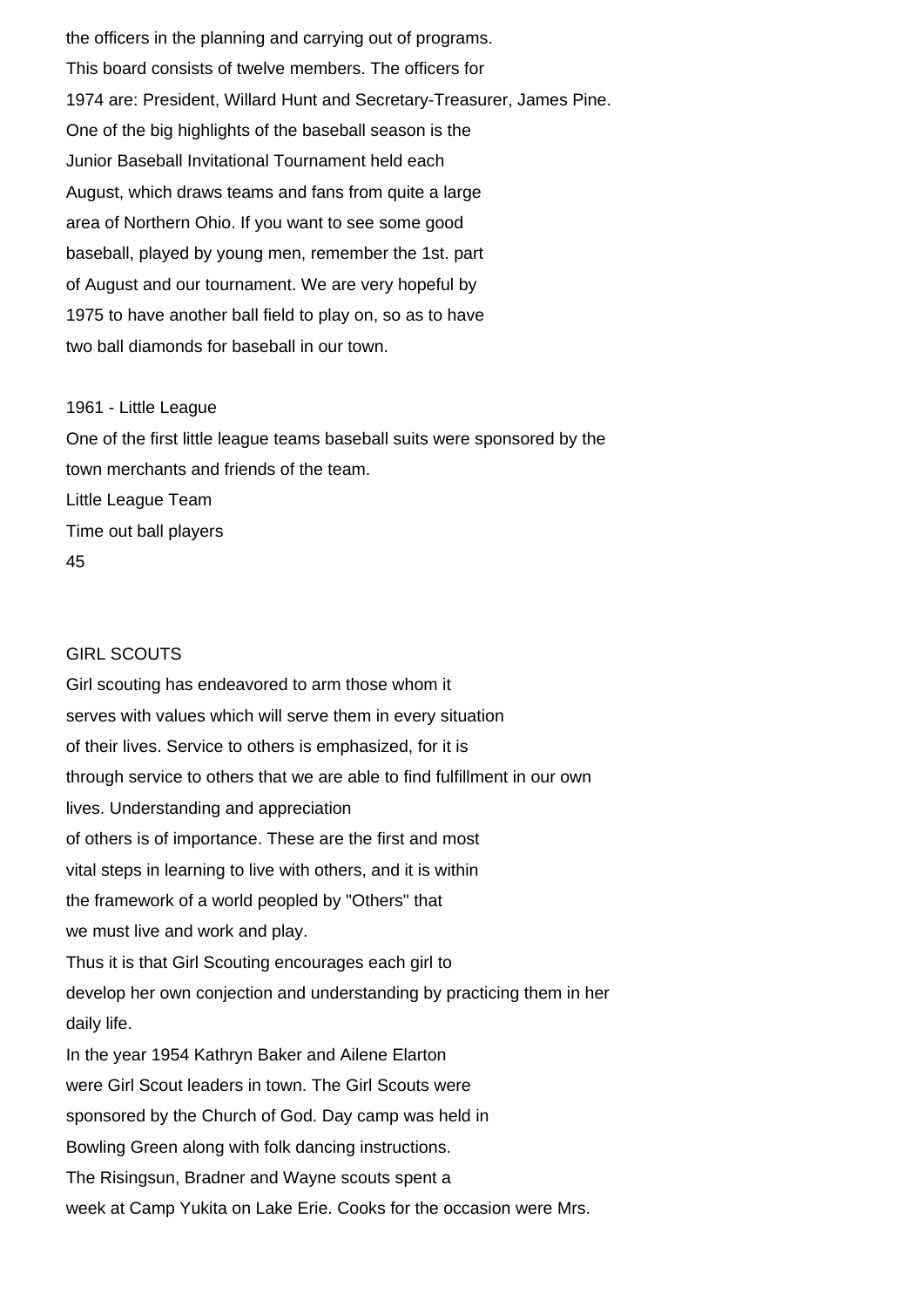the officers in the planning and carrying out of programs. This board consists of twelve members. The officers for 1974 are: President, Willard Hunt and Secretary-Treasurer, James Pine.

One of the big highlights of the baseball season is the Junior Baseball Invitational Tournament held each August, which draws teams and fans from quite a large area of Northern Ohio. If you want to see some good baseball, played by young men, remember the 1st. part of August and our tournament. We are very hopeful by 1975 to have another ball field to play on, so as to have two ball diamonds for baseball in our town.

1961 - Little League

One of the first little league teams baseball suits were sponsored by the town merchants and friends of the team.

Little League Team

Time out ball players

## GIRL SCOUTS

Girl scouting has endeavored to arm those whom it serves with values which will serve them in every situation of their lives. Service to others is emphasized, for it is through service to others that we are able to find fulfillment in our own lives. Understanding and appreciation of others is of importance. These are the first and most vital steps in learning to live with others, and it is within the framework of a world peopled by "Others" that we must live and work and play.

Thus it is that Girl Scouting encourages each girl to develop her own conjection and understanding by practicing them in her daily life.

In the year 1954 Kathryn Baker and Ailene Elarton were Girl Scout leaders in town. The Girl Scouts were sponsored by the Church of God. Day camp was held in Bowling Green along with folk dancing instructions. The Risingsun, Bradner and Wayne scouts spent a week at Camp Yukita on Lake Erie. Cooks for the occasion were Mrs.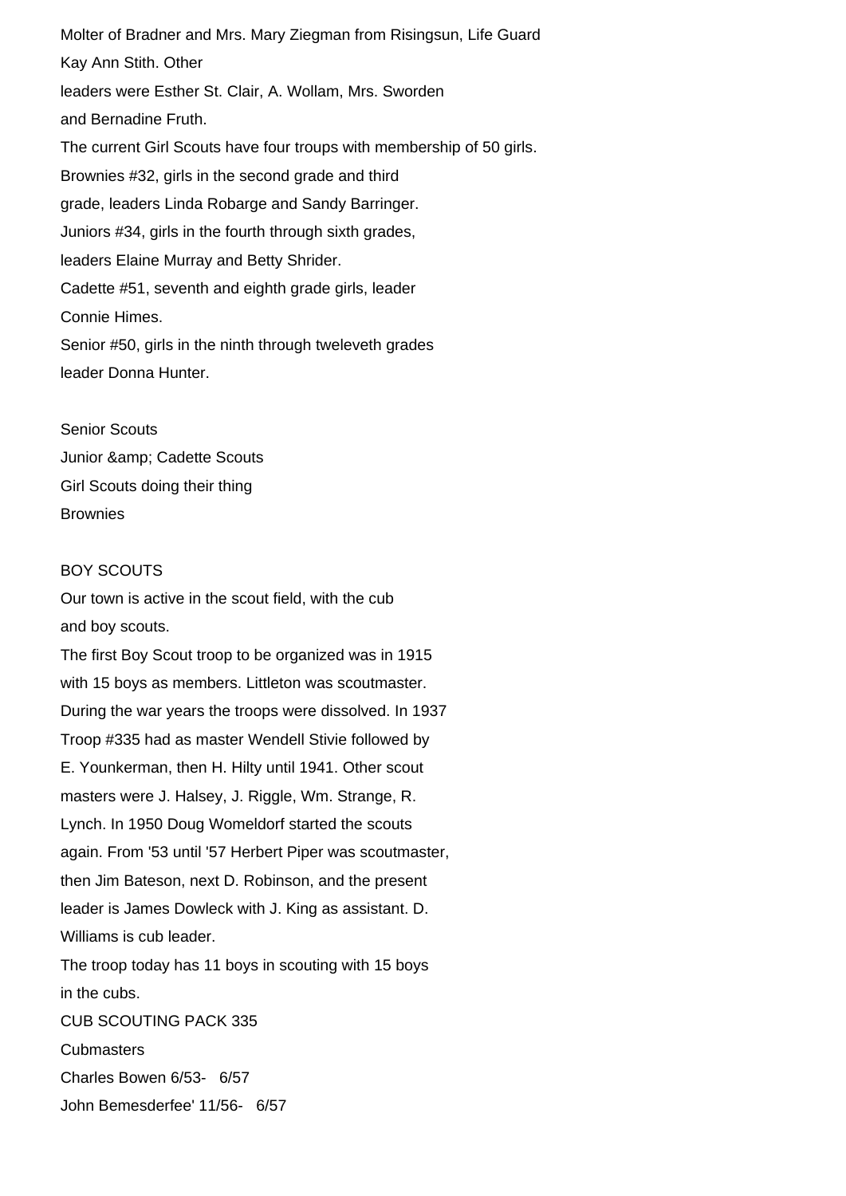Molter of Bradner and Mrs. Mary Ziegman from Risingsun, Life Guard Kay Ann Stith. Other leaders were Esther St. Clair, A. Wollam, Mrs. Sworden and Bernadine Fruth.

The current Girl Scouts have four troups with membership of 50 girls.

Brownies #32, girls in the second grade and third grade, leaders Linda Robarge and Sandy Barringer.

Juniors #34, girls in the fourth through sixth grades, leaders Elaine Murray and Betty Shrider.

Cadette #51, seventh and eighth grade girls, leader Connie Himes.

Senior #50, girls in the ninth through tweleveth grades leader Donna Hunter.

Senior Scouts

Junior &amp; Cadette Scouts

Girl Scouts doing their thing

Brownies

## BOY SCOUTS

Our town is active in the scout field, with the cub and boy scouts.

The first Boy Scout troop to be organized was in 1915 with 15 boys as members. Littleton was scoutmaster. During the war years the troops were dissolved. In 1937 Troop #335 had as master Wendell Stivie followed by E. Younkerman, then H. Hilty until 1941. Other scout masters were J. Halsey, J. Riggle, Wm. Strange, R. Lynch. In 1950 Doug Womeldorf started the scouts again. From '53 until '57 Herbert Piper was scoutmaster, then Jim Bateson, next D. Robinson, and the present leader is James Dowleck with J. King as assistant. D. Williams is cub leader.

The troop today has 11 boys in scouting with 15 boys in the cubs.

CUB SCOUTING PACK 335

Cubmasters

Charles Bowen 6/53- 6/57

John Bemesderfee' 11/56- 6/57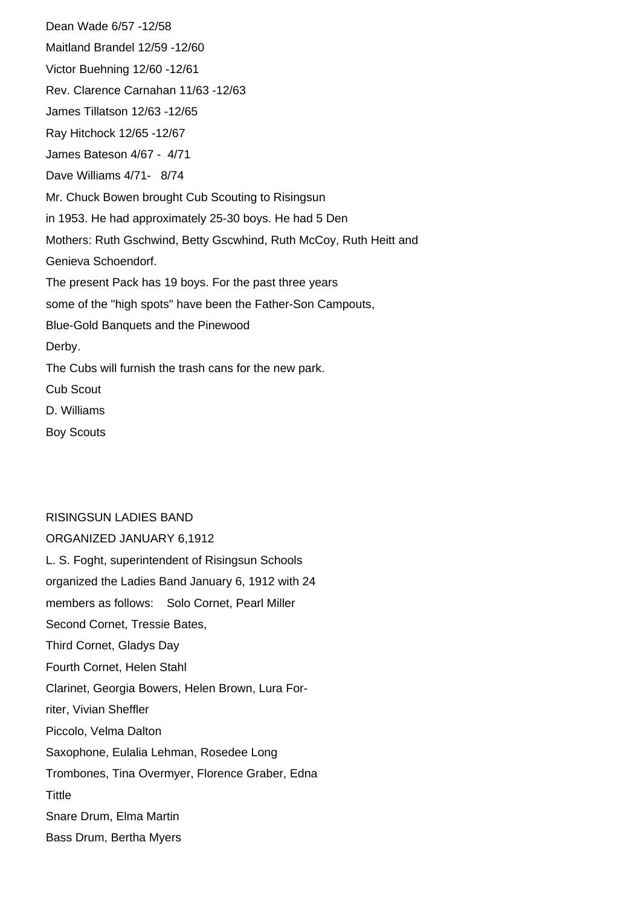Dean Wade 6/57 -12/58

Maitland Brandel 12/59 -12/60

Victor Buehning 12/60 -12/61

Rev. Clarence Carnahan 11/63 -12/63

James Tillatson 12/63 -12/65

Ray Hitchock 12/65 -12/67

James Bateson 4/67 - 4/71

Dave Williams 4/71- 8/74

Mr. Chuck Bowen brought Cub Scouting to Risingsun in 1953. He had approximately 25-30 boys. He had 5 Den Mothers: Ruth Gschwind, Betty Gscwhind, Ruth McCoy, Ruth Heitt and Genieva Schoendorf.

The present Pack has 19 boys. For the past three years some of the "high spots" have been the Father-Son Campouts, Blue-Gold Banquets and the Pinewood Derby.

The Cubs will furnish the trash cans for the new park.

Cub Scout

D. Williams

Boy Scouts

RISINGSUN LADIES BAND

ORGANIZED JANUARY 6,1912

L. S. Foght, superintendent of Risingsun Schools organized the Ladies Band January 6, 1912 with 24 members as follows: Solo Cornet, Pearl Miller

Second Cornet, Tressie Bates,

Third Cornet, Gladys Day

Fourth Cornet, Helen Stahl

Clarinet, Georgia Bowers, Helen Brown, Lura Forriter, Vivian Sheffler

Piccolo, Velma Dalton

Saxophone, Eulalia Lehman, Rosedee Long

Trombones, Tina Overmyer, Florence Graber, Edna Tittle

Snare Drum, Elma Martin

Bass Drum, Bertha Myers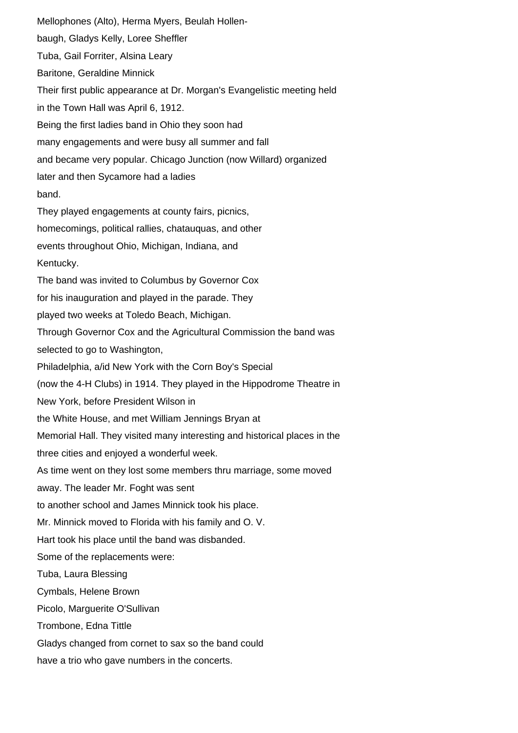Mellophones (Alto), Herma Myers, Beulah Hollen-
baugh, Gladys Kelly, Loree Sheffler

Tuba, Gail Forriter, Alsina Leary

Baritone, Geraldine Minnick

Their first public appearance at Dr. Morgan's Evangelistic meeting held in the Town Hall was April 6, 1912.

Being the first ladies band in Ohio they soon had many engagements and were busy all summer and fall and became very popular. Chicago Junction (now Willard) organized later and then Sycamore had a ladies band.

They played engagements at county fairs, picnics, homecomings, political rallies, chatauquas, and other events throughout Ohio, Michigan, Indiana, and Kentucky.

The band was invited to Columbus by Governor Cox for his inauguration and played in the parade. They played two weeks at Toledo Beach, Michigan.

Through Governor Cox and the Agricultural Commission the band was selected to go to Washington, Philadelphia, a/id New York with the Corn Boy's Special (now the 4-H Clubs) in 1914. They played in the Hippodrome Theatre in New York, before President Wilson in the White House, and met William Jennings Bryan at Memorial Hall. They visited many interesting and historical places in the three cities and enjoyed a wonderful week.

As time went on they lost some members thru marriage, some moved away. The leader Mr. Foght was sent to another school and James Minnick took his place.

Mr. Minnick moved to Florida with his family and O. V. Hart took his place until the band was disbanded.

Some of the replacements were:

Tuba, Laura Blessing

Cymbals, Helene Brown

Picolo, Marguerite O'Sullivan

Trombone, Edna Tittle

Gladys changed from cornet to sax so the band could have a trio who gave numbers in the concerts.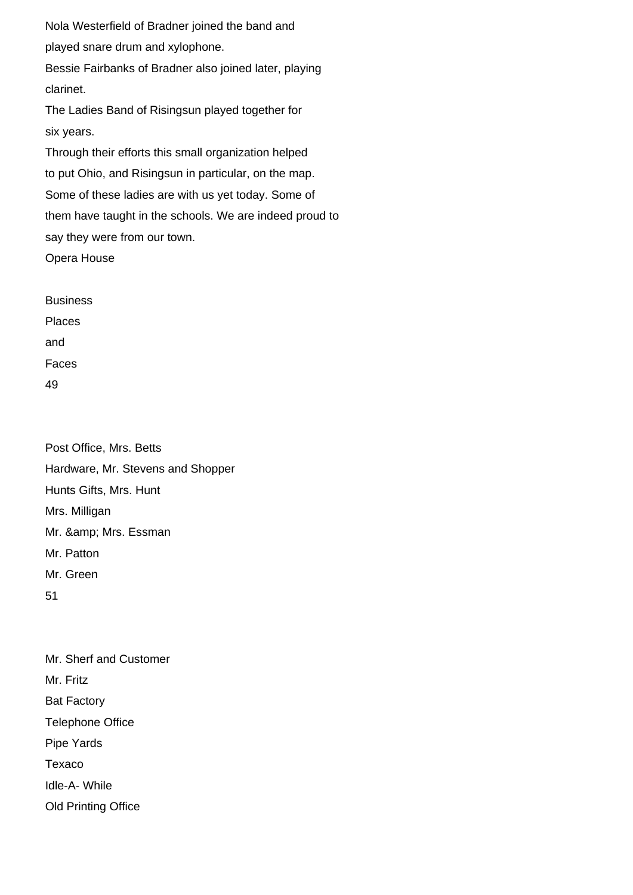Nola Westerfield of Bradner joined the band and played snare drum and xylophone.

Bessie Fairbanks of Bradner also joined later, playing clarinet.

The Ladies Band of Risingsun played together for six years.

Through their efforts this small organization helped to put Ohio, and Risingsun in particular, on the map.

Some of these ladies are with us yet today. Some of them have taught in the schools. We are indeed proud to say they were from our town.

Opera House

# Business Places and Faces

Post Office, Mrs. Betts

Hardware, Mr. Stevens and Shopper

Hunts Gifts, Mrs. Hunt

Mrs. Milligan

Mr. & Mrs. Essman

Mr. Patton

Mr. Green

Mr. Sherf and Customer

Mr. Fritz

Bat Factory

Telephone Office

Pipe Yards

Texaco

Idle-A- While

Old Printing Office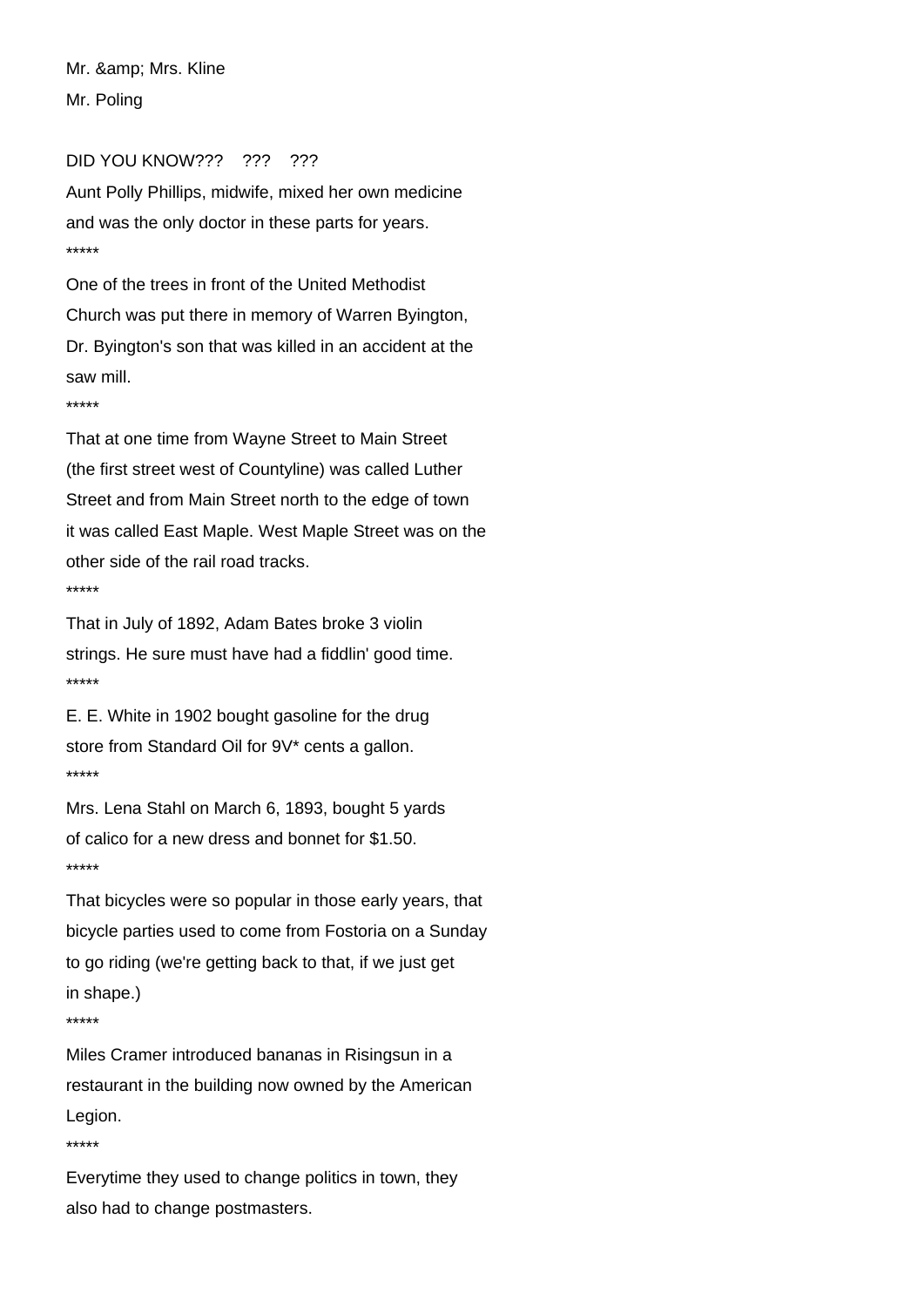Mr. &amp; Mrs. Kline

Mr. Poling

DID YOU KNOW??? ??? ???

Aunt Polly Phillips, midwife, mixed her own medicine and was the only doctor in these parts for years.

*****

One of the trees in front of the United Methodist Church was put there in memory of Warren Byington, Dr. Byington's son that was killed in an accident at the saw mill.

*****

That at one time from Wayne Street to Main Street (the first street west of Countyline) was called Luther Street and from Main Street north to the edge of town it was called East Maple. West Maple Street was on the other side of the rail road tracks.

*****

That in July of 1892, Adam Bates broke 3 violin strings. He sure must have had a fiddlin' good time.

*****

E. E. White in 1902 bought gasoline for the drug store from Standard Oil for 9V* cents a gallon.

*****

Mrs. Lena Stahl on March 6, 1893, bought 5 yards of calico for a new dress and bonnet for $1.50.

*****

That bicycles were so popular in those early years, that bicycle parties used to come from Fostoria on a Sunday to go riding (we're getting back to that, if we just get in shape.)

*****

Miles Cramer introduced bananas in Risingsun in a restaurant in the building now owned by the American Legion.

*****

Everytime they used to change politics in town, they also had to change postmasters.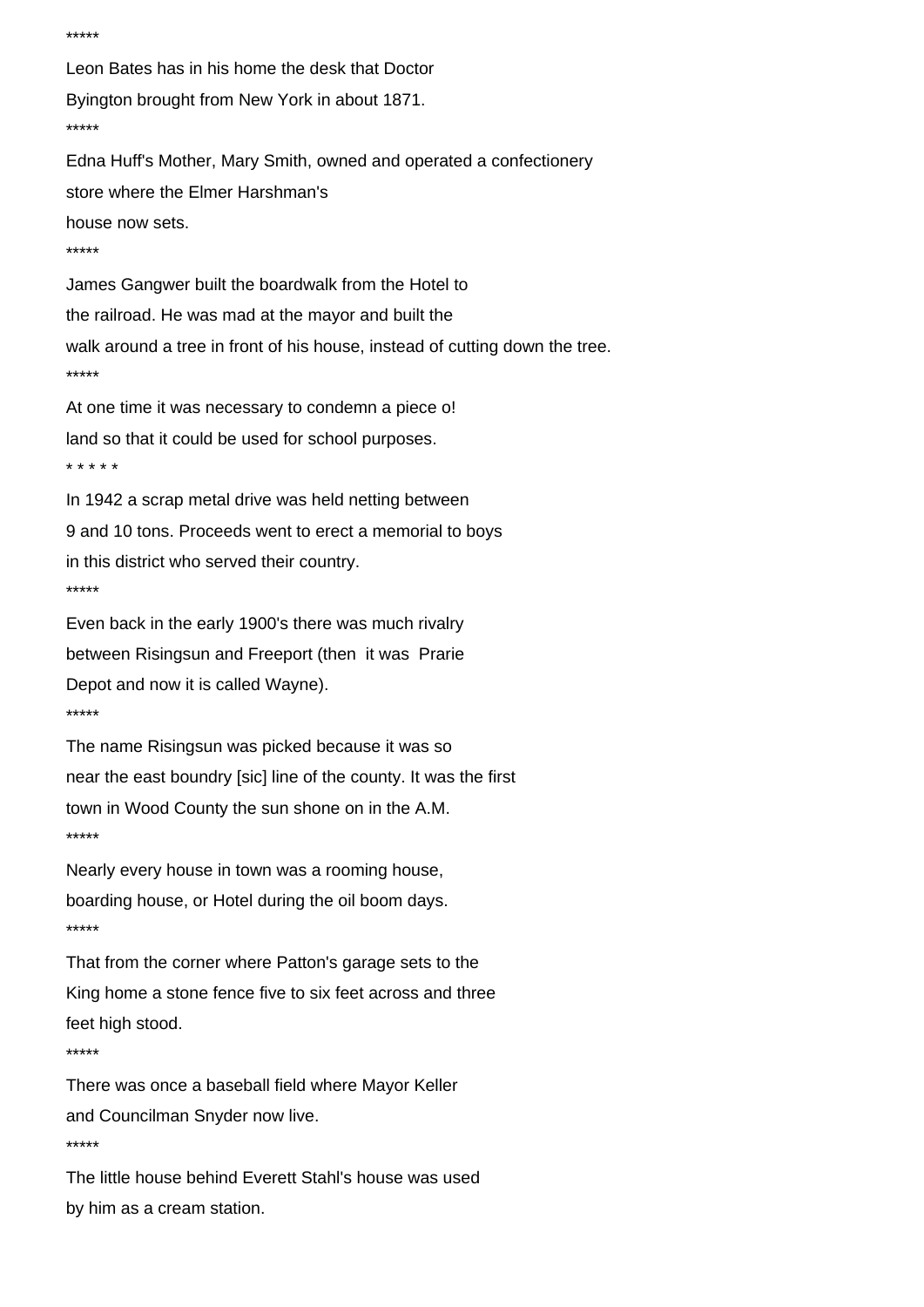*****

Leon Bates has in his home the desk that Doctor Byington brought from New York in about 1871.

*****

Edna Huff's Mother, Mary Smith, owned and operated a confectionery store where the Elmer Harshman's house now sets.

*****

James Gangwer built the boardwalk from the Hotel to the railroad. He was mad at the mayor and built the walk around a tree in front of his house, instead of cutting down the tree.

*****

At one time it was necessary to condemn a piece o! land so that it could be used for school purposes.

* * * * *

In 1942 a scrap metal drive was held netting between 9 and 10 tons. Proceeds went to erect a memorial to boys in this district who served their country.

*****

Even back in the early 1900's there was much rivalry between Risingsun and Freeport (then it was Prarie Depot and now it is called Wayne).

*****

The name Risingsun was picked because it was so near the east boundry [sic] line of the county. It was the first town in Wood County the sun shone on in the A.M.

*****

Nearly every house in town was a rooming house, boarding house, or Hotel during the oil boom days.

*****

That from the corner where Patton's garage sets to the King home a stone fence five to six feet across and three feet high stood.

*****

There was once a baseball field where Mayor Keller and Councilman Snyder now live.

*****

The little house behind Everett Stahl's house was used by him as a cream station.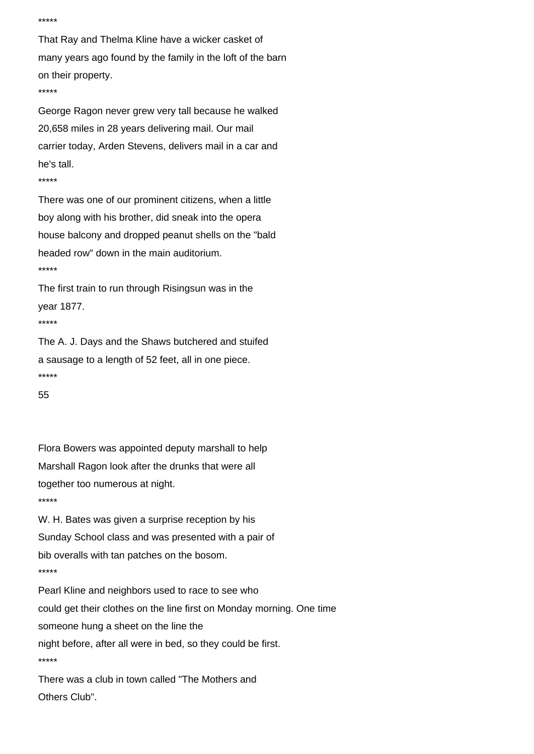*****

That Ray and Thelma Kline have a wicker casket of many years ago found by the family in the loft of the barn on their property.

*****

George Ragon never grew very tall because he walked 20,658 miles in 28 years delivering mail. Our mail carrier today, Arden Stevens, delivers mail in a car and he's tall.

*****

There was one of our prominent citizens, when a little boy along with his brother, did sneak into the opera house balcony and dropped peanut shells on the "bald headed row" down in the main auditorium.

*****

The first train to run through Risingsun was in the year 1877.

*****

The A. J. Days and the Shaws butchered and stuifed a sausage to a length of 52 feet, all in one piece.

*****

Flora Bowers was appointed deputy marshall to help Marshall Ragon look after the drunks that were all together too numerous at night.

*****

W. H. Bates was given a surprise reception by his Sunday School class and was presented with a pair of bib overalls with tan patches on the bosom.

*****

Pearl Kline and neighbors used to race to see who could get their clothes on the line first on Monday morning. One time someone hung a sheet on the line the night before, after all were in bed, so they could be first.

*****

There was a club in town called "The Mothers and Others Club".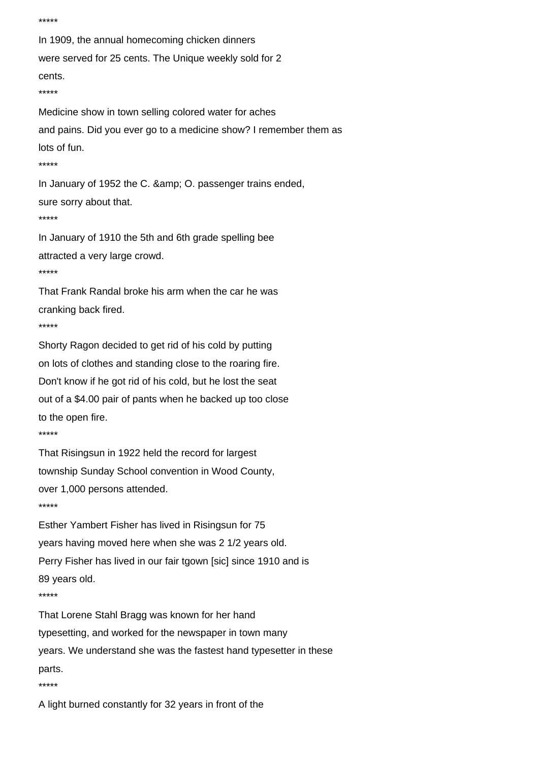*****

In 1909, the annual homecoming chicken dinners were served for 25 cents. The Unique weekly sold for 2 cents.

*****

Medicine show in town selling colored water for aches and pains. Did you ever go to a medicine show? I remember them as lots of fun.

*****

In January of 1952 the C. &amp; O. passenger trains ended, sure sorry about that.

*****

In January of 1910 the 5th and 6th grade spelling bee attracted a very large crowd.

*****

That Frank Randal broke his arm when the car he was cranking back fired.

*****

Shorty Ragon decided to get rid of his cold by putting on lots of clothes and standing close to the roaring fire. Don't know if he got rid of his cold, but he lost the seat out of a $4.00 pair of pants when he backed up too close to the open fire.

*****

That Risingsun in 1922 held the record for largest township Sunday School convention in Wood County, over 1,000 persons attended.

*****

Esther Yambert Fisher has lived in Risingsun for 75 years having moved here when she was 2 1/2 years old. Perry Fisher has lived in our fair tgown [sic] since 1910 and is 89 years old.

*****

That Lorene Stahl Bragg was known for her hand typesetting, and worked for the newspaper in town many years. We understand she was the fastest hand typesetter in these parts.

*****

A light burned constantly for 32 years in front of the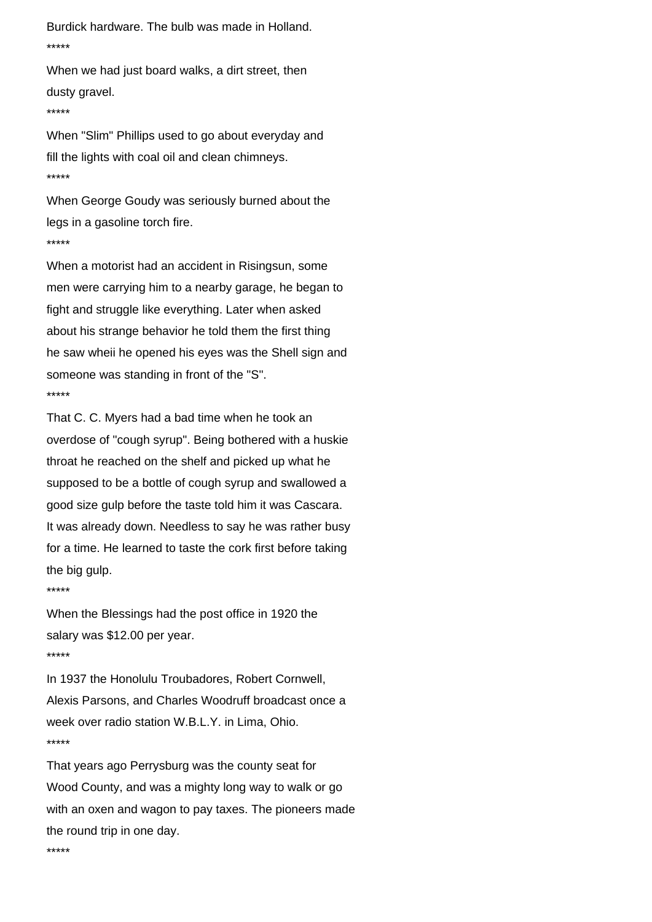Burdick hardware. The bulb was made in Holland.

*****

When we had just board walks, a dirt street, then dusty gravel.

*****

When "Slim" Phillips used to go about everyday and fill the lights with coal oil and clean chimneys.

*****

When George Goudy was seriously burned about the legs in a gasoline torch fire.

*****

When a motorist had an accident in Risingsun, some men were carrying him to a nearby garage, he began to fight and struggle like everything. Later when asked about his strange behavior he told them the first thing he saw wheii he opened his eyes was the Shell sign and someone was standing in front of the "S".

*****

That C. C. Myers had a bad time when he took an overdose of "cough syrup". Being bothered with a huskie throat he reached on the shelf and picked up what he supposed to be a bottle of cough syrup and swallowed a good size gulp before the taste told him it was Cascara. It was already down. Needless to say he was rather busy for a time. He learned to taste the cork first before taking the big gulp.

*****

When the Blessings had the post office in 1920 the salary was $12.00 per year.

*****

In 1937 the Honolulu Troubadores, Robert Cornwell, Alexis Parsons, and Charles Woodruff broadcast once a week over radio station W.B.L.Y. in Lima, Ohio.

*****

That years ago Perrysburg was the county seat for Wood County, and was a mighty long way to walk or go with an oxen and wagon to pay taxes. The pioneers made the round trip in one day.

*****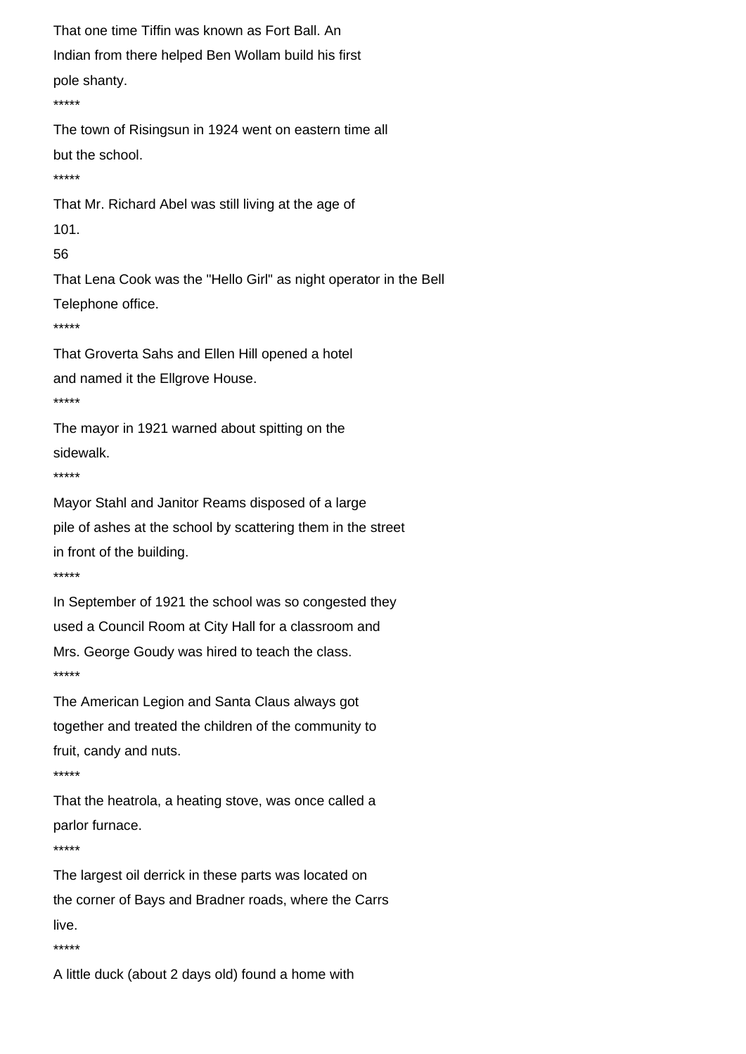That one time Tiffin was known as Fort Ball. An Indian from there helped Ben Wollam build his first pole shanty.

*****

The town of Risingsun in 1924 went on eastern time all but the school.

*****

That Mr. Richard Abel was still living at the age of 101.

That Lena Cook was the "Hello Girl" as night operator in the Bell Telephone office.

*****

That Groverta Sahs and Ellen Hill opened a hotel and named it the Ellgrove House.

*****

The mayor in 1921 warned about spitting on the sidewalk.

*****

Mayor Stahl and Janitor Reams disposed of a large pile of ashes at the school by scattering them in the street in front of the building.

*****

In September of 1921 the school was so congested they used a Council Room at City Hall for a classroom and Mrs. George Goudy was hired to teach the class.

*****

The American Legion and Santa Claus always got together and treated the children of the community to fruit, candy and nuts.

*****

That the heatrola, a heating stove, was once called a parlor furnace.

*****

The largest oil derrick in these parts was located on the corner of Bays and Bradner roads, where the Carrs live.

*****

A little duck (about 2 days old) found a home with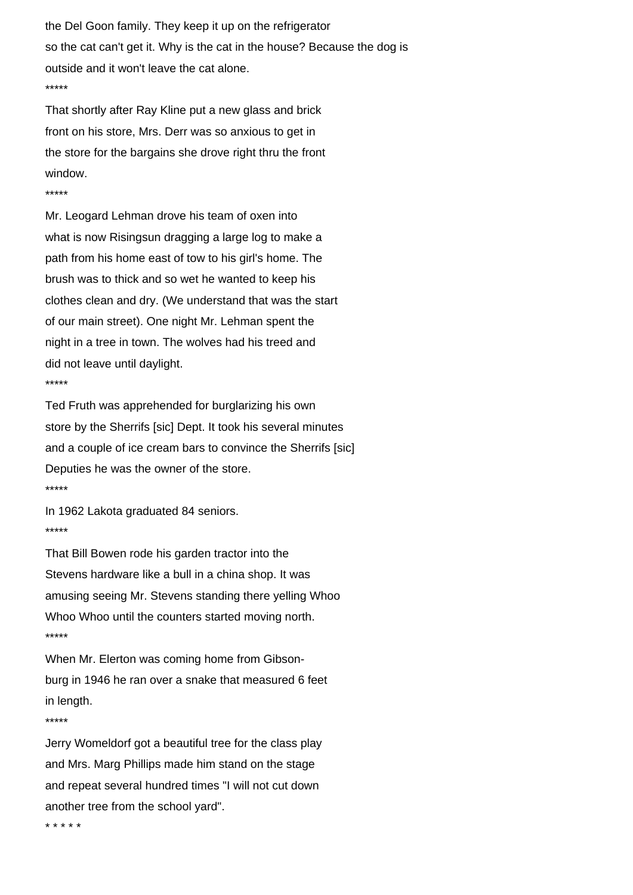the Del Goon family. They keep it up on the refrigerator so the cat can't get it. Why is the cat in the house? Because the dog is outside and it won't leave the cat alone.

*****

That shortly after Ray Kline put a new glass and brick front on his store, Mrs. Derr was so anxious to get in the store for the bargains she drove right thru the front window.

*****

Mr. Leogard Lehman drove his team of oxen into what is now Risingsun dragging a large log to make a path from his home east of tow to his girl's home. The brush was to thick and so wet he wanted to keep his clothes clean and dry. (We understand that was the start of our main street). One night Mr. Lehman spent the night in a tree in town. The wolves had his treed and did not leave until daylight.

*****

Ted Fruth was apprehended for burglarizing his own store by the Sherrifs [sic] Dept. It took his several minutes and a couple of ice cream bars to convince the Sherrifs [sic] Deputies he was the owner of the store.

*****

In 1962 Lakota graduated 84 seniors.

*****

That Bill Bowen rode his garden tractor into the Stevens hardware like a bull in a china shop. It was amusing seeing Mr. Stevens standing there yelling Whoo Whoo Whoo until the counters started moving north.

*****

When Mr. Elerton was coming home from Gibsonburg in 1946 he ran over a snake that measured 6 feet in length.

*****

Jerry Womeldorf got a beautiful tree for the class play and Mrs. Marg Phillips made him stand on the stage and repeat several hundred times "I will not cut down another tree from the school yard".

* * * * *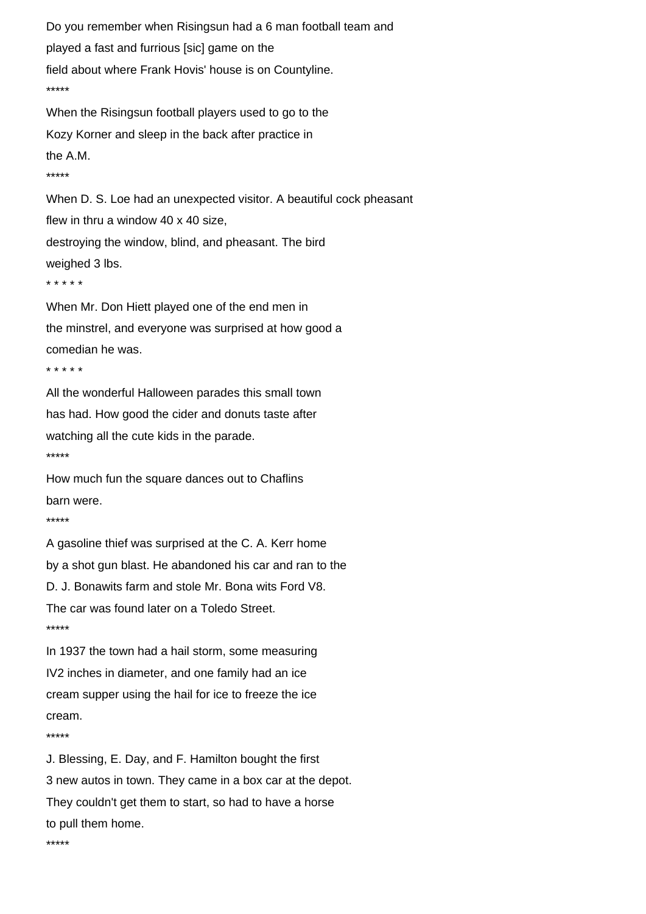Do you remember when Risingsun had a 6 man football team and played a fast and furrious [sic] game on the field about where Frank Hovis' house is on Countyline.

*****

When the Risingsun football players used to go to the Kozy Korner and sleep in the back after practice in the A.M.

*****

When D. S. Loe had an unexpected visitor. A beautiful cock pheasant flew in thru a window 40 x 40 size, destroying the window, blind, and pheasant. The bird weighed 3 lbs.

* * * * *

When Mr. Don Hiett played one of the end men in the minstrel, and everyone was surprised at how good a comedian he was.

* * * * *

All the wonderful Halloween parades this small town has had. How good the cider and donuts taste after watching all the cute kids in the parade.

*****

How much fun the square dances out to Chaflins barn were.

*****

A gasoline thief was surprised at the C. A. Kerr home by a shot gun blast. He abandoned his car and ran to the D. J. Bonawits farm and stole Mr. Bona wits Ford V8. The car was found later on a Toledo Street.

*****

In 1937 the town had a hail storm, some measuring IV2 inches in diameter, and one family had an ice cream supper using the hail for ice to freeze the ice cream.

*****

J. Blessing, E. Day, and F. Hamilton bought the first 3 new autos in town. They came in a box car at the depot. They couldn't get them to start, so had to have a horse to pull them home.

*****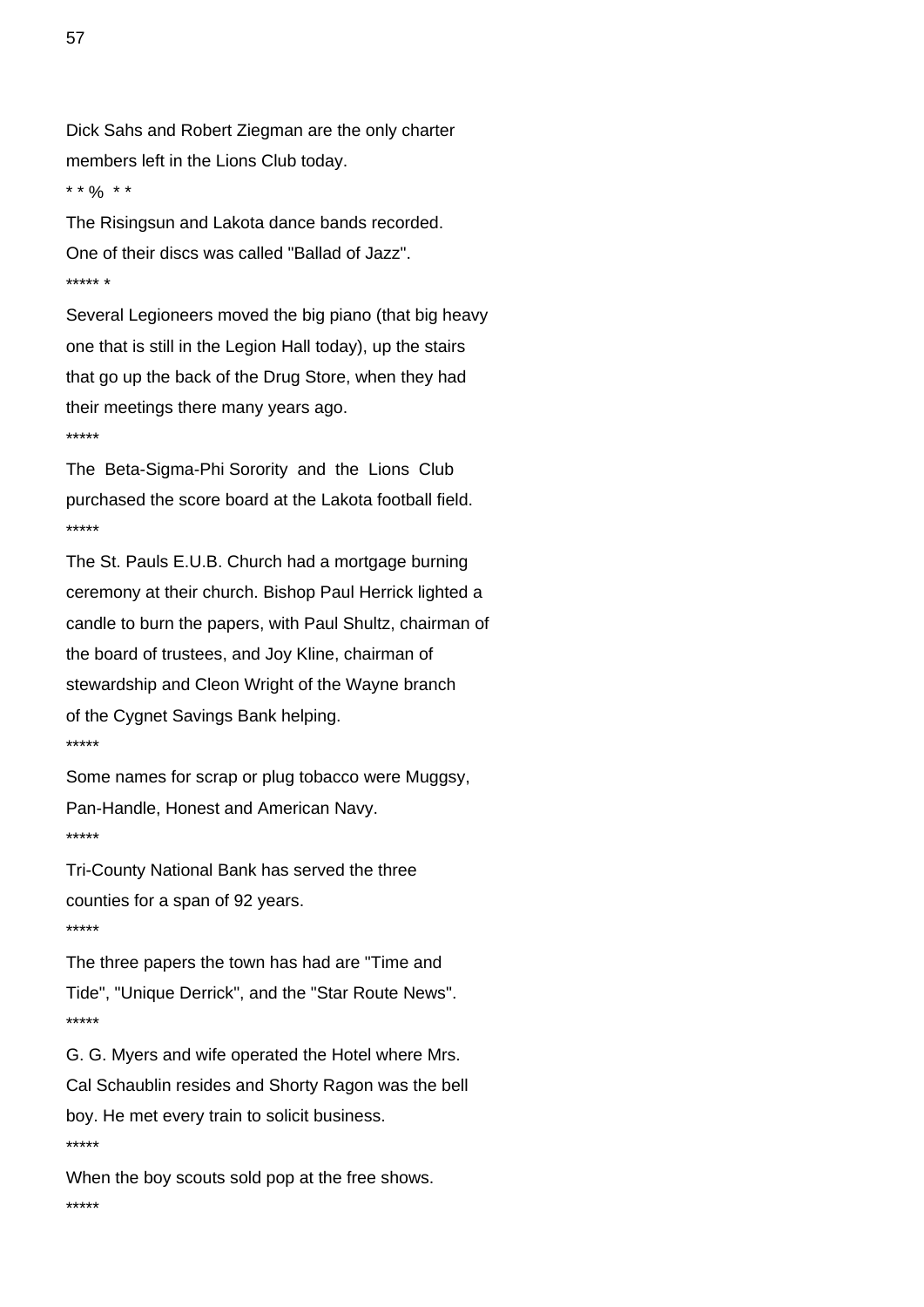Dick Sahs and Robert Ziegman are the only charter members left in the Lions Club today.

* * %  * *

The Risingsun and Lakota dance bands recorded. One of their discs was called "Ballad of Jazz".

***** *

Several Legioneers moved the big piano (that big heavy one that is still in the Legion Hall today), up the stairs that go up the back of the Drug Store, when they had their meetings there many years ago.

*****

The Beta-Sigma-Phi Sorority and the Lions Club purchased the score board at the Lakota football field.

*****

The St. Pauls E.U.B. Church had a mortgage burning ceremony at their church. Bishop Paul Herrick lighted a candle to burn the papers, with Paul Shultz, chairman of the board of trustees, and Joy Kline, chairman of stewardship and Cleon Wright of the Wayne branch of the Cygnet Savings Bank helping.

*****

Some names for scrap or plug tobacco were Muggsy, Pan-Handle, Honest and American Navy.

*****

Tri-County National Bank has served the three counties for a span of 92 years.

*****

The three papers the town has had are "Time and Tide", "Unique Derrick", and the "Star Route News".

*****

G. G. Myers and wife operated the Hotel where Mrs. Cal Schaublin resides and Shorty Ragon was the bell boy. He met every train to solicit business.

*****

When the boy scouts sold pop at the free shows.

*****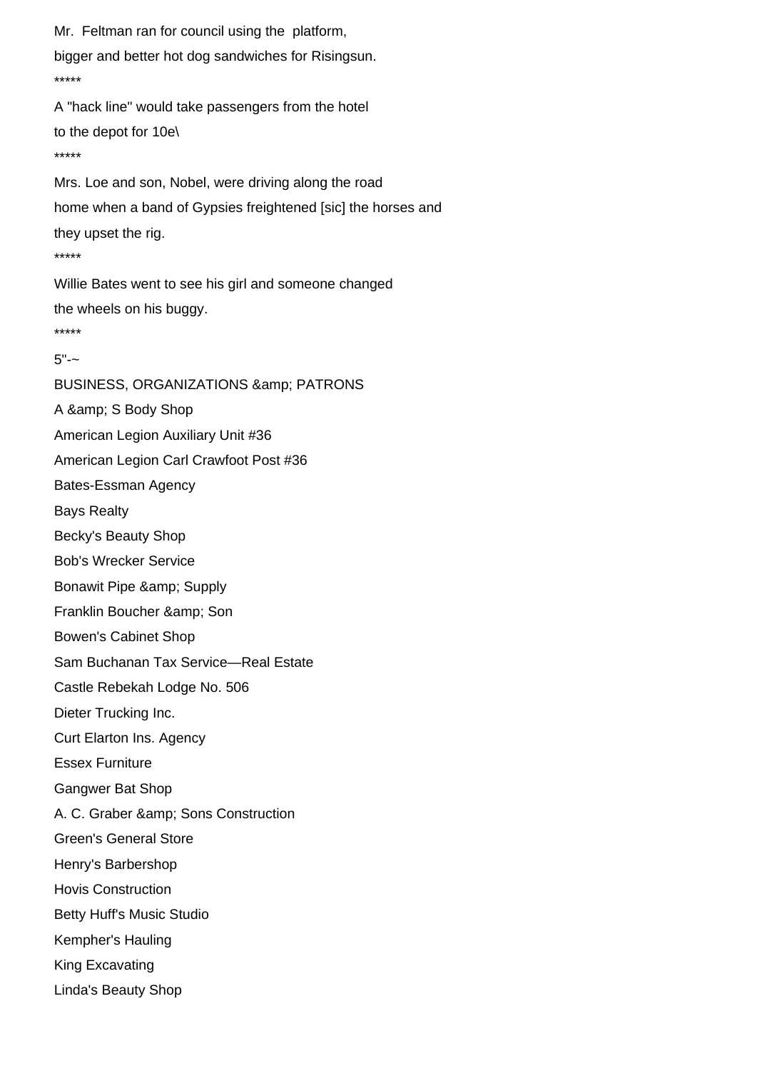Mr. Feltman ran for council using the platform,

bigger and better hot dog sandwiches for Risingsun.

*****

A "hack line" would take passengers from the hotel

to the depot for 10e\

*****

Mrs. Loe and son, Nobel, were driving along the road

home when a band of Gypsies freightened [sic] the horses and

they upset the rig.

*****

Willie Bates went to see his girl and someone changed

the wheels on his buggy.

*****

5"-~

BUSINESS, ORGANIZATIONS & PATRONS

A & S Body Shop

American Legion Auxiliary Unit #36

American Legion Carl Crawfoot Post #36

Bates-Essman Agency

Bays Realty

Becky's Beauty Shop

Bob's Wrecker Service

Bonawit Pipe & Supply

Franklin Boucher & Son

Bowen's Cabinet Shop

Sam Buchanan Tax Service—Real Estate

Castle Rebekah Lodge No. 506

Dieter Trucking Inc.

Curt Elarton Ins. Agency

Essex Furniture

Gangwer Bat Shop

A. C. Graber & Sons Construction

Green's General Store

Henry's Barbershop

Hovis Construction

Betty Huff's Music Studio

Kempher's Hauling

King Excavating

Linda's Beauty Shop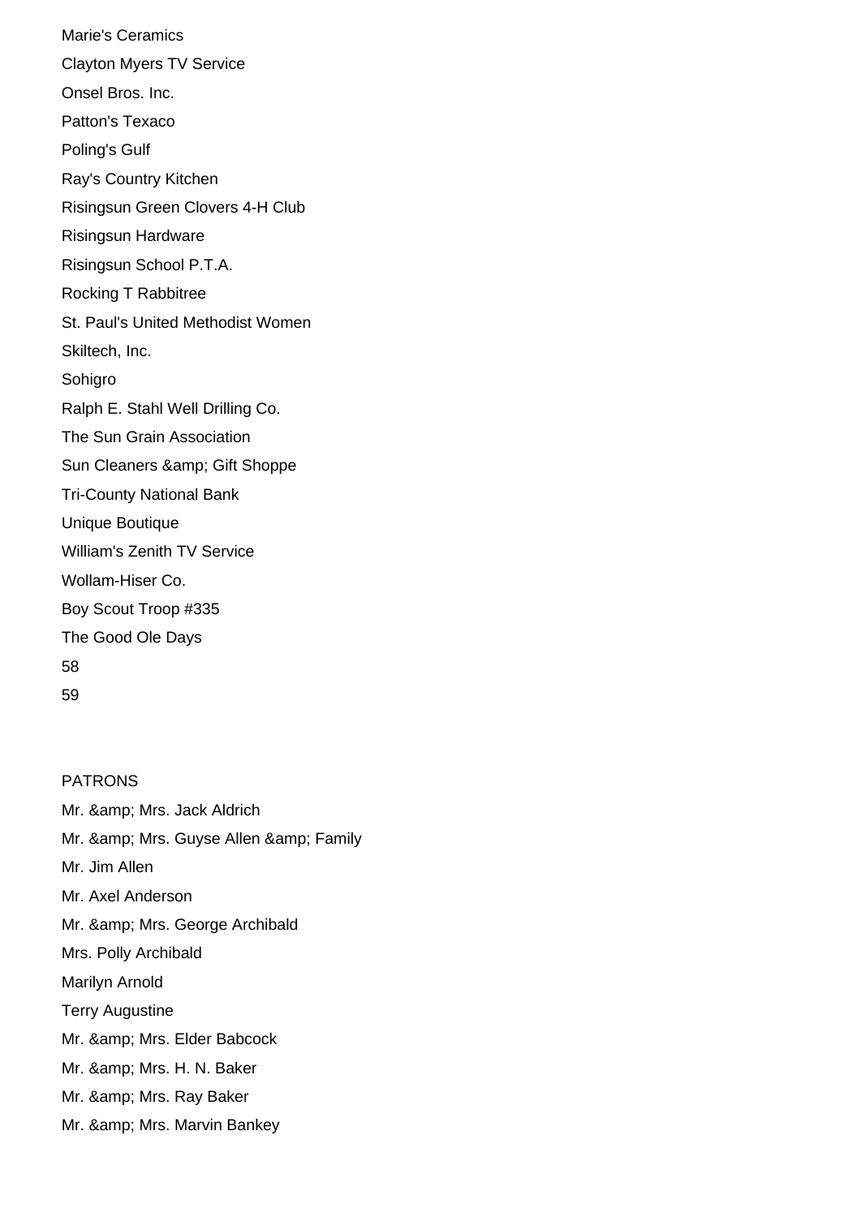Marie's Ceramics

Clayton Myers TV Service

Onsel Bros. Inc.

Patton's Texaco

Poling's Gulf

Ray's Country Kitchen

Risingsun Green Clovers 4-H Club

Risingsun Hardware

Risingsun School P.T.A.

Rocking T Rabbitree

St. Paul's United Methodist Women

Skiltech, Inc.

Sohigro

Ralph E. Stahl Well Drilling Co.

The Sun Grain Association

Sun Cleaners &amp; Gift Shoppe

Tri-County National Bank

Unique Boutique

William's Zenith TV Service

Wollam-Hiser Co.

Boy Scout Troop #335

The Good Ole Days

PATRONS

Mr. &amp; Mrs. Jack Aldrich

Mr. &amp; Mrs. Guyse Allen &amp; Family

Mr. Jim Allen

Mr. Axel Anderson

Mr. &amp; Mrs. George Archibald

Mrs. Polly Archibald

Marilyn Arnold

Terry Augustine

Mr. &amp; Mrs. Elder Babcock

Mr. &amp; Mrs. H. N. Baker

Mr. &amp; Mrs. Ray Baker

Mr. &amp; Mrs. Marvin Bankey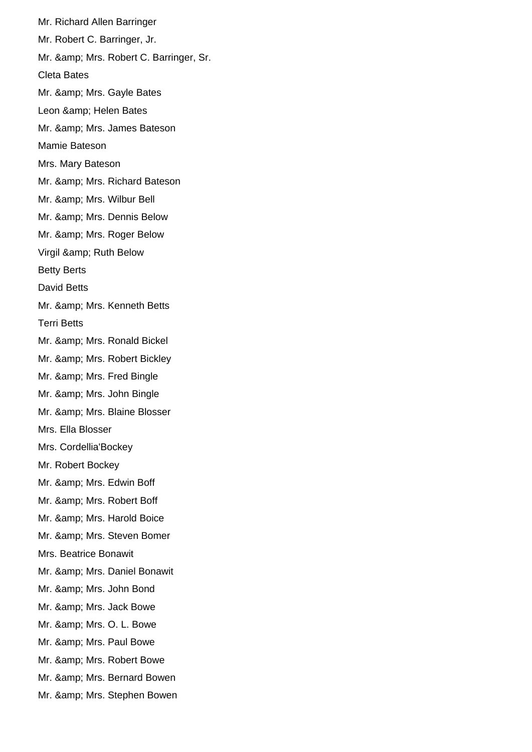Mr. Richard Allen Barringer

Mr. Robert C. Barringer, Jr.

Mr. &amp; Mrs. Robert C. Barringer, Sr.

Cleta Bates

Mr. &amp; Mrs. Gayle Bates

Leon &amp; Helen Bates

Mr. &amp; Mrs. James Bateson

Mamie Bateson

Mrs. Mary Bateson

Mr. &amp; Mrs. Richard Bateson

Mr. &amp; Mrs. Wilbur Bell

Mr. &amp; Mrs. Dennis Below

Mr. &amp; Mrs. Roger Below

Virgil &amp; Ruth Below

Betty Berts

David Betts

Mr. &amp; Mrs. Kenneth Betts

Terri Betts

Mr. &amp; Mrs. Ronald Bickel

Mr. &amp; Mrs. Robert Bickley

Mr. &amp; Mrs. Fred Bingle

Mr. &amp; Mrs. John Bingle

Mr. &amp; Mrs. Blaine Blosser

Mrs. Ella Blosser

Mrs. Cordellia'Bockey

Mr. Robert Bockey

Mr. &amp; Mrs. Edwin Boff

Mr. &amp; Mrs. Robert Boff

Mr. &amp; Mrs. Harold Boice

Mr. &amp; Mrs. Steven Bomer

Mrs. Beatrice Bonawit

Mr. &amp; Mrs. Daniel Bonawit

Mr. &amp; Mrs. John Bond

Mr. &amp; Mrs. Jack Bowe

Mr. &amp; Mrs. O. L. Bowe

Mr. &amp; Mrs. Paul Bowe

Mr. &amp; Mrs. Robert Bowe

Mr. &amp; Mrs. Bernard Bowen

Mr. &amp; Mrs. Stephen Bowen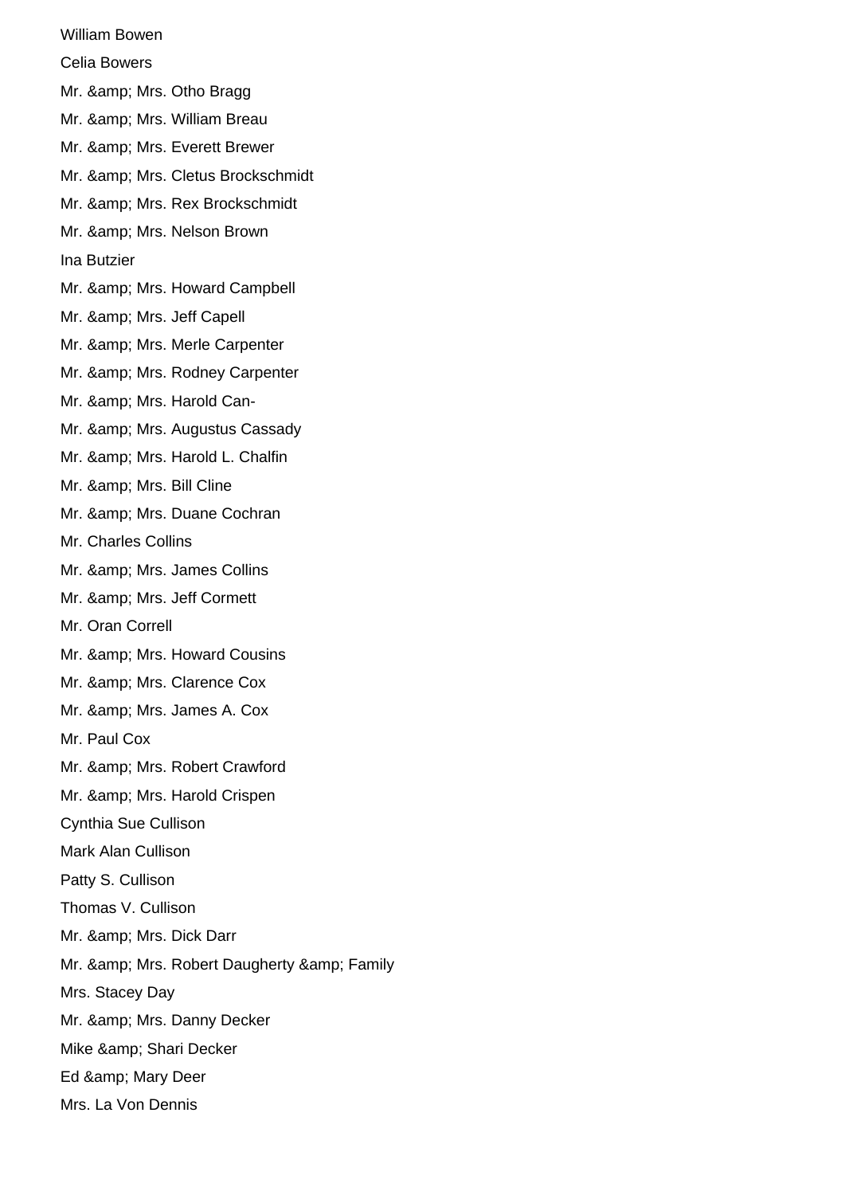William Bowen

Celia Bowers

Mr. &amp; Mrs. Otho Bragg

Mr. &amp; Mrs. William Breau

Mr. &amp; Mrs. Everett Brewer

Mr. &amp; Mrs. Cletus Brockschmidt

Mr. &amp; Mrs. Rex Brockschmidt

Mr. &amp; Mrs. Nelson Brown

Ina Butzier

Mr. &amp; Mrs. Howard Campbell

Mr. &amp; Mrs. Jeff Capell

Mr. &amp; Mrs. Merle Carpenter

Mr. &amp; Mrs. Rodney Carpenter

Mr. &amp; Mrs. Harold Can-

Mr. &amp; Mrs. Augustus Cassady

Mr. &amp; Mrs. Harold L. Chalfin

Mr. &amp; Mrs. Bill Cline

Mr. &amp; Mrs. Duane Cochran

Mr. Charles Collins

Mr. &amp; Mrs. James Collins

Mr. &amp; Mrs. Jeff Cormett

Mr. Oran Correll

Mr. &amp; Mrs. Howard Cousins

Mr. &amp; Mrs. Clarence Cox

Mr. &amp; Mrs. James A. Cox

Mr. Paul Cox

Mr. &amp; Mrs. Robert Crawford

Mr. &amp; Mrs. Harold Crispen

Cynthia Sue Cullison

Mark Alan Cullison

Patty S. Cullison

Thomas V. Cullison

Mr. &amp; Mrs. Dick Darr

Mr. &amp; Mrs. Robert Daugherty &amp; Family

Mrs. Stacey Day

Mr. &amp; Mrs. Danny Decker

Mike &amp; Shari Decker

Ed &amp; Mary Deer

Mrs. La Von Dennis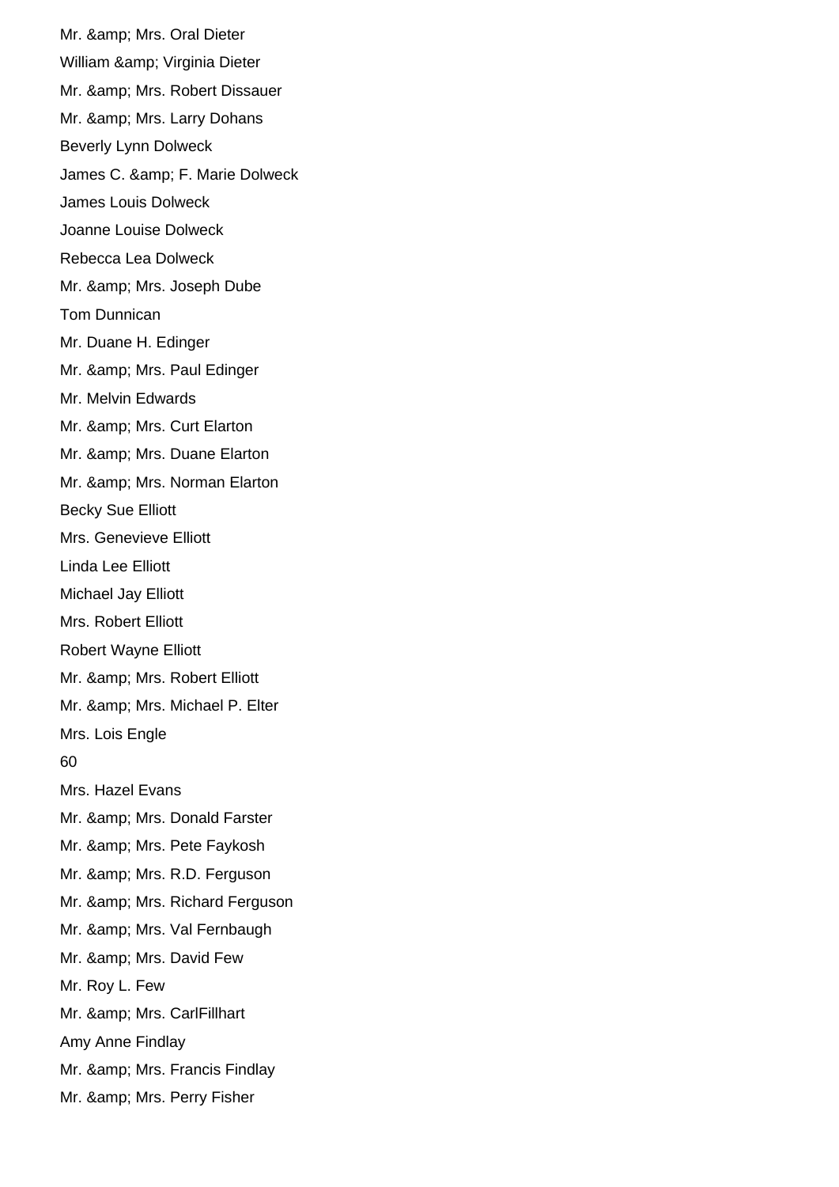Mr. &amp; Mrs. Oral Dieter

William &amp; Virginia Dieter

Mr. &amp; Mrs. Robert Dissauer

Mr. &amp; Mrs. Larry Dohans

Beverly Lynn Dolweck

James C. &amp; F. Marie Dolweck

James Louis Dolweck

Joanne Louise Dolweck

Rebecca Lea Dolweck

Mr. &amp; Mrs. Joseph Dube

Tom Dunnican

Mr. Duane H. Edinger

Mr. &amp; Mrs. Paul Edinger

Mr. Melvin Edwards

Mr. &amp; Mrs. Curt Elarton

Mr. &amp; Mrs. Duane Elarton

Mr. &amp; Mrs. Norman Elarton

Becky Sue Elliott

Mrs. Genevieve Elliott

Linda Lee Elliott

Michael Jay Elliott

Mrs. Robert Elliott

Robert Wayne Elliott

Mr. &amp; Mrs. Robert Elliott

Mr. &amp; Mrs. Michael P. Elter

Mrs. Lois Engle

Mrs. Hazel Evans

Mr. &amp; Mrs. Donald Farster

Mr. &amp; Mrs. Pete Faykosh

Mr. &amp; Mrs. R.D. Ferguson

Mr. &amp; Mrs. Richard Ferguson

Mr. &amp; Mrs. Val Fernbaugh

Mr. &amp; Mrs. David Few

Mr. Roy L. Few

Mr. &amp; Mrs. CarlFillhart

Amy Anne Findlay

Mr. &amp; Mrs. Francis Findlay

Mr. &amp; Mrs. Perry Fisher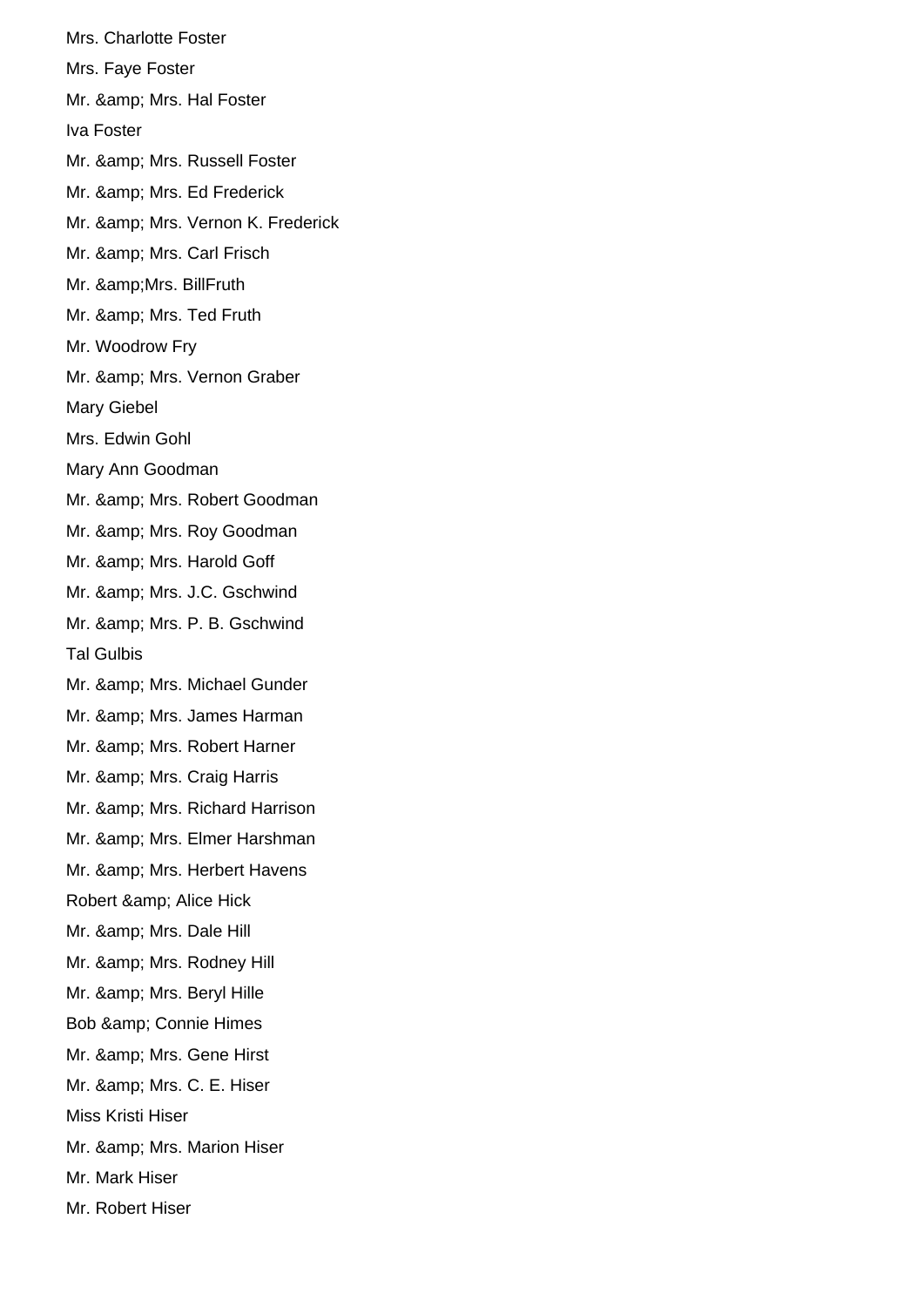Mrs. Charlotte Foster

Mrs. Faye Foster

Mr. &amp; Mrs. Hal Foster

Iva Foster

Mr. &amp; Mrs. Russell Foster

Mr. &amp; Mrs. Ed Frederick

Mr. &amp; Mrs. Vernon K. Frederick

Mr. &amp; Mrs. Carl Frisch

Mr. &amp;Mrs. BillFruth

Mr. &amp; Mrs. Ted Fruth

Mr. Woodrow Fry

Mr. &amp; Mrs. Vernon Graber

Mary Giebel

Mrs. Edwin Gohl

Mary Ann Goodman

Mr. &amp; Mrs. Robert Goodman

Mr. &amp; Mrs. Roy Goodman

Mr. &amp; Mrs. Harold Goff

Mr. &amp; Mrs. J.C. Gschwind

Mr. &amp; Mrs. P. B. Gschwind

Tal Gulbis

Mr. &amp; Mrs. Michael Gunder

Mr. &amp; Mrs. James Harman

Mr. &amp; Mrs. Robert Harner

Mr. &amp; Mrs. Craig Harris

Mr. &amp; Mrs. Richard Harrison

Mr. &amp; Mrs. Elmer Harshman

Mr. &amp; Mrs. Herbert Havens

Robert &amp; Alice Hick

Mr. &amp; Mrs. Dale Hill

Mr. &amp; Mrs. Rodney Hill

Mr. &amp; Mrs. Beryl Hille

Bob &amp; Connie Himes

Mr. &amp; Mrs. Gene Hirst

Mr. &amp; Mrs. C. E. Hiser

Miss Kristi Hiser

Mr. &amp; Mrs. Marion Hiser

Mr. Mark Hiser

Mr. Robert Hiser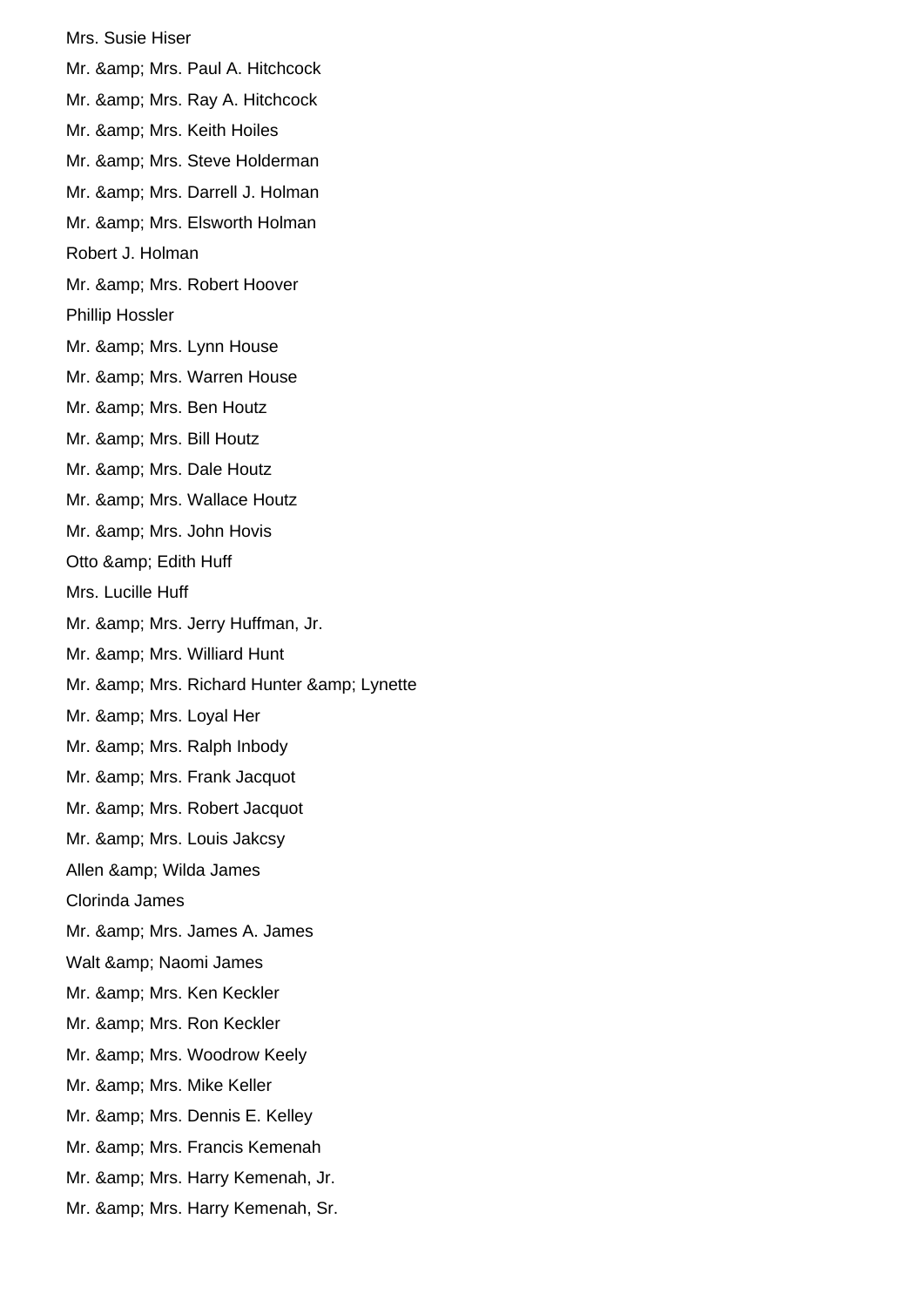Mrs. Susie Hiser

Mr. &amp; Mrs. Paul A. Hitchcock

Mr. &amp; Mrs. Ray A. Hitchcock

Mr. &amp; Mrs. Keith Hoiles

Mr. &amp; Mrs. Steve Holderman

Mr. &amp; Mrs. Darrell J. Holman

Mr. &amp; Mrs. Elsworth Holman

Robert J. Holman

Mr. &amp; Mrs. Robert Hoover

Phillip Hossler

Mr. &amp; Mrs. Lynn House

Mr. &amp; Mrs. Warren House

Mr. &amp; Mrs. Ben Houtz

Mr. &amp; Mrs. Bill Houtz

Mr. &amp; Mrs. Dale Houtz

Mr. &amp; Mrs. Wallace Houtz

Mr. &amp; Mrs. John Hovis

Otto &amp; Edith Huff

Mrs. Lucille Huff

Mr. &amp; Mrs. Jerry Huffman, Jr.

Mr. &amp; Mrs. Williard Hunt

Mr. &amp; Mrs. Richard Hunter &amp; Lynette

Mr. &amp; Mrs. Loyal Her

Mr. &amp; Mrs. Ralph Inbody

Mr. &amp; Mrs. Frank Jacquot

Mr. &amp; Mrs. Robert Jacquot

Mr. &amp; Mrs. Louis Jakcsy

Allen &amp; Wilda James

Clorinda James

Mr. &amp; Mrs. James A. James

Walt &amp; Naomi James

Mr. &amp; Mrs. Ken Keckler

Mr. &amp; Mrs. Ron Keckler

Mr. &amp; Mrs. Woodrow Keely

Mr. &amp; Mrs. Mike Keller

Mr. &amp; Mrs. Dennis E. Kelley

Mr. &amp; Mrs. Francis Kemenah

Mr. &amp; Mrs. Harry Kemenah, Jr.

Mr. &amp; Mrs. Harry Kemenah, Sr.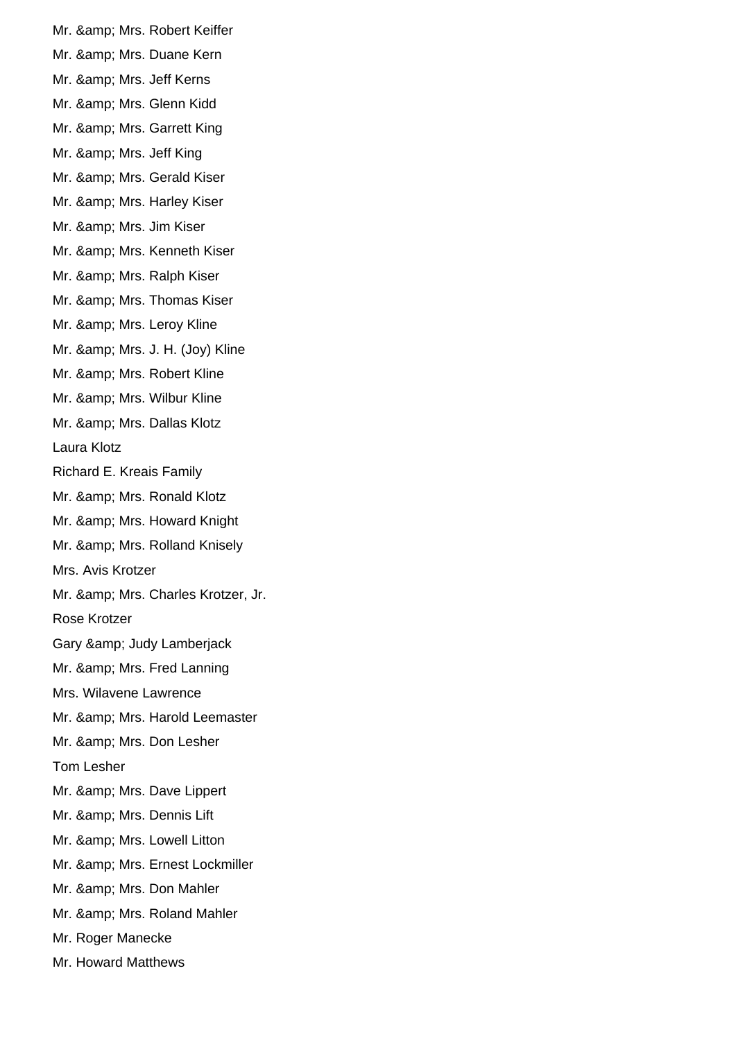Mr. &amp; Mrs. Robert Keiffer

Mr. &amp; Mrs. Duane Kern

Mr. &amp; Mrs. Jeff Kerns

Mr. &amp; Mrs. Glenn Kidd

Mr. &amp; Mrs. Garrett King

Mr. &amp; Mrs. Jeff King

Mr. &amp; Mrs. Gerald Kiser

Mr. &amp; Mrs. Harley Kiser

Mr. &amp; Mrs. Jim Kiser

Mr. &amp; Mrs. Kenneth Kiser

Mr. &amp; Mrs. Ralph Kiser

Mr. &amp; Mrs. Thomas Kiser

Mr. &amp; Mrs. Leroy Kline

Mr. &amp; Mrs. J. H. (Joy) Kline

Mr. &amp; Mrs. Robert Kline

Mr. &amp; Mrs. Wilbur Kline

Mr. &amp; Mrs. Dallas Klotz

Laura Klotz

Richard E. Kreais Family

Mr. &amp; Mrs. Ronald Klotz

Mr. &amp; Mrs. Howard Knight

Mr. &amp; Mrs. Rolland Knisely

Mrs. Avis Krotzer

Mr. &amp; Mrs. Charles Krotzer, Jr.

Rose Krotzer

Gary &amp; Judy Lamberjack

Mr. &amp; Mrs. Fred Lanning

Mrs. Wilavene Lawrence

Mr. &amp; Mrs. Harold Leemaster

Mr. &amp; Mrs. Don Lesher

Tom Lesher

Mr. &amp; Mrs. Dave Lippert

Mr. &amp; Mrs. Dennis Lift

Mr. &amp; Mrs. Lowell Litton

Mr. &amp; Mrs. Ernest Lockmiller

Mr. &amp; Mrs. Don Mahler

Mr. &amp; Mrs. Roland Mahler

Mr. Roger Manecke

Mr. Howard Matthews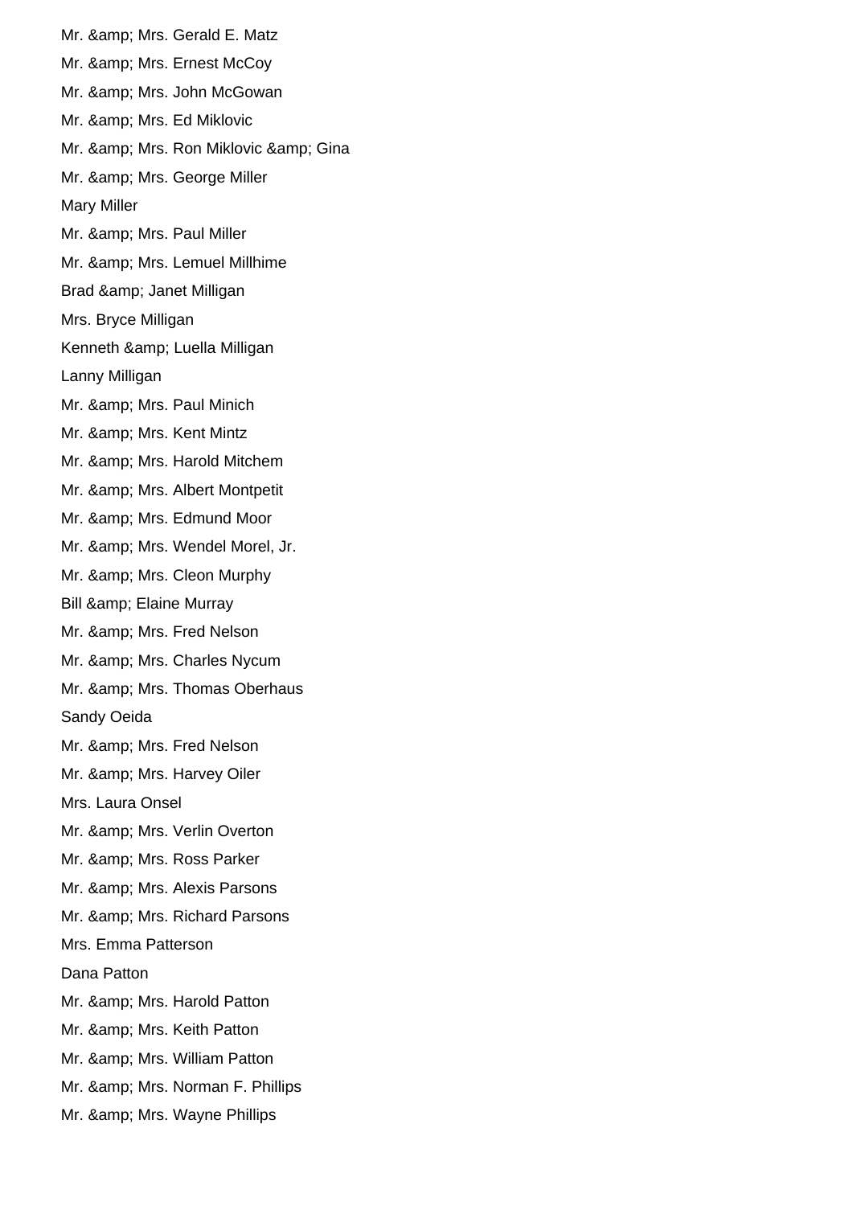Mr. &amp; Mrs. Gerald E. Matz

Mr. &amp; Mrs. Ernest McCoy

Mr. &amp; Mrs. John McGowan

Mr. &amp; Mrs. Ed Miklovic

Mr. &amp; Mrs. Ron Miklovic &amp; Gina

Mr. &amp; Mrs. George Miller

Mary Miller

Mr. &amp; Mrs. Paul Miller

Mr. &amp; Mrs. Lemuel Millhime

Brad &amp; Janet Milligan

Mrs. Bryce Milligan

Kenneth &amp; Luella Milligan

Lanny Milligan

Mr. &amp; Mrs. Paul Minich

Mr. &amp; Mrs. Kent Mintz

Mr. &amp; Mrs. Harold Mitchem

Mr. &amp; Mrs. Albert Montpetit

Mr. &amp; Mrs. Edmund Moor

Mr. &amp; Mrs. Wendel Morel, Jr.

Mr. &amp; Mrs. Cleon Murphy

Bill &amp; Elaine Murray

Mr. &amp; Mrs. Fred Nelson

Mr. &amp; Mrs. Charles Nycum

Mr. &amp; Mrs. Thomas Oberhaus

Sandy Oeida

Mr. &amp; Mrs. Fred Nelson

Mr. &amp; Mrs. Harvey Oiler

Mrs. Laura Onsel

Mr. &amp; Mrs. Verlin Overton

Mr. &amp; Mrs. Ross Parker

Mr. &amp; Mrs. Alexis Parsons

Mr. &amp; Mrs. Richard Parsons

Mrs. Emma Patterson

Dana Patton

Mr. &amp; Mrs. Harold Patton

Mr. &amp; Mrs. Keith Patton

Mr. &amp; Mrs. William Patton

Mr. &amp; Mrs. Norman F. Phillips

Mr. &amp; Mrs. Wayne Phillips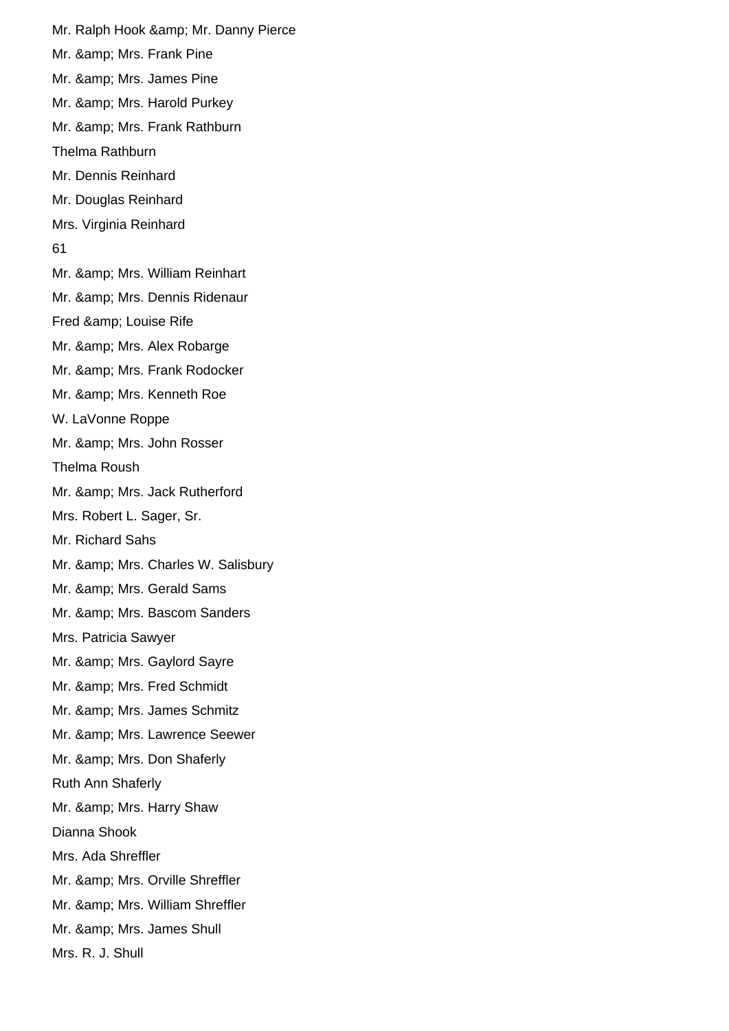Mr. Ralph Hook &amp; Mr. Danny Pierce

Mr. &amp; Mrs. Frank Pine

Mr. &amp; Mrs. James Pine

Mr. &amp; Mrs. Harold Purkey

Mr. &amp; Mrs. Frank Rathburn

Thelma Rathburn

Mr. Dennis Reinhard

Mr. Douglas Reinhard

Mrs. Virginia Reinhard

Mr. &amp; Mrs. William Reinhart

Mr. &amp; Mrs. Dennis Ridenaur

Fred &amp; Louise Rife

Mr. &amp; Mrs. Alex Robarge

Mr. &amp; Mrs. Frank Rodocker

Mr. &amp; Mrs. Kenneth Roe

W. LaVonne Roppe

Mr. &amp; Mrs. John Rosser

Thelma Roush

Mr. &amp; Mrs. Jack Rutherford

Mrs. Robert L. Sager, Sr.

Mr. Richard Sahs

Mr. &amp; Mrs. Charles W. Salisbury

Mr. &amp; Mrs. Gerald Sams

Mr. &amp; Mrs. Bascom Sanders

Mrs. Patricia Sawyer

Mr. &amp; Mrs. Gaylord Sayre

Mr. &amp; Mrs. Fred Schmidt

Mr. &amp; Mrs. James Schmitz

Mr. &amp; Mrs. Lawrence Seewer

Mr. &amp; Mrs. Don Shaferly

Ruth Ann Shaferly

Mr. &amp; Mrs. Harry Shaw

Dianna Shook

Mrs. Ada Shreffler

Mr. &amp; Mrs. Orville Shreffler

Mr. &amp; Mrs. William Shreffler

Mr. &amp; Mrs. James Shull

Mrs. R. J. Shull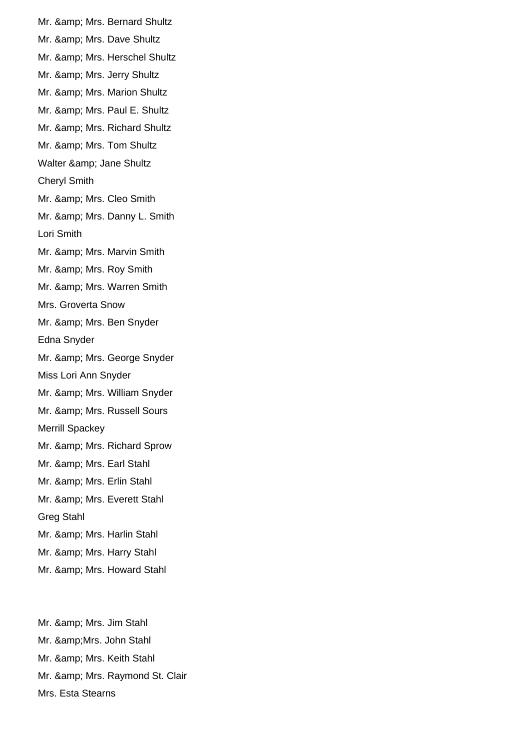Mr. &amp; Mrs. Bernard Shultz

Mr. &amp; Mrs. Dave Shultz

Mr. &amp; Mrs. Herschel Shultz

Mr. &amp; Mrs. Jerry Shultz

Mr. &amp; Mrs. Marion Shultz

Mr. &amp; Mrs. Paul E. Shultz

Mr. &amp; Mrs. Richard Shultz

Mr. &amp; Mrs. Tom Shultz

Walter &amp; Jane Shultz

Cheryl Smith

Mr. &amp; Mrs. Cleo Smith

Mr. &amp; Mrs. Danny L. Smith

Lori Smith

Mr. &amp; Mrs. Marvin Smith

Mr. &amp; Mrs. Roy Smith

Mr. &amp; Mrs. Warren Smith

Mrs. Groverta Snow

Mr. &amp; Mrs. Ben Snyder

Edna Snyder

Mr. &amp; Mrs. George Snyder

Miss Lori Ann Snyder

Mr. &amp; Mrs. William Snyder

Mr. &amp; Mrs. Russell Sours

Merrill Spackey

Mr. &amp; Mrs. Richard Sprow

Mr. &amp; Mrs. Earl Stahl

Mr. &amp; Mrs. Erlin Stahl

Mr. &amp; Mrs. Everett Stahl

Greg Stahl

Mr. &amp; Mrs. Harlin Stahl

Mr. &amp; Mrs. Harry Stahl

Mr. &amp; Mrs. Howard Stahl

Mr. &amp; Mrs. Jim Stahl

Mr. &amp;Mrs. John Stahl

Mr. &amp; Mrs. Keith Stahl

Mr. &amp; Mrs. Raymond St. Clair

Mrs. Esta Stearns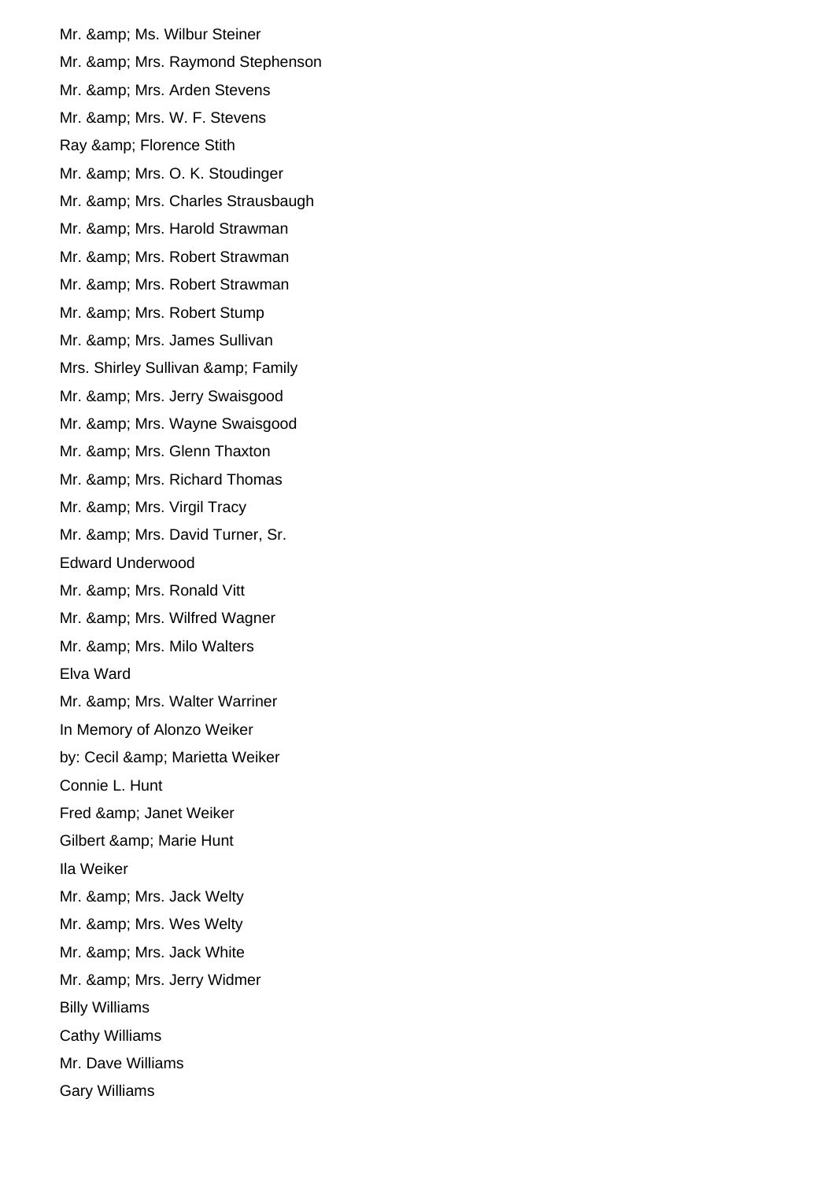Mr. &amp; Ms. Wilbur Steiner

Mr. &amp; Mrs. Raymond Stephenson

Mr. &amp; Mrs. Arden Stevens

Mr. &amp; Mrs. W. F. Stevens

Ray &amp; Florence Stith

Mr. &amp; Mrs. O. K. Stoudinger

Mr. &amp; Mrs. Charles Strausbaugh

Mr. &amp; Mrs. Harold Strawman

Mr. &amp; Mrs. Robert Strawman

Mr. &amp; Mrs. Robert Strawman

Mr. &amp; Mrs. Robert Stump

Mr. &amp; Mrs. James Sullivan

Mrs. Shirley Sullivan &amp; Family

Mr. &amp; Mrs. Jerry Swaisgood

Mr. &amp; Mrs. Wayne Swaisgood

Mr. &amp; Mrs. Glenn Thaxton

Mr. &amp; Mrs. Richard Thomas

Mr. &amp; Mrs. Virgil Tracy

Mr. &amp; Mrs. David Turner, Sr.

Edward Underwood

Mr. &amp; Mrs. Ronald Vitt

Mr. &amp; Mrs. Wilfred Wagner

Mr. &amp; Mrs. Milo Walters

Elva Ward

Mr. &amp; Mrs. Walter Warriner

In Memory of Alonzo Weiker

by: Cecil &amp; Marietta Weiker

Connie L. Hunt

Fred &amp; Janet Weiker

Gilbert &amp; Marie Hunt

Ila Weiker

Mr. &amp; Mrs. Jack Welty

Mr. &amp; Mrs. Wes Welty

Mr. &amp; Mrs. Jack White

Mr. &amp; Mrs. Jerry Widmer

Billy Williams

Cathy Williams

Mr. Dave Williams

Gary Williams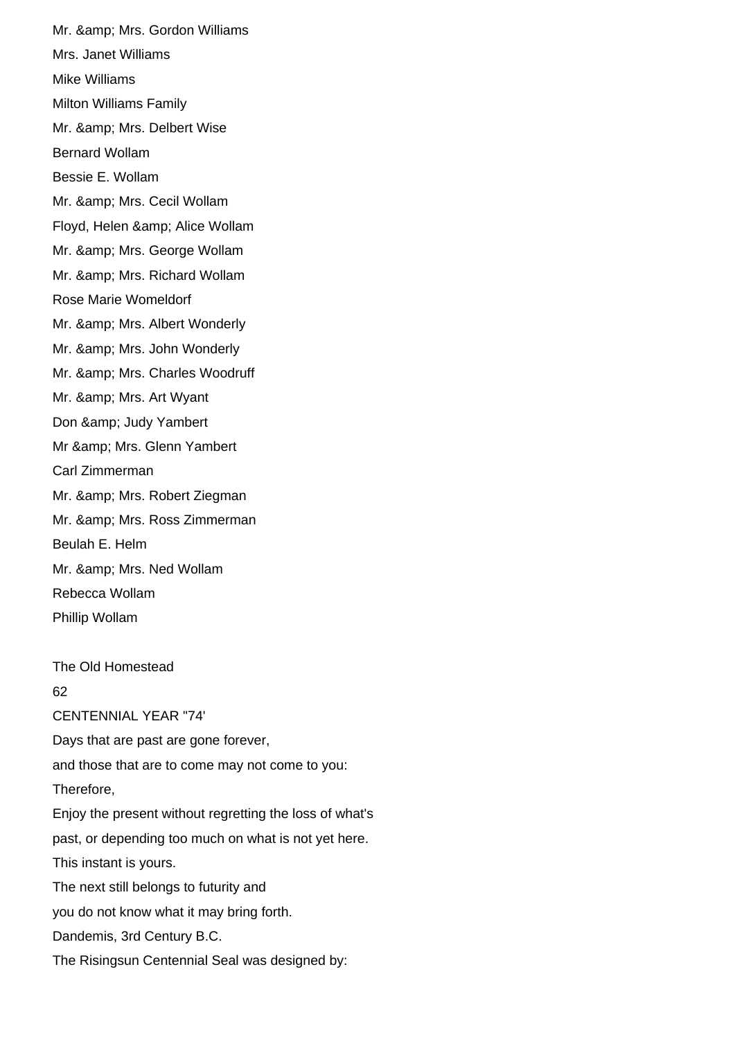Mr. &amp; Mrs. Gordon Williams

Mrs. Janet Williams

Mike Williams

Milton Williams Family

Mr. &amp; Mrs. Delbert Wise

Bernard Wollam

Bessie E. Wollam

Mr. &amp; Mrs. Cecil Wollam

Floyd, Helen &amp; Alice Wollam

Mr. &amp; Mrs. George Wollam

Mr. &amp; Mrs. Richard Wollam

Rose Marie Womeldorf

Mr. &amp; Mrs. Albert Wonderly

Mr. &amp; Mrs. John Wonderly

Mr. &amp; Mrs. Charles Woodruff

Mr. &amp; Mrs. Art Wyant

Don &amp; Judy Yambert

Mr &amp; Mrs. Glenn Yambert

Carl Zimmerman

Mr. &amp; Mrs. Robert Ziegman

Mr. &amp; Mrs. Ross Zimmerman

Beulah E. Helm

Mr. &amp; Mrs. Ned Wollam

Rebecca Wollam

Phillip Wollam

The Old Homestead

62

CENTENNIAL YEAR "74'

Days that are past are gone forever,

and those that are to come may not come to you:

Therefore,

Enjoy the present without regretting the loss of what's

past, or depending too much on what is not yet here.

This instant is yours.

The next still belongs to futurity and

you do not know what it may bring forth.

Dandemis, 3rd Century B.C.

The Risingsun Centennial Seal was designed by: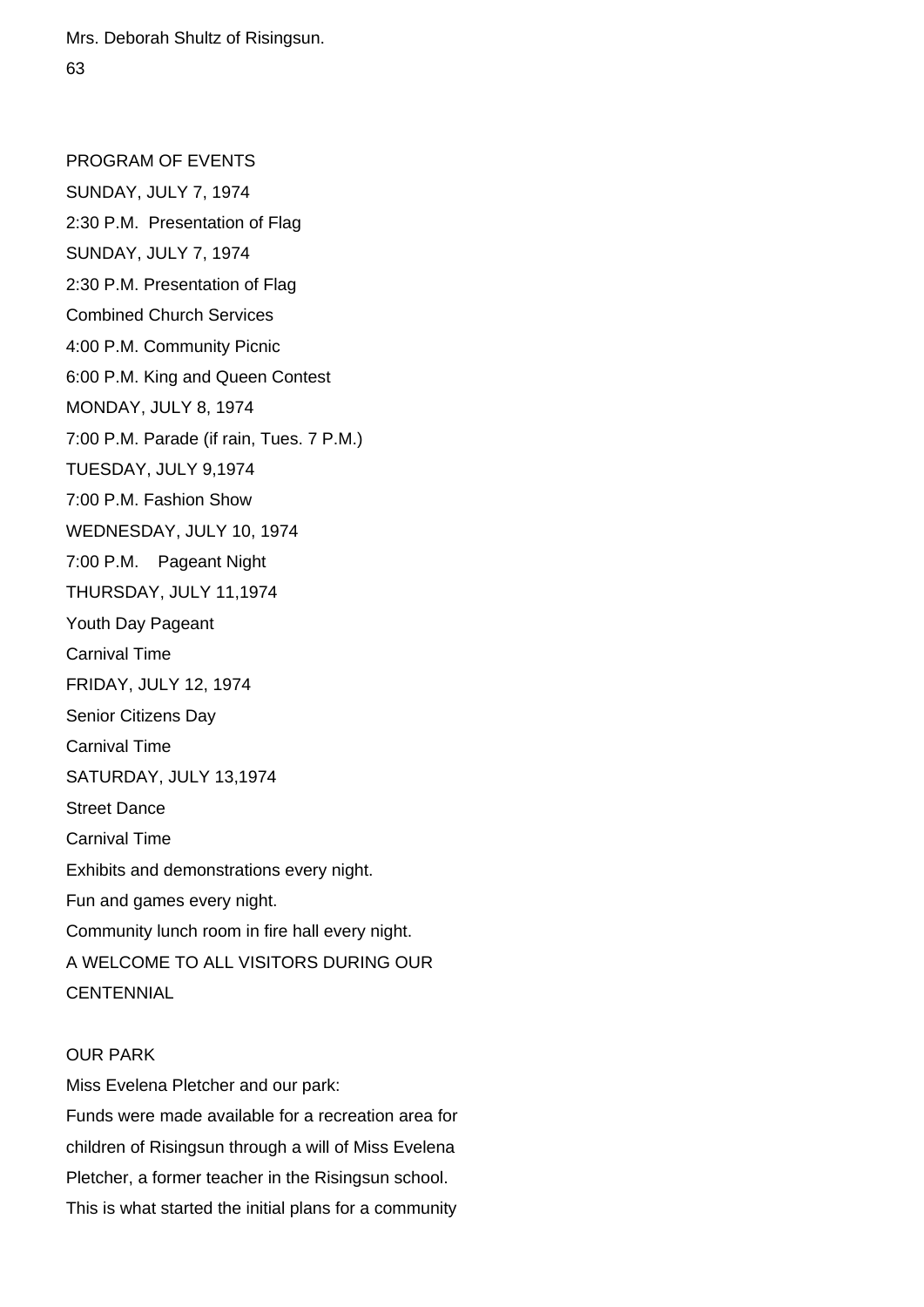Mrs. Deborah Shultz of Risingsun.

63

PROGRAM OF EVENTS

SUNDAY, JULY 7, 1974

2:30 P.M. Presentation of Flag

SUNDAY, JULY 7, 1974

2:30 P.M. Presentation of Flag

Combined Church Services

4:00 P.M. Community Picnic

6:00 P.M. King and Queen Contest

MONDAY, JULY 8, 1974

7:00 P.M. Parade (if rain, Tues. 7 P.M.)

TUESDAY, JULY 9,1974

7:00 P.M. Fashion Show

WEDNESDAY, JULY 10, 1974

7:00 P.M. Pageant Night

THURSDAY, JULY 11,1974

Youth Day Pageant

Carnival Time

FRIDAY, JULY 12, 1974

Senior Citizens Day

Carnival Time

SATURDAY, JULY 13,1974

Street Dance

Carnival Time

Exhibits and demonstrations every night.

Fun and games every night.

Community lunch room in fire hall every night.

A WELCOME TO ALL VISITORS DURING OUR CENTENNIAL

## OUR PARK

Miss Evelena Pletcher and our park:

Funds were made available for a recreation area for children of Risingsun through a will of Miss Evelena Pletcher, a former teacher in the Risingsun school. This is what started the initial plans for a community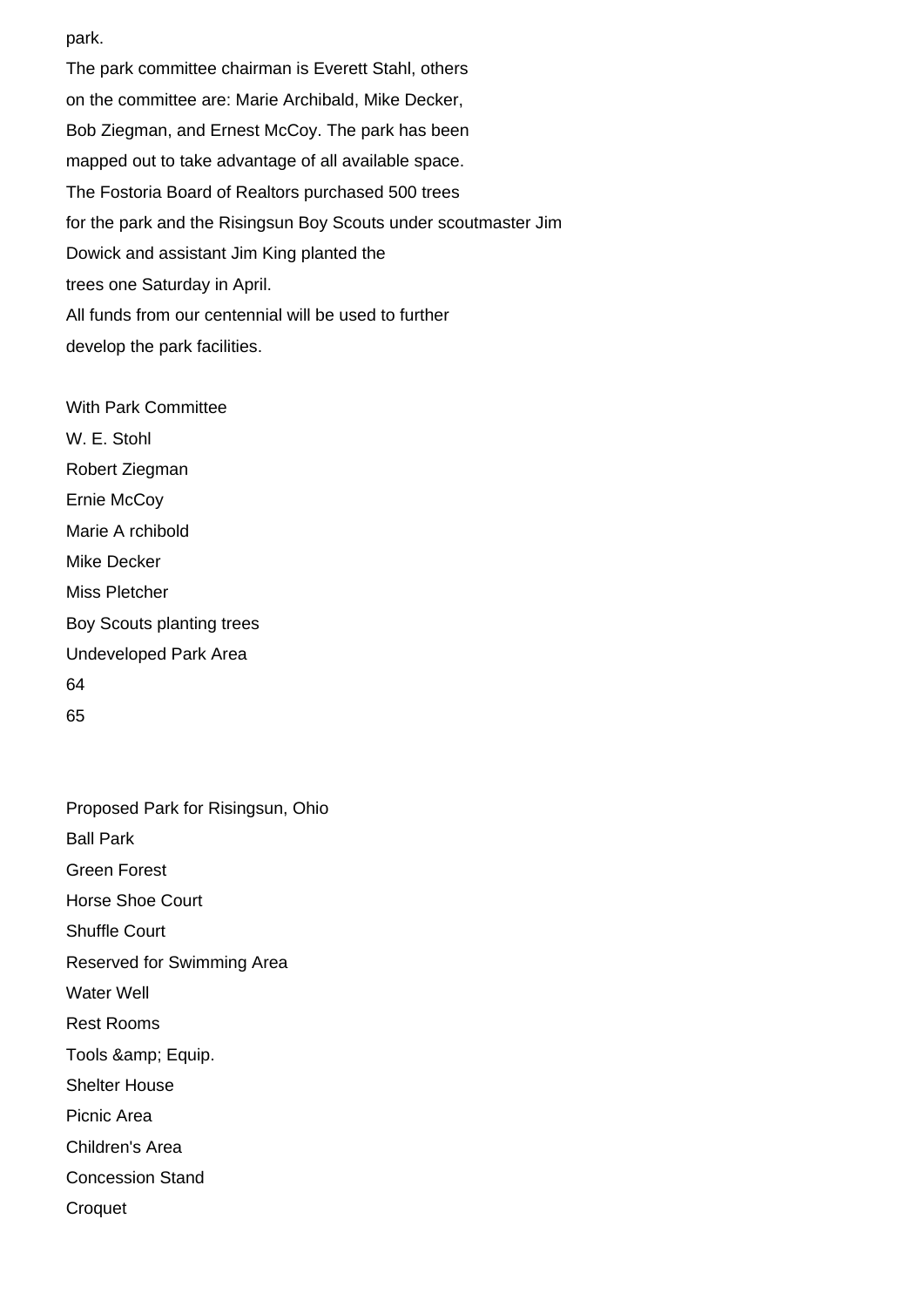park.

The park committee chairman is Everett Stahl, others on the committee are: Marie Archibald, Mike Decker, Bob Ziegman, and Ernest McCoy. The park has been mapped out to take advantage of all available space. The Fostoria Board of Realtors purchased 500 trees for the park and the Risingsun Boy Scouts under scoutmaster Jim Dowick and assistant Jim King planted the trees one Saturday in April.

All funds from our centennial will be used to further develop the park facilities.

With Park Committee
W. E. Stohl
Robert Ziegman
Ernie McCoy
Marie A rchibold
Mike Decker
Miss Pletcher

Boy Scouts planting trees

Undeveloped Park Area

Proposed Park for Risingsun, Ohio

Ball Park
Green Forest
Horse Shoe Court
Shuffle Court
Reserved for Swimming Area
Water Well
Rest Rooms
Tools & Equip.
Shelter House
Picnic Area
Children's Area
Concession Stand
Croquet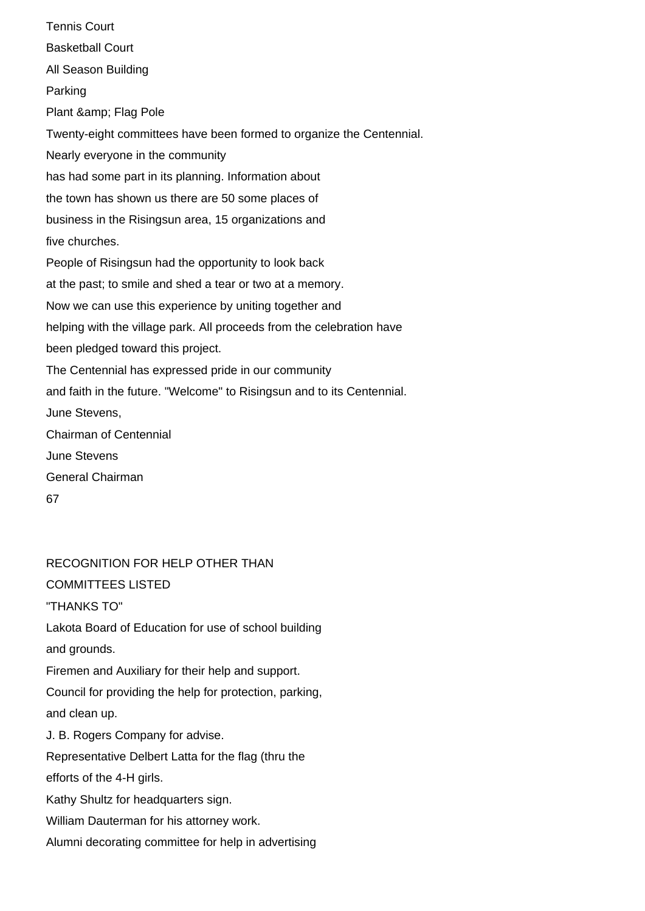Tennis Court

Basketball Court

All Season Building

Parking

Plant &amp; Flag Pole

Twenty-eight committees have been formed to organize the Centennial. Nearly everyone in the community has had some part in its planning. Information about the town has shown us there are 50 some places of business in the Risingsun area, 15 organizations and five churches.

People of Risingsun had the opportunity to look back at the past; to smile and shed a tear or two at a memory. Now we can use this experience by uniting together and helping with the village park. All proceeds from the celebration have been pledged toward this project.

The Centennial has expressed pride in our community and faith in the future. "Welcome" to Risingsun and to its Centennial.

June Stevens,
Chairman of Centennial

June Stevens
General Chairman

67

## RECOGNITION FOR HELP OTHER THAN COMMITTEES LISTED

"THANKS TO"

Lakota Board of Education for use of school building and grounds.

Firemen and Auxiliary for their help and support.

Council for providing the help for protection, parking, and clean up.

J. B. Rogers Company for advise.

Representative Delbert Latta for the flag (thru the efforts of the 4-H girls.

Kathy Shultz for headquarters sign.

William Dauterman for his attorney work.

Alumni decorating committee for help in advertising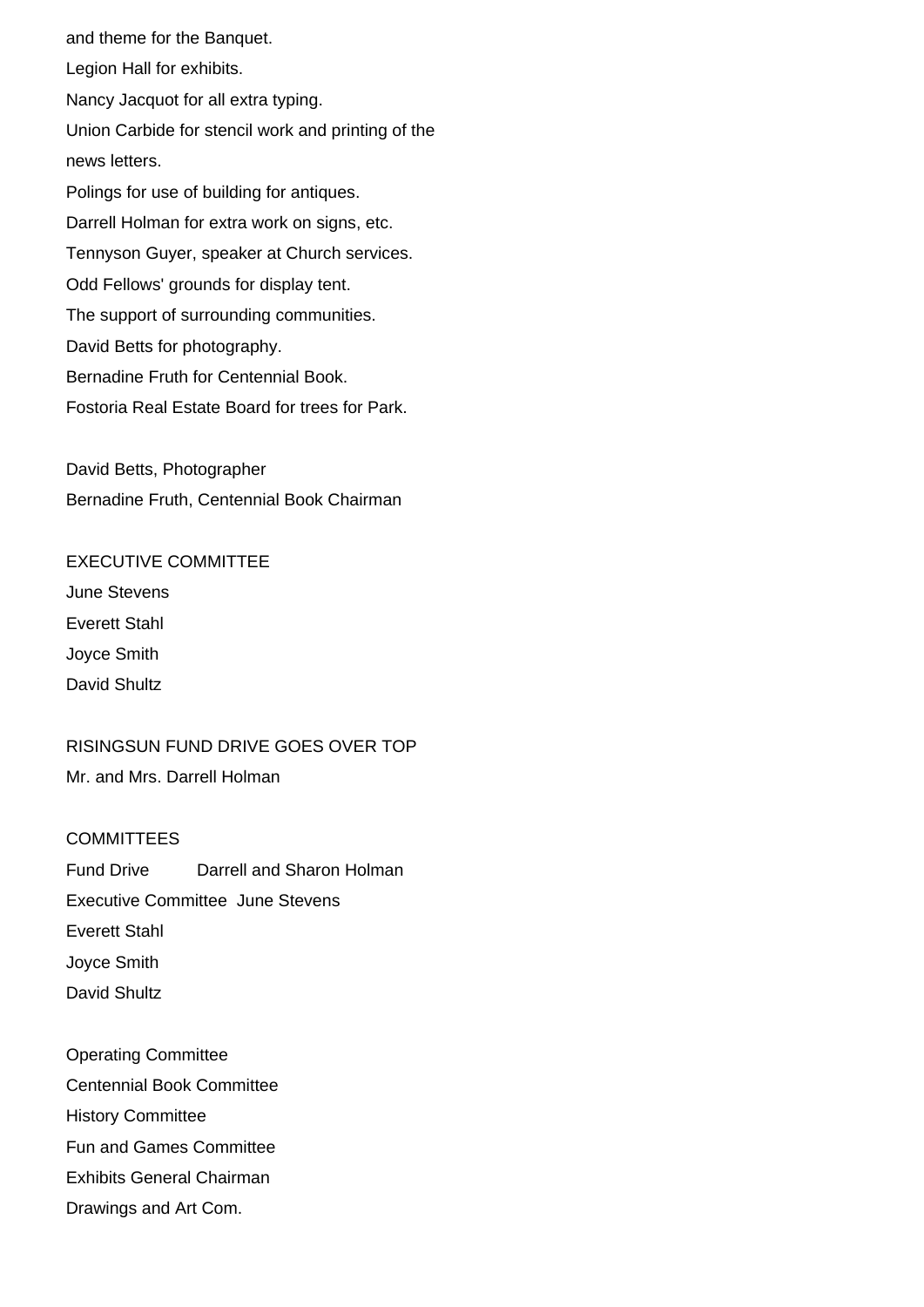and theme for the Banquet.

Legion Hall for exhibits.

Nancy Jacquot for all extra typing.

Union Carbide for stencil work and printing of the news letters.

Polings for use of building for antiques.

Darrell Holman for extra work on signs, etc.

Tennyson Guyer, speaker at Church services.

Odd Fellows' grounds for display tent.

The support of surrounding communities.

David Betts for photography.

Bernadine Fruth for Centennial Book.

Fostoria Real Estate Board for trees for Park.

David Betts, Photographer

Bernadine Fruth, Centennial Book Chairman

EXECUTIVE COMMITTEE

June Stevens

Everett Stahl

Joyce Smith

David Shultz

RISINGSUN FUND DRIVE GOES OVER TOP

Mr. and Mrs. Darrell Holman

COMMITTEES

Fund Drive Darrell and Sharon Holman

Executive Committee June Stevens

Everett Stahl

Joyce Smith

David Shultz

Operating Committee

Centennial Book Committee

History Committee

Fun and Games Committee

Exhibits General Chairman

Drawings and Art Com.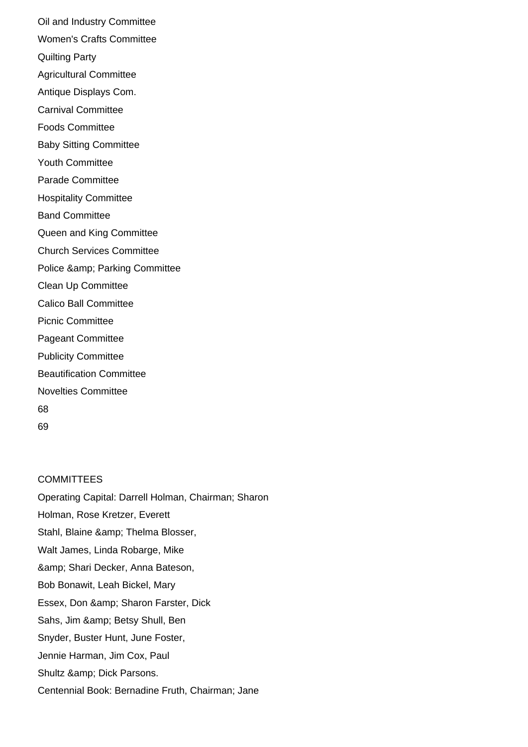Oil and Industry Committee

Women's Crafts Committee

Quilting Party

Agricultural Committee

Antique Displays Com.

Carnival Committee

Foods Committee

Baby Sitting Committee

Youth Committee

Parade Committee

Hospitality Committee

Band Committee

Queen and King Committee

Church Services Committee

Police & Parking Committee

Clean Up Committee

Calico Ball Committee

Picnic Committee

Pageant Committee

Publicity Committee

Beautification Committee

Novelties Committee

## COMMITTEES

Operating Capital: Darrell Holman, Chairman; Sharon Holman, Rose Kretzer, Everett Stahl, Blaine & Thelma Blosser, Walt James, Linda Robarge, Mike & Shari Decker, Anna Bateson, Bob Bonawit, Leah Bickel, Mary Essex, Don & Sharon Farster, Dick Sahs, Jim & Betsy Shull, Ben Snyder, Buster Hunt, June Foster, Jennie Harman, Jim Cox, Paul Shultz & Dick Parsons.

Centennial Book: Bernadine Fruth, Chairman; Jane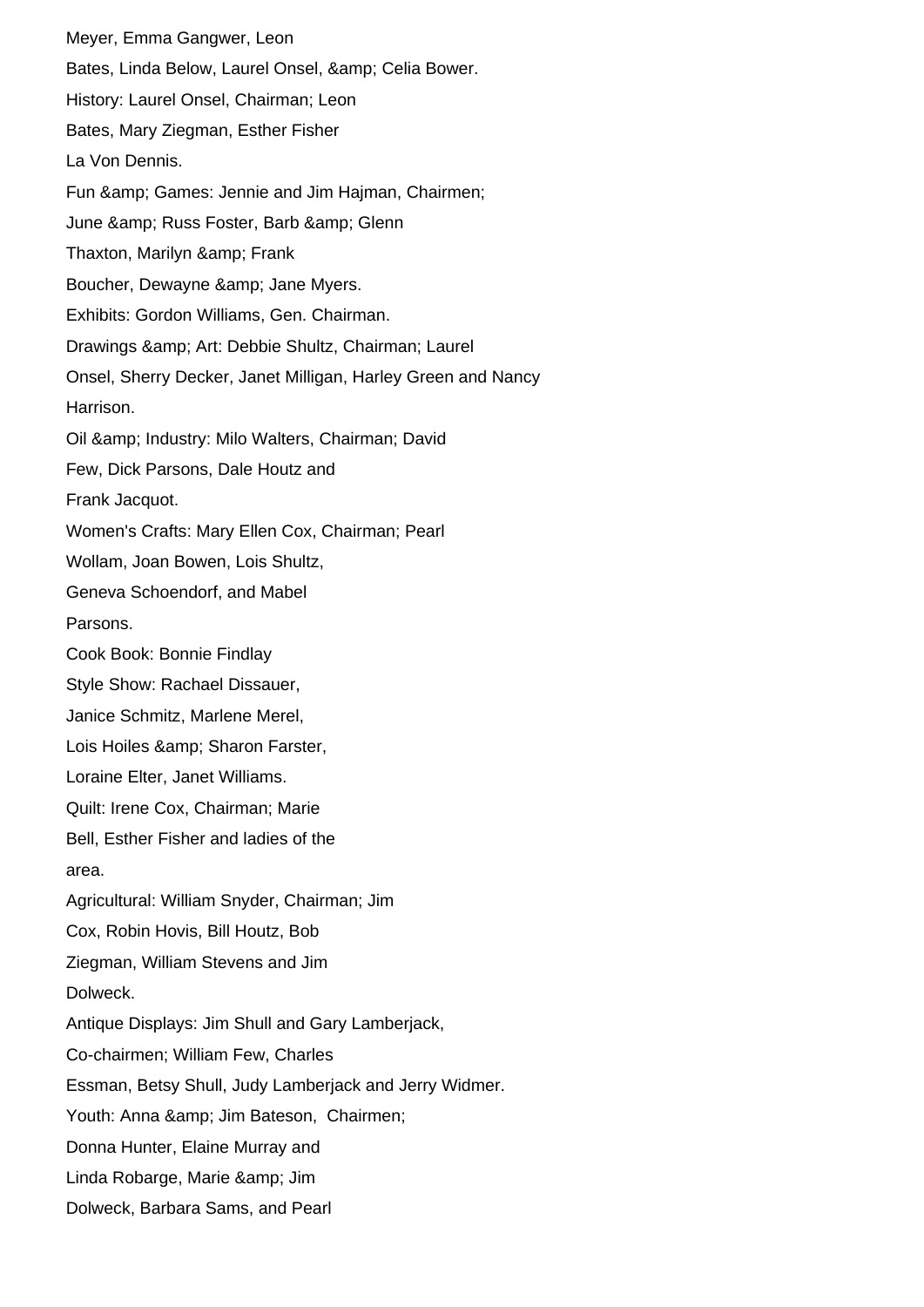Meyer, Emma Gangwer, Leon Bates, Linda Below, Laurel Onsel, &amp; Celia Bower.

History: Laurel Onsel, Chairman; Leon Bates, Mary Ziegman, Esther Fisher La Von Dennis.

Fun &amp; Games: Jennie and Jim Hajman, Chairmen; June &amp; Russ Foster, Barb &amp; Glenn Thaxton, Marilyn &amp; Frank Boucher, Dewayne &amp; Jane Myers.

Exhibits: Gordon Williams, Gen. Chairman.

Drawings &amp; Art: Debbie Shultz, Chairman; Laurel Onsel, Sherry Decker, Janet Milligan, Harley Green and Nancy Harrison.

Oil &amp; Industry: Milo Walters, Chairman; David Few, Dick Parsons, Dale Houtz and Frank Jacquot.

Women's Crafts: Mary Ellen Cox, Chairman; Pearl Wollam, Joan Bowen, Lois Shultz, Geneva Schoendorf, and Mabel Parsons.

Cook Book: Bonnie Findlay

Style Show: Rachael Dissauer, Janice Schmitz, Marlene Merel, Lois Hoiles &amp; Sharon Farster, Loraine Elter, Janet Williams.

Quilt: Irene Cox, Chairman; Marie Bell, Esther Fisher and ladies of the area.

Agricultural: William Snyder, Chairman; Jim Cox, Robin Hovis, Bill Houtz, Bob Ziegman, William Stevens and Jim Dolweck.

Antique Displays: Jim Shull and Gary Lamberjack, Co-chairmen; William Few, Charles Essman, Betsy Shull, Judy Lamberjack and Jerry Widmer.

Youth: Anna &amp; Jim Bateson, Chairmen; Donna Hunter, Elaine Murray and Linda Robarge, Marie &amp; Jim Dolweck, Barbara Sams, and Pearl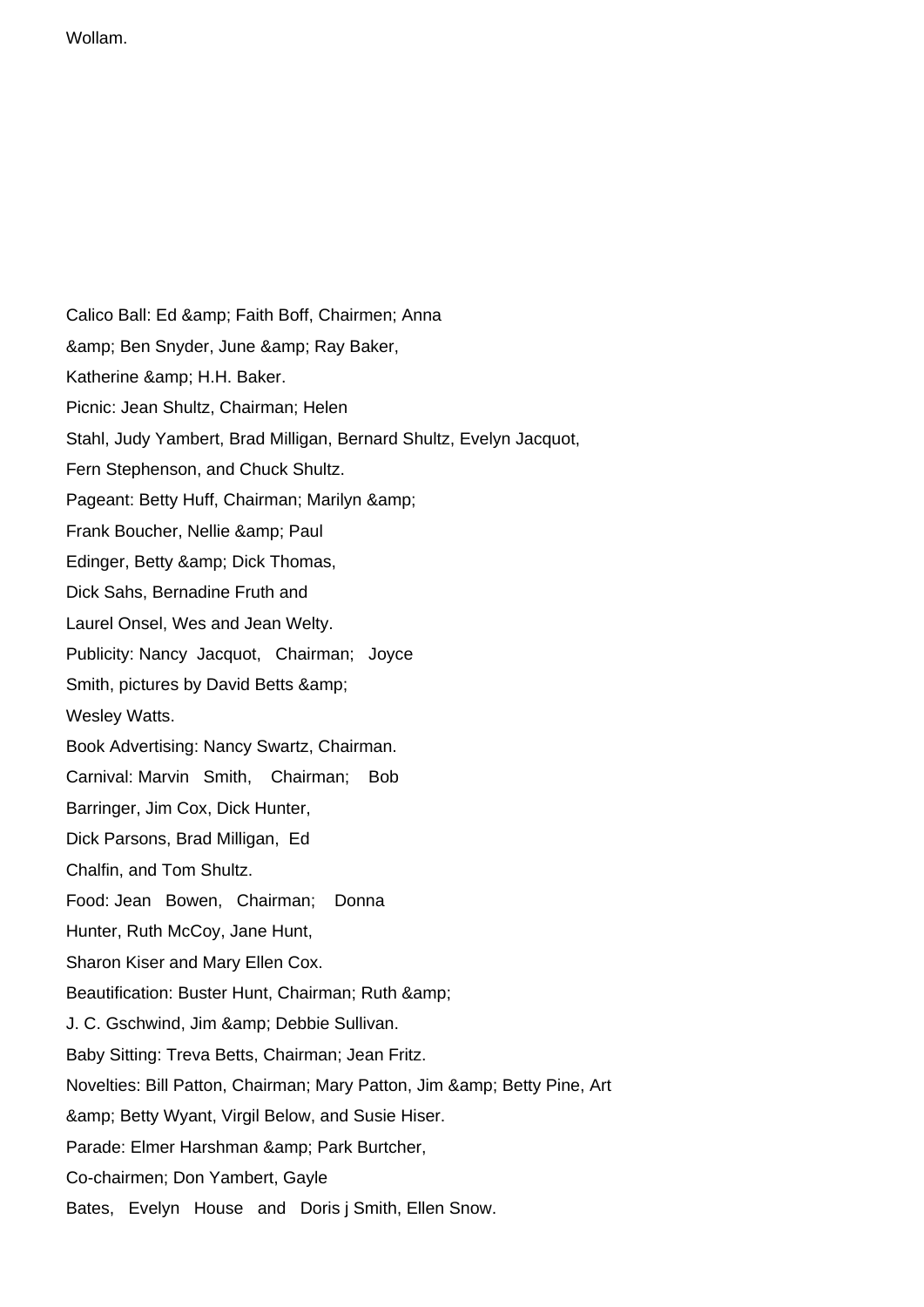Wollam.

Calico Ball: Ed &amp; Faith Boff, Chairmen; Anna &amp; Ben Snyder, June &amp; Ray Baker, Katherine &amp; H.H. Baker.

Picnic: Jean Shultz, Chairman; Helen Stahl, Judy Yambert, Brad Milligan, Bernard Shultz, Evelyn Jacquot, Fern Stephenson, and Chuck Shultz.

Pageant: Betty Huff, Chairman; Marilyn &amp; Frank Boucher, Nellie &amp; Paul Edinger, Betty &amp; Dick Thomas, Dick Sahs, Bernadine Fruth and Laurel Onsel, Wes and Jean Welty.

Publicity: Nancy Jacquot, Chairman; Joyce Smith, pictures by David Betts &amp; Wesley Watts.

Book Advertising: Nancy Swartz, Chairman.

Carnival: Marvin Smith, Chairman; Bob Barringer, Jim Cox, Dick Hunter, Dick Parsons, Brad Milligan, Ed Chalfin, and Tom Shultz.

Food: Jean Bowen, Chairman; Donna Hunter, Ruth McCoy, Jane Hunt, Sharon Kiser and Mary Ellen Cox.

Beautification: Buster Hunt, Chairman; Ruth &amp; J. C. Gschwind, Jim &amp; Debbie Sullivan.

Baby Sitting: Treva Betts, Chairman; Jean Fritz.

Novelties: Bill Patton, Chairman; Mary Patton, Jim &amp; Betty Pine, Art &amp; Betty Wyant, Virgil Below, and Susie Hiser.

Parade: Elmer Harshman &amp; Park Burtcher, Co-chairmen; Don Yambert, Gayle Bates, Evelyn House and Doris j Smith, Ellen Snow.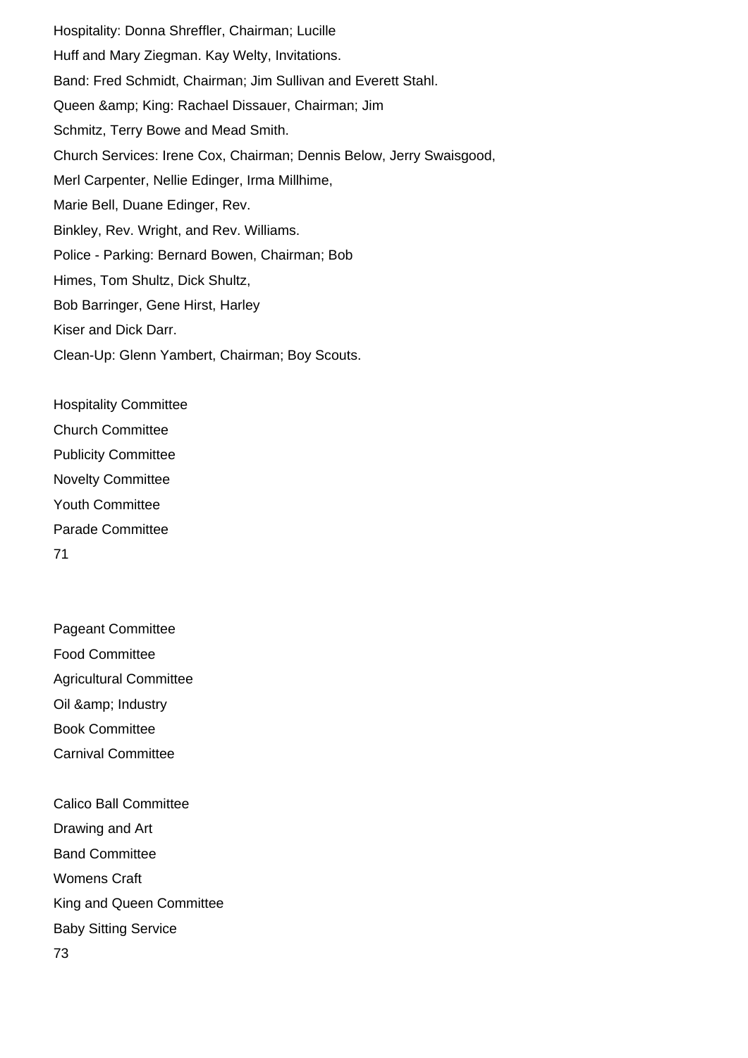Hospitality: Donna Shreffler, Chairman; Lucille Huff and Mary Ziegman. Kay Welty, Invitations.

Band: Fred Schmidt, Chairman; Jim Sullivan and Everett Stahl.

Queen & King: Rachael Dissauer, Chairman; Jim Schmitz, Terry Bowe and Mead Smith.

Church Services: Irene Cox, Chairman; Dennis Below, Jerry Swaisgood, Merl Carpenter, Nellie Edinger, Irma Millhime, Marie Bell, Duane Edinger, Rev. Binkley, Rev. Wright, and Rev. Williams.

Police - Parking: Bernard Bowen, Chairman; Bob Himes, Tom Shultz, Dick Shultz, Bob Barringer, Gene Hirst, Harley Kiser and Dick Darr.

Clean-Up: Glenn Yambert, Chairman; Boy Scouts.

Hospitality Committee

Church Committee

Publicity Committee

Novelty Committee

Youth Committee

Parade Committee

Pageant Committee

Food Committee

Agricultural Committee

Oil & Industry

Book Committee

Carnival Committee

Calico Ball Committee

Drawing and Art

Band Committee

Womens Craft

King and Queen Committee

Baby Sitting Service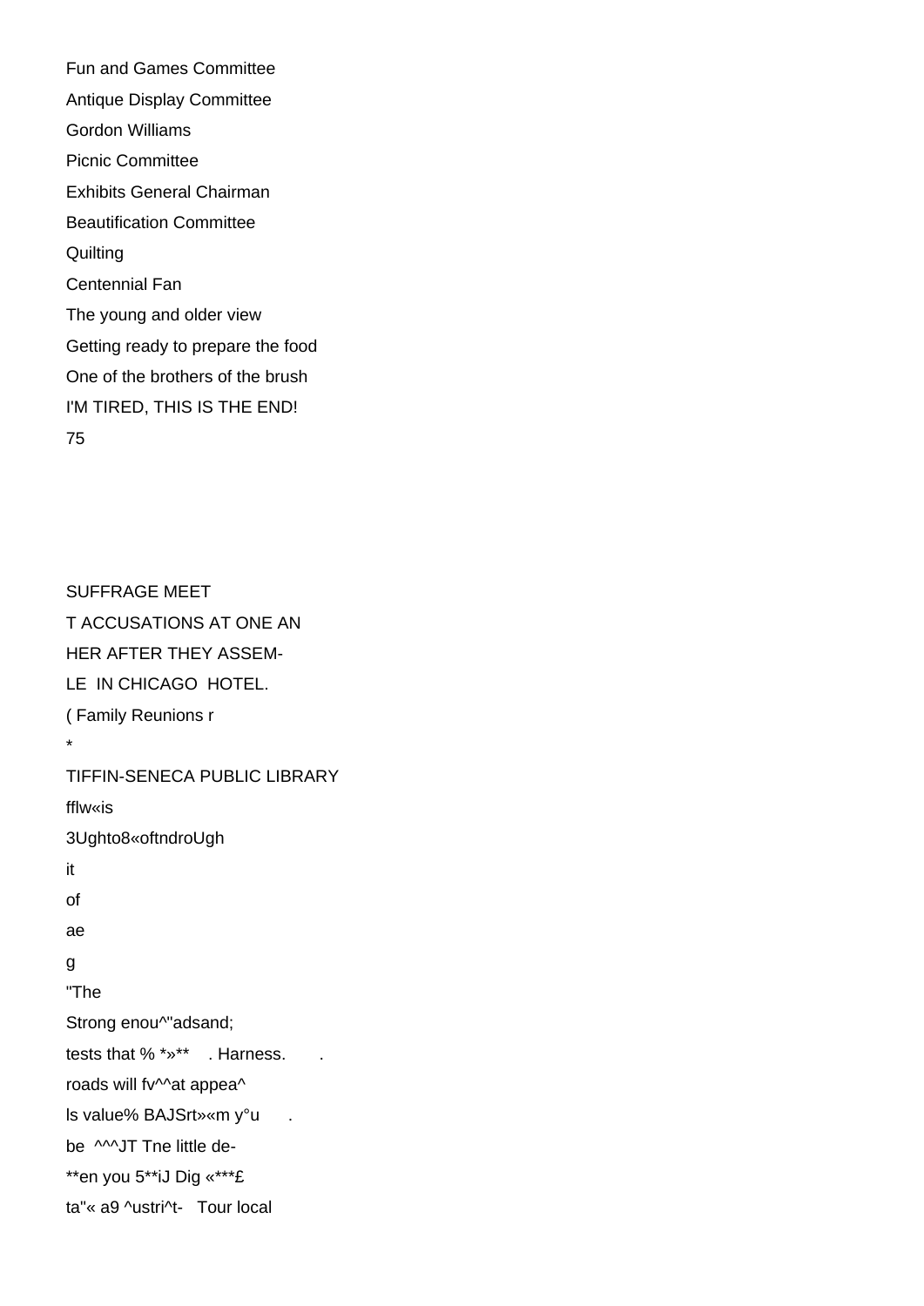Fun and Games Committee

Antique Display Committee

Gordon Williams

Picnic Committee

Exhibits General Chairman

Beautification Committee

Quilting

Centennial Fan

The young and older view

Getting ready to prepare the food

One of the brothers of the brush

I'M TIRED, THIS IS THE END!

SUFFRAGE MEET

T ACCUSATIONS AT ONE AN

HER AFTER THEY ASSEM-

LE IN CHICAGO HOTEL.

( Family Reunions r

*

TIFFIN-SENECA PUBLIC LIBRARY

fflw«is

3Ughto8«oftndroUgh

it

of

ae

g

"The

Strong enou^''adsand;

tests that % *»** . Harness. .

roads will fv^^at appea^

ls value% BAJSrt»«m y°u .

be ^^^JT Tne little de-

**en you 5**iJ Dig «***£

ta"« a9 ^ustri^t- Tour local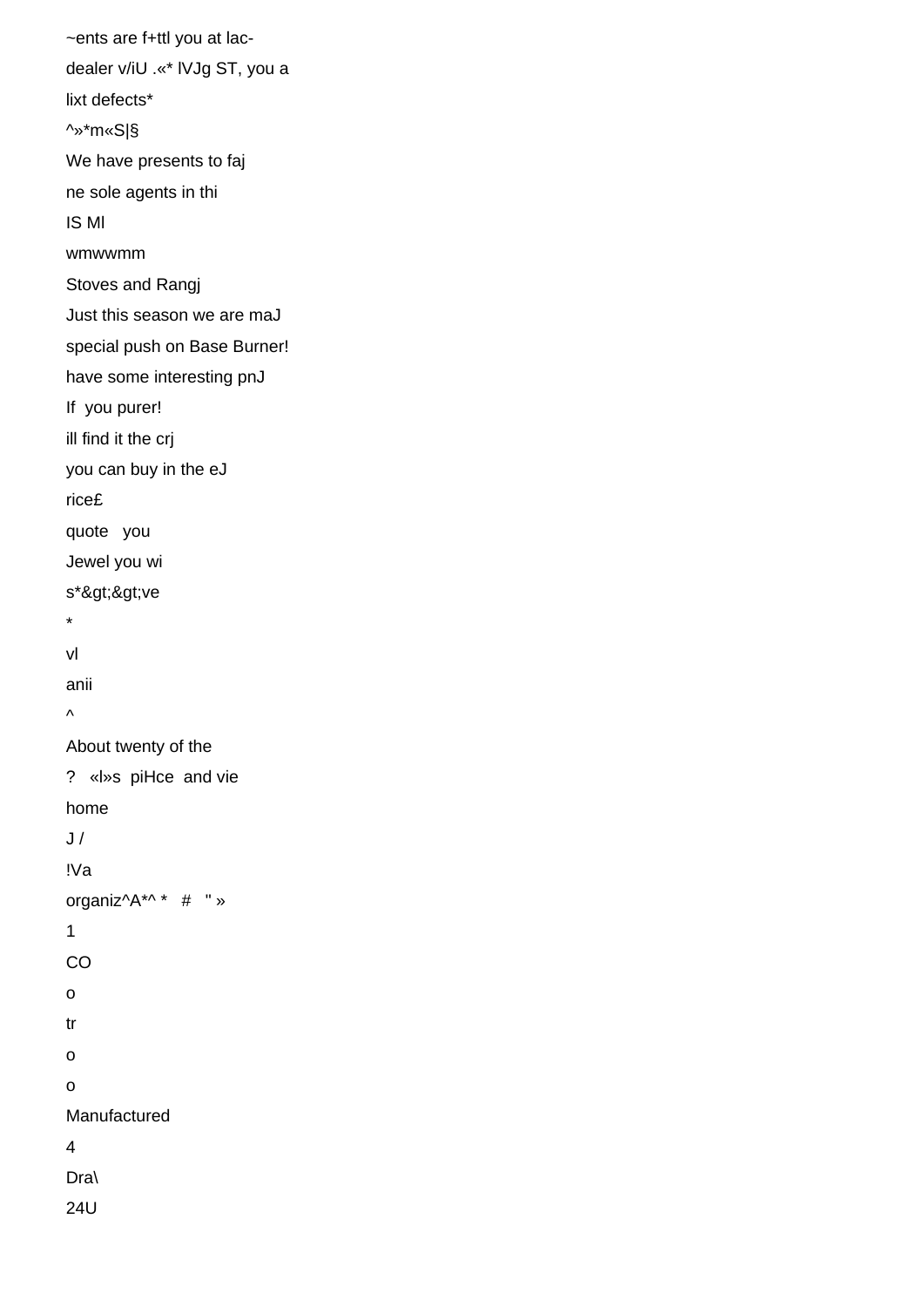~ents are f+ttl you at lac-

dealer v/iU .«* lVJg ST, you a

lixt defects*

^»*m«S|§

We have presents to faj

ne sole agents in thi

IS Ml

wmwwmm

Stoves and Rangj

Just this season we are maJ

special push on Base Burner!

have some interesting pnJ

If you purer!

ill find it the crj

you can buy in the eJ

rice£

quote you

Jewel you wi

s*&gt;&gt;ve

*

vl

anii

^

About twenty of the

? «l»s piHce and vie

home

J /

!Va

organiz^A*^ * # " »

1

CO

o

tr

o

o

Manufactured

4

Dra\

24U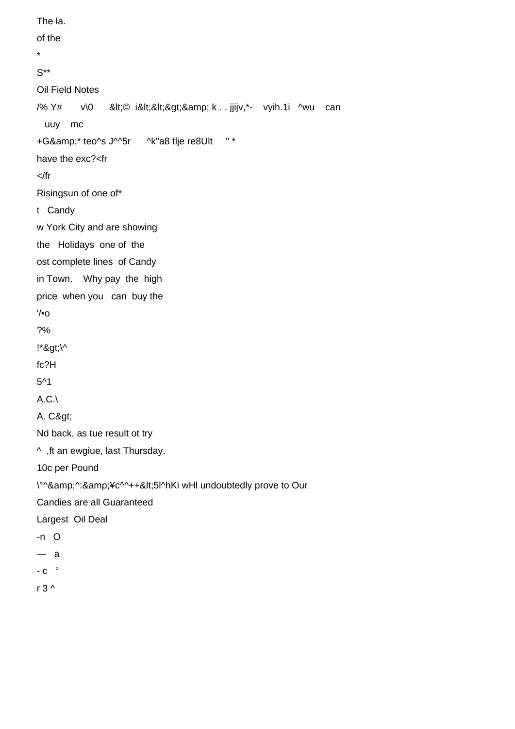The la.

of the

*

S**

Oil Field Notes

/% Y# v\0 &lt;© i&lt;&lt;&gt;&amp; k . . jjijv,*- vyih.1i ^wu can

uuy mc

+G&amp;* teo^s J^^5r ^k"a8 tlje re8Ult " *

have the exc?<fr

</fr

Risingsun of one of*

t Candy

w York City and are showing

the Holidays one of the

ost complete lines of Candy

in Town. Why pay the high

price when you can buy the

'/•o

?%

!*&gt;\^

fc?H

5^1

A.C.\

A. C&gt;

Nd back, as tue result ot try

^ ,ft an ewgiue, last Thursday.

10c per Pound

\°^&amp;^:&amp;¥c^^++&lt;5l^hKi wHl undoubtedly prove to Our

Candies are all Guaranteed

Largest Oil Deal

-n O

— a

- c °

r 3 ^